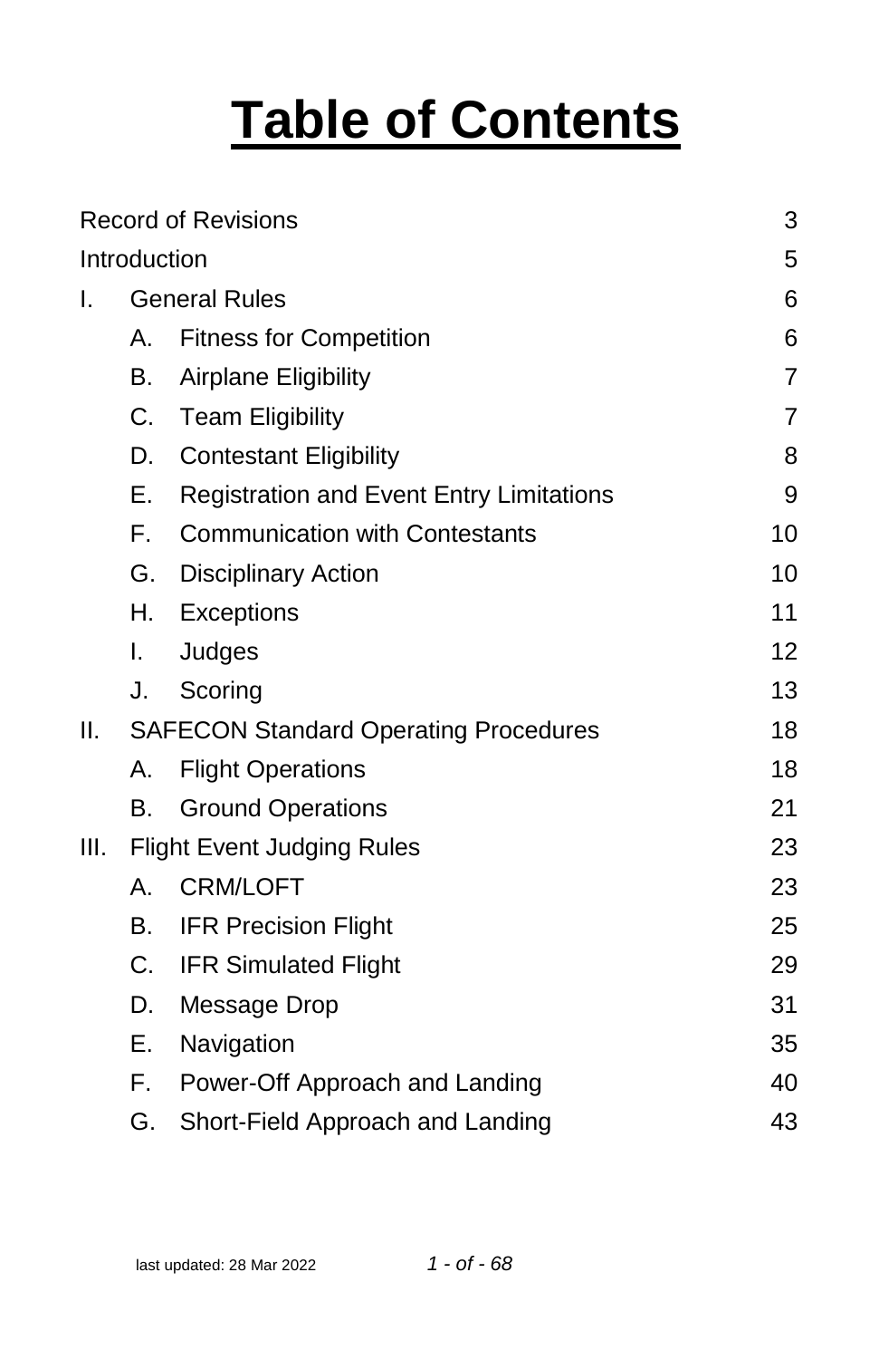# Table of Contents

| | | | |
|---|---|---|---|
| Record of Revisions | | | 3 |
| Introduction | | | 5 |
| I. | General Rules | | 6 |
| | A. | Fitness for Competition | 6 |
| | B. | Airplane Eligibility | 7 |
| | C. | Team Eligibility | 7 |
| | D. | Contestant Eligibility | 8 |
| | E. | Registration and Event Entry Limitations | 9 |
| | F. | Communication with Contestants | 10 |
| | G. | Disciplinary Action | 10 |
| | H. | Exceptions | 11 |
| | I. | Judges | 12 |
| | J. | Scoring | 13 |
| II. | SAFECON Standard Operating Procedures | | 18 |
| | A. | Flight Operations | 18 |
| | B. | Ground Operations | 21 |
| III. | Flight Event Judging Rules | | 23 |
| | A. | CRM/LOFT | 23 |
| | B. | IFR Precision Flight | 25 |
| | C. | IFR Simulated Flight | 29 |
| | D. | Message Drop | 31 |
| | E. | Navigation | 35 |
| | F. | Power-Off Approach and Landing | 40 |
| | G. | Short-Field Approach and Landing | 43 |

last updated: 28 Mar 2022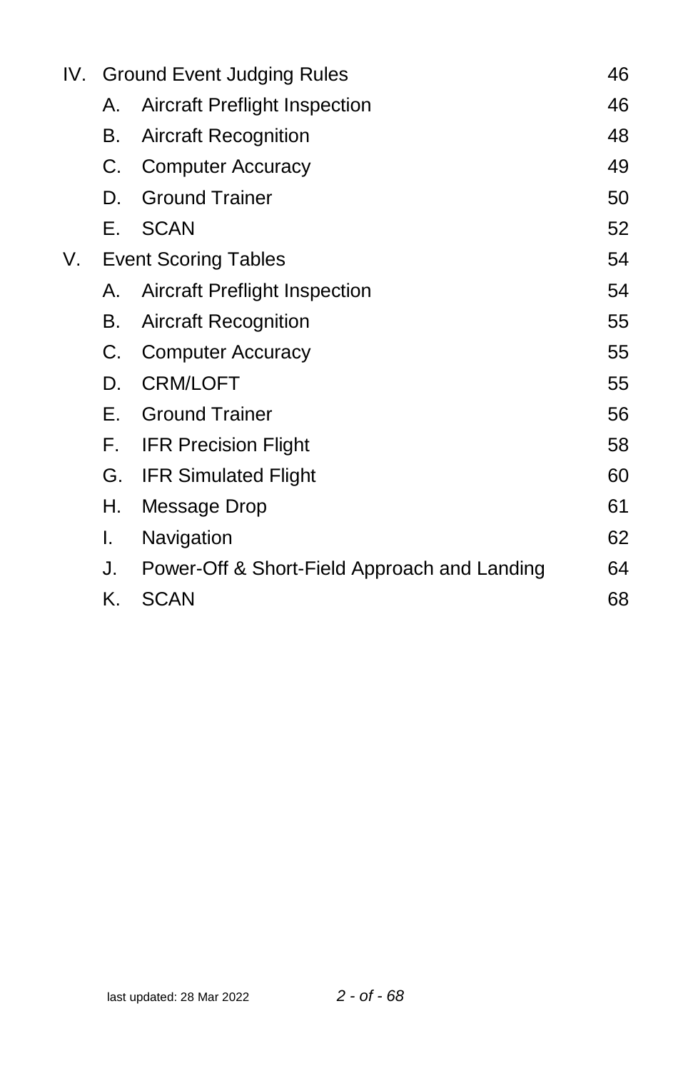| | | | |
|---|---|---|---|
| IV. | Ground Event Judging Rules | | 46 |
| | A. | Aircraft Preflight Inspection | 46 |
| | B. | Aircraft Recognition | 48 |
| | C. | Computer Accuracy | 49 |
| | D. | Ground Trainer | 50 |
| | E. | SCAN | 52 |
| V. | Event Scoring Tables | | 54 |
| | A. | Aircraft Preflight Inspection | 54 |
| | B. | Aircraft Recognition | 55 |
| | C. | Computer Accuracy | 55 |
| | D. | CRM/LOFT | 55 |
| | E. | Ground Trainer | 56 |
| | F. | IFR Precision Flight | 58 |
| | G. | IFR Simulated Flight | 60 |
| | H. | Message Drop | 61 |
| | I. | Navigation | 62 |
| | J. | Power-Off & Short-Field Approach and Landing | 64 |
| | K. | SCAN | 68 |

last updated: 28 Mar 2022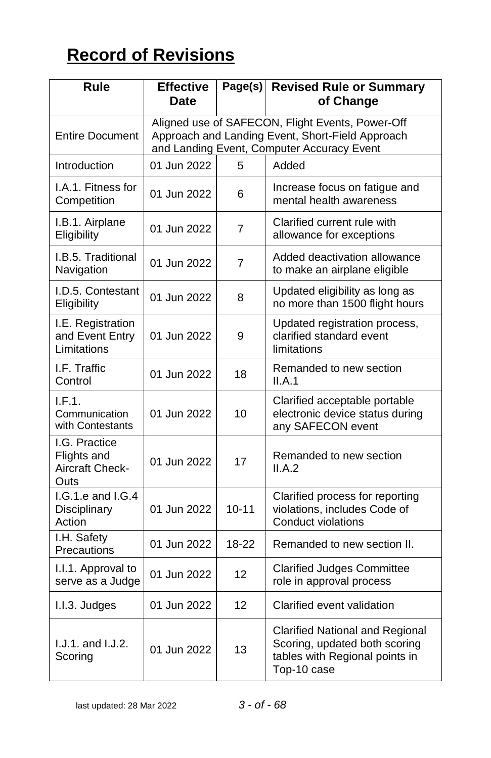# Record of Revisions

| Rule | Effective Date | Page(s) | Revised Rule or Summary of Change |
|---|---|---|---|
| Entire Document | Aligned use of SAFECON, Flight Events, Power-Off Approach and Landing Event, Short-Field Approach and Landing Event, Computer Accuracy Event | | |
| Introduction | 01 Jun 2022 | 5 | Added |
| I.A.1. Fitness for Competition | 01 Jun 2022 | 6 | Increase focus on fatigue and mental health awareness |
| I.B.1. Airplane Eligibility | 01 Jun 2022 | 7 | Clarified current rule with allowance for exceptions |
| I.B.5. Traditional Navigation | 01 Jun 2022 | 7 | Added deactivation allowance to make an airplane eligible |
| I.D.5. Contestant Eligibility | 01 Jun 2022 | 8 | Updated eligibility as long as no more than 1500 flight hours |
| I.E. Registration and Event Entry Limitations | 01 Jun 2022 | 9 | Updated registration process, clarified standard event limitations |
| I.F. Traffic Control | 01 Jun 2022 | 18 | Remanded to new section II.A.1 |
| I.F.1. Communication with Contestants | 01 Jun 2022 | 10 | Clarified acceptable portable electronic device status during any SAFECON event |
| I.G. Practice Flights and Aircraft Check-Outs | 01 Jun 2022 | 17 | Remanded to new section II.A.2 |
| I.G.1.e and I.G.4 Disciplinary Action | 01 Jun 2022 | 10-11 | Clarified process for reporting violations, includes Code of Conduct violations |
| I.H. Safety Precautions | 01 Jun 2022 | 18-22 | Remanded to new section II. |
| I.I.1. Approval to serve as a Judge | 01 Jun 2022 | 12 | Clarified Judges Committee role in approval process |
| I.I.3. Judges | 01 Jun 2022 | 12 | Clarified event validation |
| I.J.1. and I.J.2. Scoring | 01 Jun 2022 | 13 | Clarified National and Regional Scoring, updated both scoring tables with Regional points in Top-10 case |

last updated: 28 Mar 2022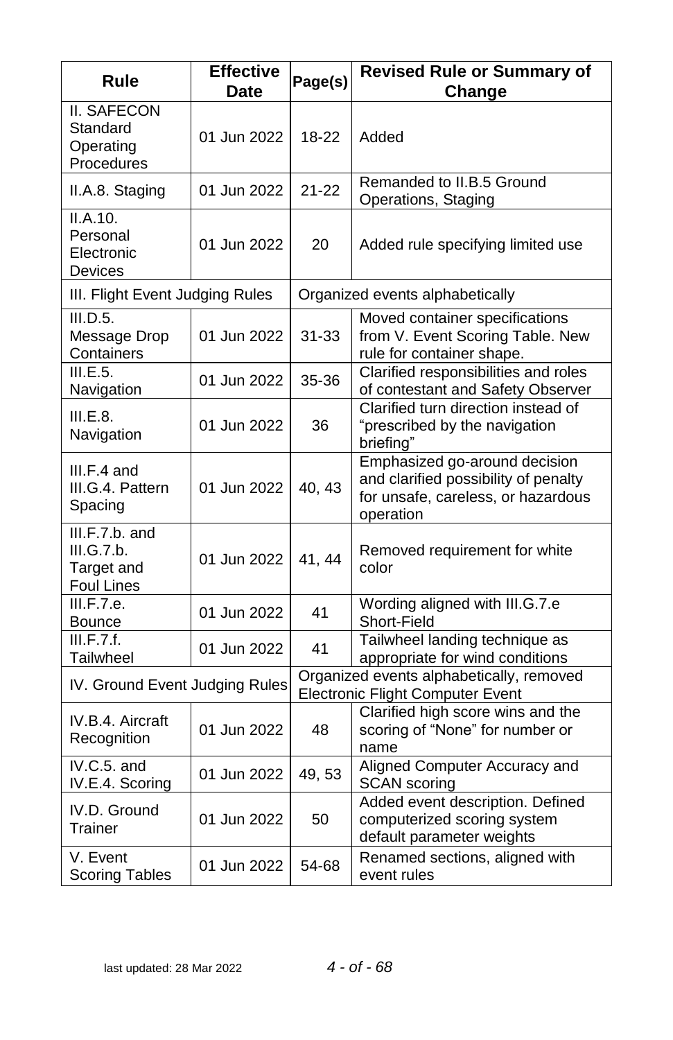| Rule | Effective Date | Page(s) | Revised Rule or Summary of Change |
|---|---|---|---|
| II. SAFECON Standard Operating Procedures | 01 Jun 2022 | 18-22 | Added |
| II.A.8. Staging | 01 Jun 2022 | 21-22 | Remanded to II.B.5 Ground Operations, Staging |
| II.A.10. Personal Electronic Devices | 01 Jun 2022 | 20 | Added rule specifying limited use |
| III. Flight Event Judging Rules | | Organized events alphabetically | |
| III.D.5. Message Drop Containers | 01 Jun 2022 | 31-33 | Moved container specifications from V. Event Scoring Table. New rule for container shape. |
| III.E.5. Navigation | 01 Jun 2022 | 35-36 | Clarified responsibilities and roles of contestant and Safety Observer |
| III.E.8. Navigation | 01 Jun 2022 | 36 | Clarified turn direction instead of "prescribed by the navigation briefing" |
| III.F.4 and III.G.4. Pattern Spacing | 01 Jun 2022 | 40, 43 | Emphasized go-around decision and clarified possibility of penalty for unsafe, careless, or hazardous operation |
| III.F.7.b. and III.G.7.b. Target and Foul Lines | 01 Jun 2022 | 41, 44 | Removed requirement for white color |
| III.F.7.e. Bounce | 01 Jun 2022 | 41 | Wording aligned with III.G.7.e Short-Field |
| III.F.7.f. Tailwheel | 01 Jun 2022 | 41 | Tailwheel landing technique as appropriate for wind conditions |
| IV. Ground Event Judging Rules | | Organized events alphabetically, removed Electronic Flight Computer Event | |
| IV.B.4. Aircraft Recognition | 01 Jun 2022 | 48 | Clarified high score wins and the scoring of "None" for number or name |
| IV.C.5. and IV.E.4. Scoring | 01 Jun 2022 | 49, 53 | Aligned Computer Accuracy and SCAN scoring |
| IV.D. Ground Trainer | 01 Jun 2022 | 50 | Added event description. Defined computerized scoring system default parameter weights |
| V. Event Scoring Tables | 01 Jun 2022 | 54-68 | Renamed sections, aligned with event rules |

last updated: 28 Mar 2022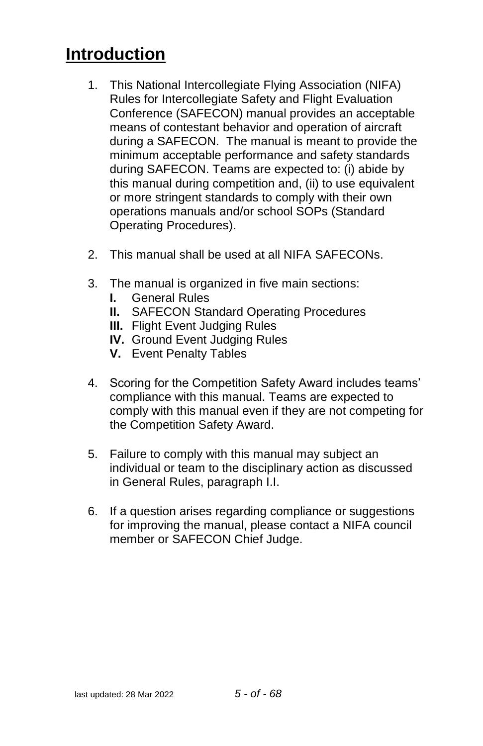# Introduction

1. This National Intercollegiate Flying Association (NIFA) Rules for Intercollegiate Safety and Flight Evaluation Conference (SAFECON) manual provides an acceptable means of contestant behavior and operation of aircraft during a SAFECON. The manual is meant to provide the minimum acceptable performance and safety standards during SAFECON. Teams are expected to: (i) abide by this manual during competition and, (ii) to use equivalent or more stringent standards to comply with their own operations manuals and/or school SOPs (Standard Operating Procedures).

2. This manual shall be used at all NIFA SAFECONs.

3. The manual is organized in five main sections:
   **I.** General Rules
   **II.** SAFECON Standard Operating Procedures
   **III.** Flight Event Judging Rules
   **IV.** Ground Event Judging Rules
   **V.** Event Penalty Tables

4. Scoring for the Competition Safety Award includes teams' compliance with this manual. Teams are expected to comply with this manual even if they are not competing for the Competition Safety Award.

5. Failure to comply with this manual may subject an individual or team to the disciplinary action as discussed in General Rules, paragraph I.I.

6. If a question arises regarding compliance or suggestions for improving the manual, please contact a NIFA council member or SAFECON Chief Judge.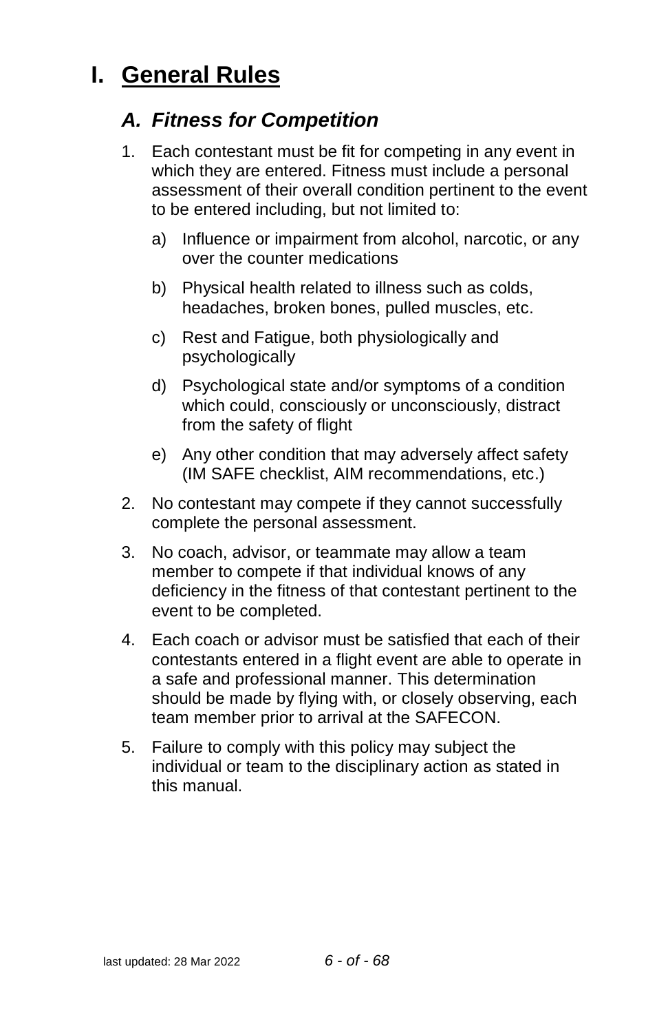# I. General Rules

## *A. Fitness for Competition*

1. Each contestant must be fit for competing in any event in which they are entered. Fitness must include a personal assessment of their overall condition pertinent to the event to be entered including, but not limited to:
   a) Influence or impairment from alcohol, narcotic, or any over the counter medications
   b) Physical health related to illness such as colds, headaches, broken bones, pulled muscles, etc.
   c) Rest and Fatigue, both physiologically and psychologically
   d) Psychological state and/or symptoms of a condition which could, consciously or unconsciously, distract from the safety of flight
   e) Any other condition that may adversely affect safety (IM SAFE checklist, AIM recommendations, etc.)
2. No contestant may compete if they cannot successfully complete the personal assessment.
3. No coach, advisor, or teammate may allow a team member to compete if that individual knows of any deficiency in the fitness of that contestant pertinent to the event to be completed.
4. Each coach or advisor must be satisfied that each of their contestants entered in a flight event are able to operate in a safe and professional manner. This determination should be made by flying with, or closely observing, each team member prior to arrival at the SAFECON.
5. Failure to comply with this policy may subject the individual or team to the disciplinary action as stated in this manual.

last updated: 28 Mar 2022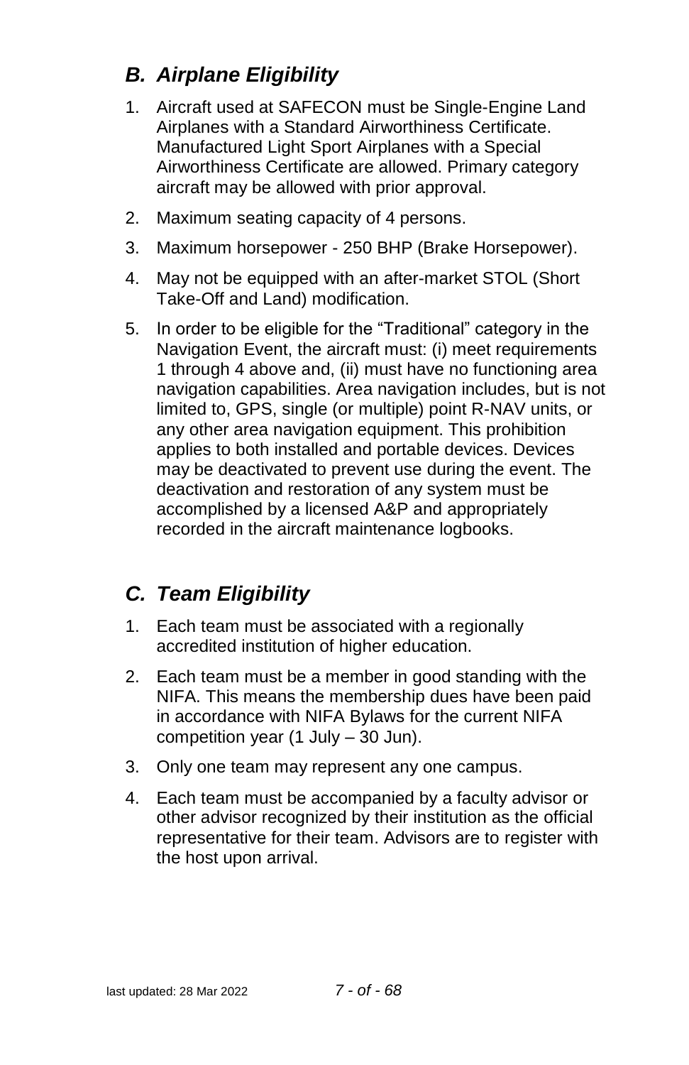## *B. Airplane Eligibility*

1. Aircraft used at SAFECON must be Single-Engine Land Airplanes with a Standard Airworthiness Certificate. Manufactured Light Sport Airplanes with a Special Airworthiness Certificate are allowed. Primary category aircraft may be allowed with prior approval.
2. Maximum seating capacity of 4 persons.
3. Maximum horsepower - 250 BHP (Brake Horsepower).
4. May not be equipped with an after-market STOL (Short Take-Off and Land) modification.
5. In order to be eligible for the "Traditional" category in the Navigation Event, the aircraft must: (i) meet requirements 1 through 4 above and, (ii) must have no functioning area navigation capabilities. Area navigation includes, but is not limited to, GPS, single (or multiple) point R-NAV units, or any other area navigation equipment. This prohibition applies to both installed and portable devices. Devices may be deactivated to prevent use during the event. The deactivation and restoration of any system must be accomplished by a licensed A&P and appropriately recorded in the aircraft maintenance logbooks.

## *C. Team Eligibility*

1. Each team must be associated with a regionally accredited institution of higher education.
2. Each team must be a member in good standing with the NIFA. This means the membership dues have been paid in accordance with NIFA Bylaws for the current NIFA competition year (1 July – 30 Jun).
3. Only one team may represent any one campus.
4. Each team must be accompanied by a faculty advisor or other advisor recognized by their institution as the official representative for their team. Advisors are to register with the host upon arrival.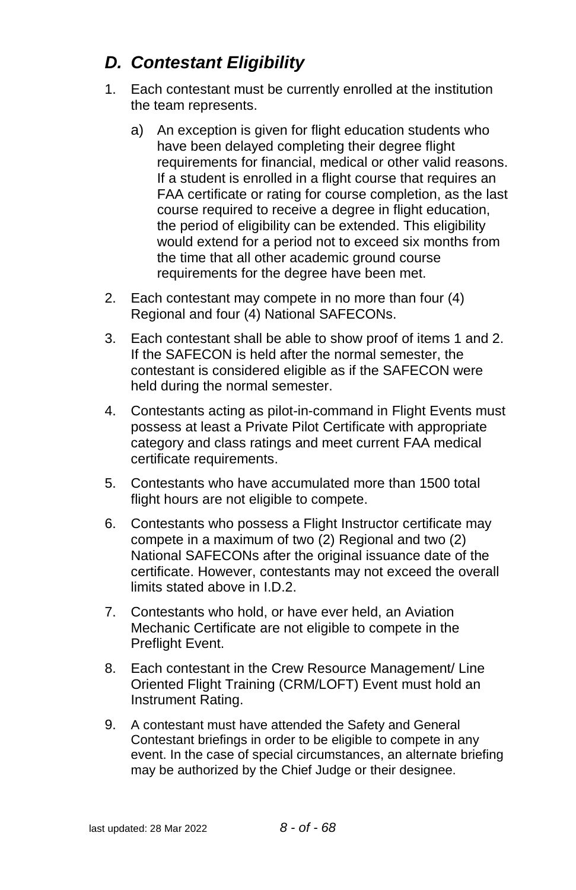## *D. Contestant Eligibility*

1. Each contestant must be currently enrolled at the institution the team represents.

   a) An exception is given for flight education students who have been delayed completing their degree flight requirements for financial, medical or other valid reasons. If a student is enrolled in a flight course that requires an FAA certificate or rating for course completion, as the last course required to receive a degree in flight education, the period of eligibility can be extended. This eligibility would extend for a period not to exceed six months from the time that all other academic ground course requirements for the degree have been met.

2. Each contestant may compete in no more than four (4) Regional and four (4) National SAFECONs.

3. Each contestant shall be able to show proof of items 1 and 2. If the SAFECON is held after the normal semester, the contestant is considered eligible as if the SAFECON were held during the normal semester.

4. Contestants acting as pilot-in-command in Flight Events must possess at least a Private Pilot Certificate with appropriate category and class ratings and meet current FAA medical certificate requirements.

5. Contestants who have accumulated more than 1500 total flight hours are not eligible to compete.

6. Contestants who possess a Flight Instructor certificate may compete in a maximum of two (2) Regional and two (2) National SAFECONs after the original issuance date of the certificate. However, contestants may not exceed the overall limits stated above in I.D.2.

7. Contestants who hold, or have ever held, an Aviation Mechanic Certificate are not eligible to compete in the Preflight Event.

8. Each contestant in the Crew Resource Management/ Line Oriented Flight Training (CRM/LOFT) Event must hold an Instrument Rating.

9. A contestant must have attended the Safety and General Contestant briefings in order to be eligible to compete in any event. In the case of special circumstances, an alternate briefing may be authorized by the Chief Judge or their designee.

last updated: 28 Mar 2022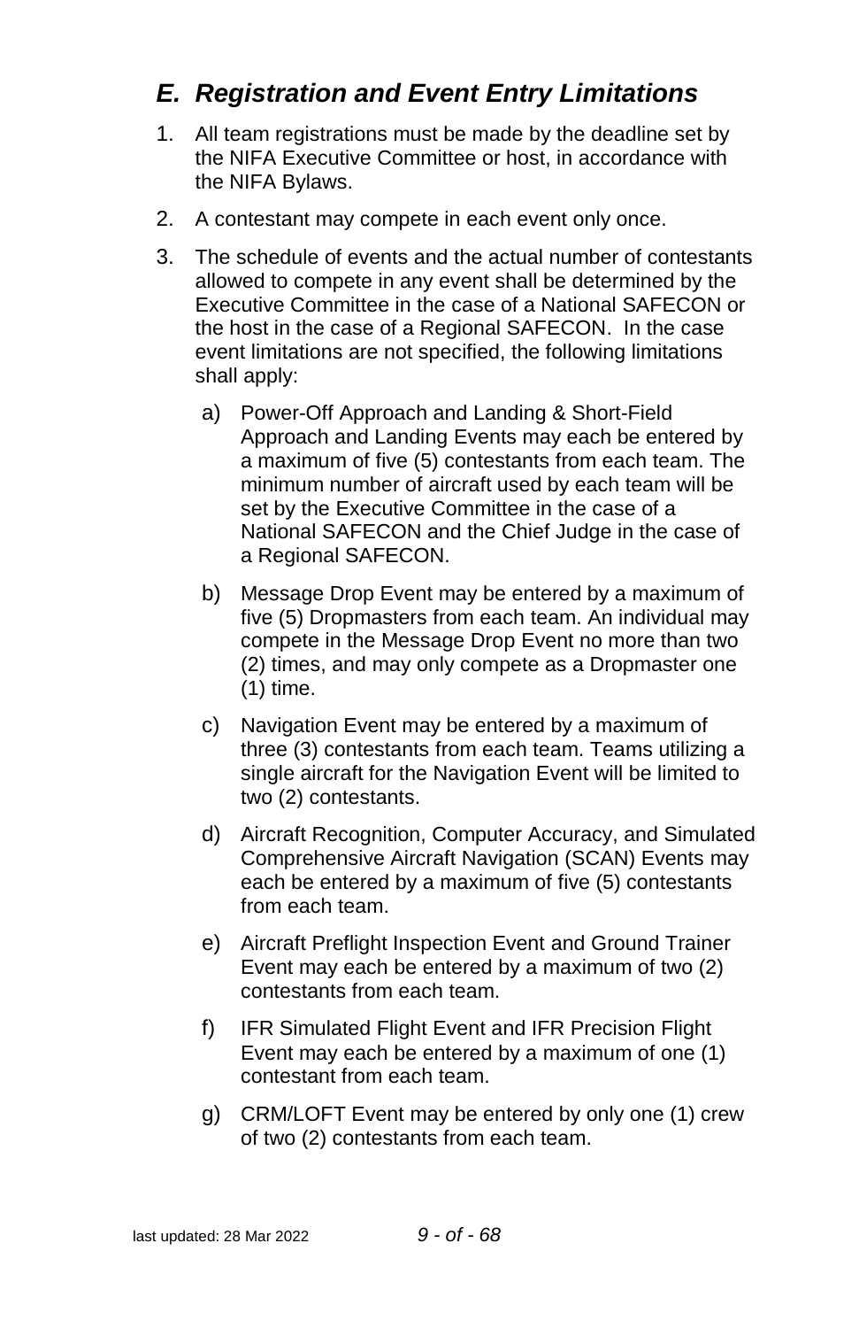## *E. Registration and Event Entry Limitations*

1. All team registrations must be made by the deadline set by the NIFA Executive Committee or host, in accordance with the NIFA Bylaws.
2. A contestant may compete in each event only once.
3. The schedule of events and the actual number of contestants allowed to compete in any event shall be determined by the Executive Committee in the case of a National SAFECON or the host in the case of a Regional SAFECON. In the case event limitations are not specified, the following limitations shall apply:
   a) Power-Off Approach and Landing & Short-Field Approach and Landing Events may each be entered by a maximum of five (5) contestants from each team. The minimum number of aircraft used by each team will be set by the Executive Committee in the case of a National SAFECON and the Chief Judge in the case of a Regional SAFECON.
   b) Message Drop Event may be entered by a maximum of five (5) Dropmasters from each team. An individual may compete in the Message Drop Event no more than two (2) times, and may only compete as a Dropmaster one (1) time.
   c) Navigation Event may be entered by a maximum of three (3) contestants from each team. Teams utilizing a single aircraft for the Navigation Event will be limited to two (2) contestants.
   d) Aircraft Recognition, Computer Accuracy, and Simulated Comprehensive Aircraft Navigation (SCAN) Events may each be entered by a maximum of five (5) contestants from each team.
   e) Aircraft Preflight Inspection Event and Ground Trainer Event may each be entered by a maximum of two (2) contestants from each team.
   f) IFR Simulated Flight Event and IFR Precision Flight Event may each be entered by a maximum of one (1) contestant from each team.
   g) CRM/LOFT Event may be entered by only one (1) crew of two (2) contestants from each team.

last updated: 28 Mar 2022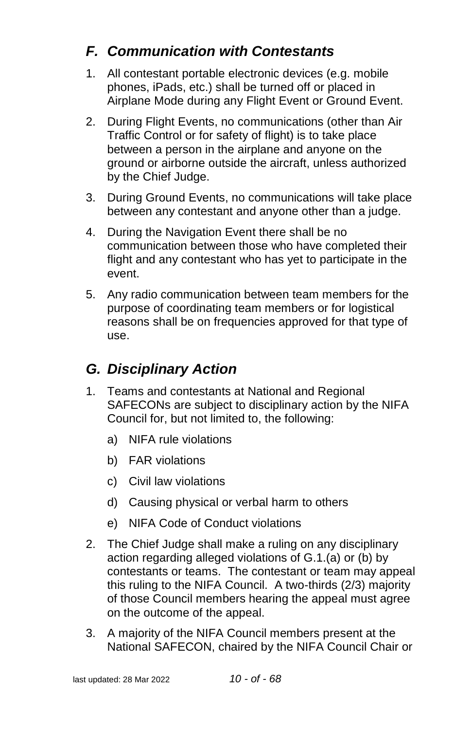## *F. Communication with Contestants*

1. All contestant portable electronic devices (e.g. mobile phones, iPads, etc.) shall be turned off or placed in Airplane Mode during any Flight Event or Ground Event.
2. During Flight Events, no communications (other than Air Traffic Control or for safety of flight) is to take place between a person in the airplane and anyone on the ground or airborne outside the aircraft, unless authorized by the Chief Judge.
3. During Ground Events, no communications will take place between any contestant and anyone other than a judge.
4. During the Navigation Event there shall be no communication between those who have completed their flight and any contestant who has yet to participate in the event.
5. Any radio communication between team members for the purpose of coordinating team members or for logistical reasons shall be on frequencies approved for that type of use.

## *G. Disciplinary Action*

1. Teams and contestants at National and Regional SAFECONs are subject to disciplinary action by the NIFA Council for, but not limited to, the following:
   a) NIFA rule violations
   b) FAR violations
   c) Civil law violations
   d) Causing physical or verbal harm to others
   e) NIFA Code of Conduct violations
2. The Chief Judge shall make a ruling on any disciplinary action regarding alleged violations of G.1.(a) or (b) by contestants or teams. The contestant or team may appeal this ruling to the NIFA Council. A two-thirds (2/3) majority of those Council members hearing the appeal must agree on the outcome of the appeal.
3. A majority of the NIFA Council members present at the National SAFECON, chaired by the NIFA Council Chair or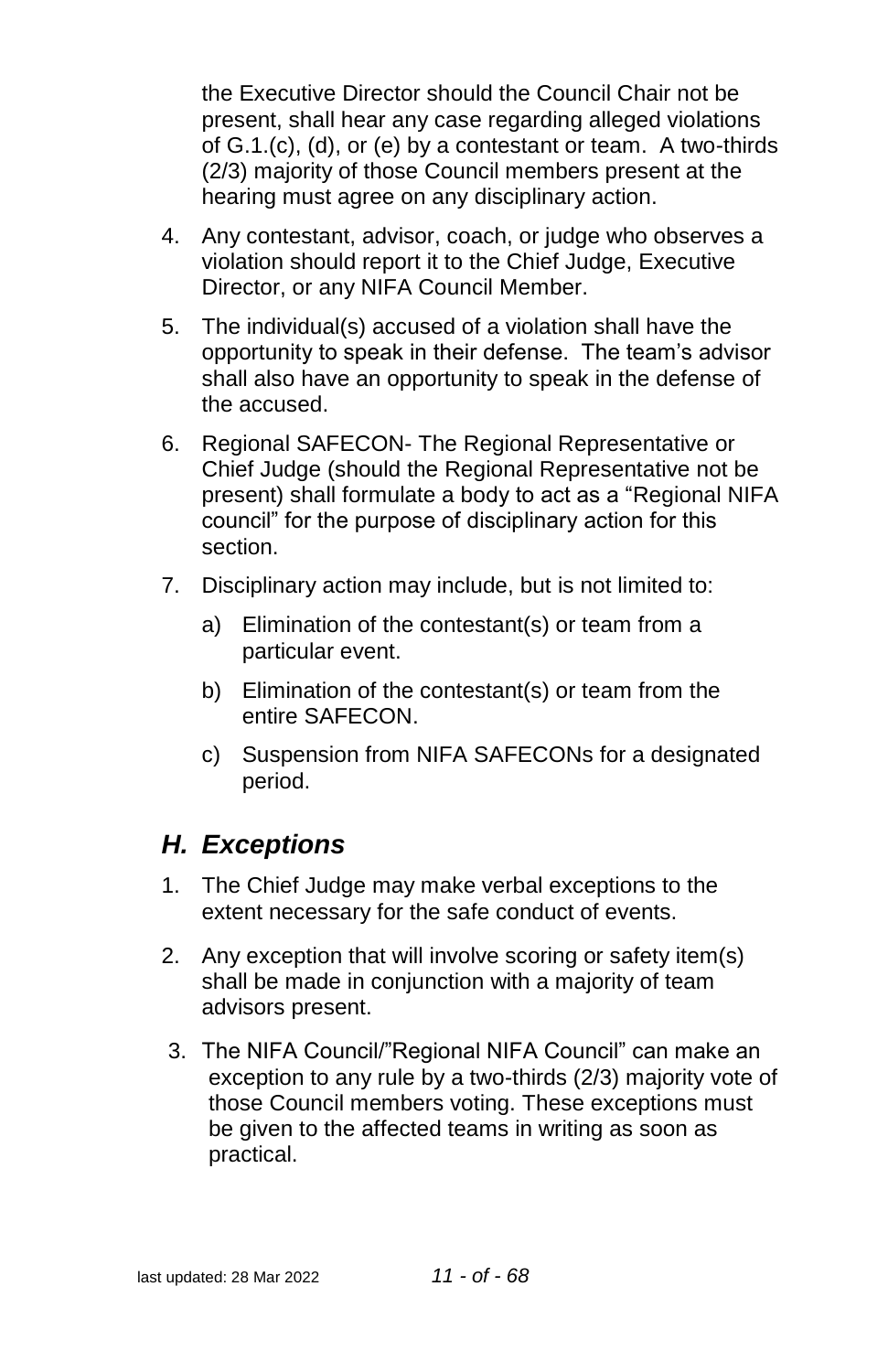the Executive Director should the Council Chair not be present, shall hear any case regarding alleged violations of G.1.(c), (d), or (e) by a contestant or team. A two-thirds (2/3) majority of those Council members present at the hearing must agree on any disciplinary action.

4. Any contestant, advisor, coach, or judge who observes a violation should report it to the Chief Judge, Executive Director, or any NIFA Council Member.
5. The individual(s) accused of a violation shall have the opportunity to speak in their defense. The team's advisor shall also have an opportunity to speak in the defense of the accused.
6. Regional SAFECON- The Regional Representative or Chief Judge (should the Regional Representative not be present) shall formulate a body to act as a "Regional NIFA council" for the purpose of disciplinary action for this section.
7. Disciplinary action may include, but is not limited to:
   a) Elimination of the contestant(s) or team from a particular event.
   b) Elimination of the contestant(s) or team from the entire SAFECON.
   c) Suspension from NIFA SAFECONs for a designated period.

## *H. Exceptions*

1. The Chief Judge may make verbal exceptions to the extent necessary for the safe conduct of events.
2. Any exception that will involve scoring or safety item(s) shall be made in conjunction with a majority of team advisors present.
3. The NIFA Council/"Regional NIFA Council" can make an exception to any rule by a two-thirds (2/3) majority vote of those Council members voting. These exceptions must be given to the affected teams in writing as soon as practical.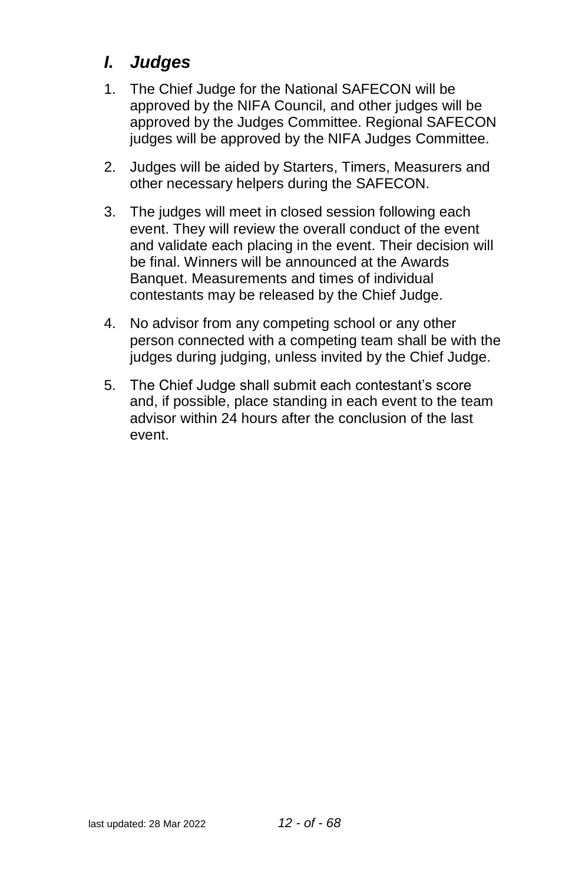## *I. Judges*

1. The Chief Judge for the National SAFECON will be approved by the NIFA Council, and other judges will be approved by the Judges Committee. Regional SAFECON judges will be approved by the NIFA Judges Committee.

2. Judges will be aided by Starters, Timers, Measurers and other necessary helpers during the SAFECON.

3. The judges will meet in closed session following each event. They will review the overall conduct of the event and validate each placing in the event. Their decision will be final. Winners will be announced at the Awards Banquet. Measurements and times of individual contestants may be released by the Chief Judge.

4. No advisor from any competing school or any other person connected with a competing team shall be with the judges during judging, unless invited by the Chief Judge.

5. The Chief Judge shall submit each contestant's score and, if possible, place standing in each event to the team advisor within 24 hours after the conclusion of the last event.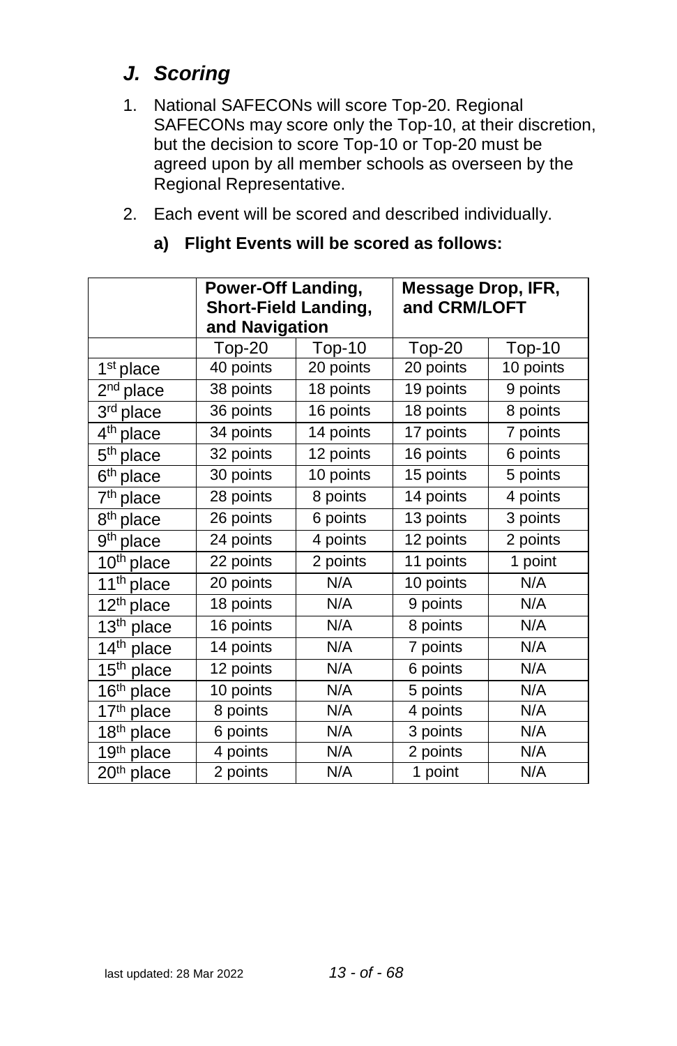## *J. Scoring*

1. National SAFECONs will score Top-20. Regional SAFECONs may score only the Top-10, at their discretion, but the decision to score Top-10 or Top-20 must be agreed upon by all member schools as overseen by the Regional Representative.

2. Each event will be scored and described individually.

   **a) Flight Events will be scored as follows:**

| | **Power-Off Landing, Short-Field Landing, and Navigation** | | **Message Drop, IFR, and CRM/LOFT** | |
|---|---|---|---|---|
| | Top-20 | Top-10 | Top-20 | Top-10 |
| 1st place | 40 points | 20 points | 20 points | 10 points |
| 2nd place | 38 points | 18 points | 19 points | 9 points |
| 3rd place | 36 points | 16 points | 18 points | 8 points |
| 4th place | 34 points | 14 points | 17 points | 7 points |
| 5th place | 32 points | 12 points | 16 points | 6 points |
| 6th place | 30 points | 10 points | 15 points | 5 points |
| 7th place | 28 points | 8 points | 14 points | 4 points |
| 8th place | 26 points | 6 points | 13 points | 3 points |
| 9th place | 24 points | 4 points | 12 points | 2 points |
| 10th place | 22 points | 2 points | 11 points | 1 point |
| 11th place | 20 points | N/A | 10 points | N/A |
| 12th place | 18 points | N/A | 9 points | N/A |
| 13th place | 16 points | N/A | 8 points | N/A |
| 14th place | 14 points | N/A | 7 points | N/A |
| 15th place | 12 points | N/A | 6 points | N/A |
| 16th place | 10 points | N/A | 5 points | N/A |
| 17th place | 8 points | N/A | 4 points | N/A |
| 18th place | 6 points | N/A | 3 points | N/A |
| 19th place | 4 points | N/A | 2 points | N/A |
| 20th place | 2 points | N/A | 1 point | N/A |

last updated: 28 Mar 2022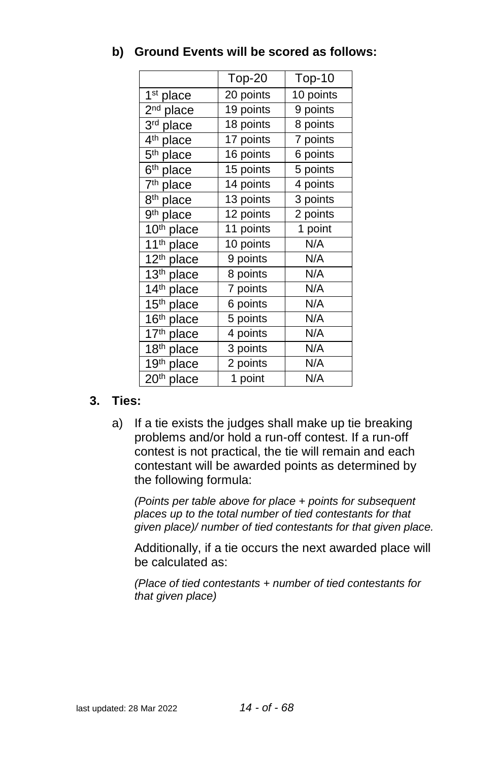**b) Ground Events will be scored as follows:**

| | Top-20 | Top-10 |
|---|---|---|
| 1st place | 20 points | 10 points |
| 2nd place | 19 points | 9 points |
| 3rd place | 18 points | 8 points |
| 4th place | 17 points | 7 points |
| 5th place | 16 points | 6 points |
| 6th place | 15 points | 5 points |
| 7th place | 14 points | 4 points |
| 8th place | 13 points | 3 points |
| 9th place | 12 points | 2 points |
| 10th place | 11 points | 1 point |
| 11th place | 10 points | N/A |
| 12th place | 9 points | N/A |
| 13th place | 8 points | N/A |
| 14th place | 7 points | N/A |
| 15th place | 6 points | N/A |
| 16th place | 5 points | N/A |
| 17th place | 4 points | N/A |
| 18th place | 3 points | N/A |
| 19th place | 2 points | N/A |
| 20th place | 1 point | N/A |

**3. Ties:**

a) If a tie exists the judges shall make up tie breaking problems and/or hold a run-off contest. If a run-off contest is not practical, the tie will remain and each contestant will be awarded points as determined by the following formula:

*(Points per table above for place + points for subsequent places up to the total number of tied contestants for that given place)/ number of tied contestants for that given place.*

Additionally, if a tie occurs the next awarded place will be calculated as:

*(Place of tied contestants + number of tied contestants for that given place)*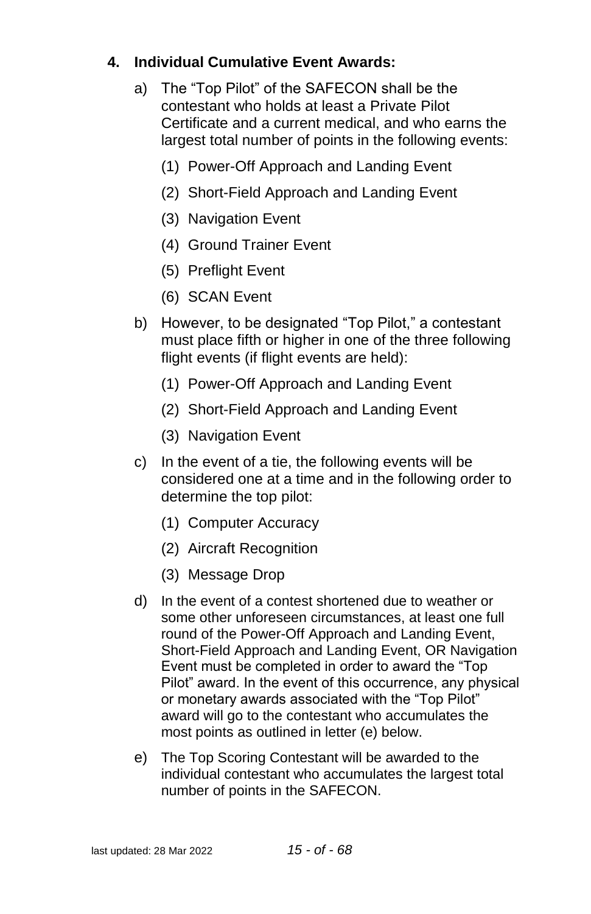## 4. Individual Cumulative Event Awards:

a) The "Top Pilot" of the SAFECON shall be the contestant who holds at least a Private Pilot Certificate and a current medical, and who earns the largest total number of points in the following events:

   (1) Power-Off Approach and Landing Event

   (2) Short-Field Approach and Landing Event

   (3) Navigation Event

   (4) Ground Trainer Event

   (5) Preflight Event

   (6) SCAN Event

b) However, to be designated "Top Pilot," a contestant must place fifth or higher in one of the three following flight events (if flight events are held):

   (1) Power-Off Approach and Landing Event

   (2) Short-Field Approach and Landing Event

   (3) Navigation Event

c) In the event of a tie, the following events will be considered one at a time and in the following order to determine the top pilot:

   (1) Computer Accuracy

   (2) Aircraft Recognition

   (3) Message Drop

d) In the event of a contest shortened due to weather or some other unforeseen circumstances, at least one full round of the Power-Off Approach and Landing Event, Short-Field Approach and Landing Event, OR Navigation Event must be completed in order to award the "Top Pilot" award. In the event of this occurrence, any physical or monetary awards associated with the "Top Pilot" award will go to the contestant who accumulates the most points as outlined in letter (e) below.

e) The Top Scoring Contestant will be awarded to the individual contestant who accumulates the largest total number of points in the SAFECON.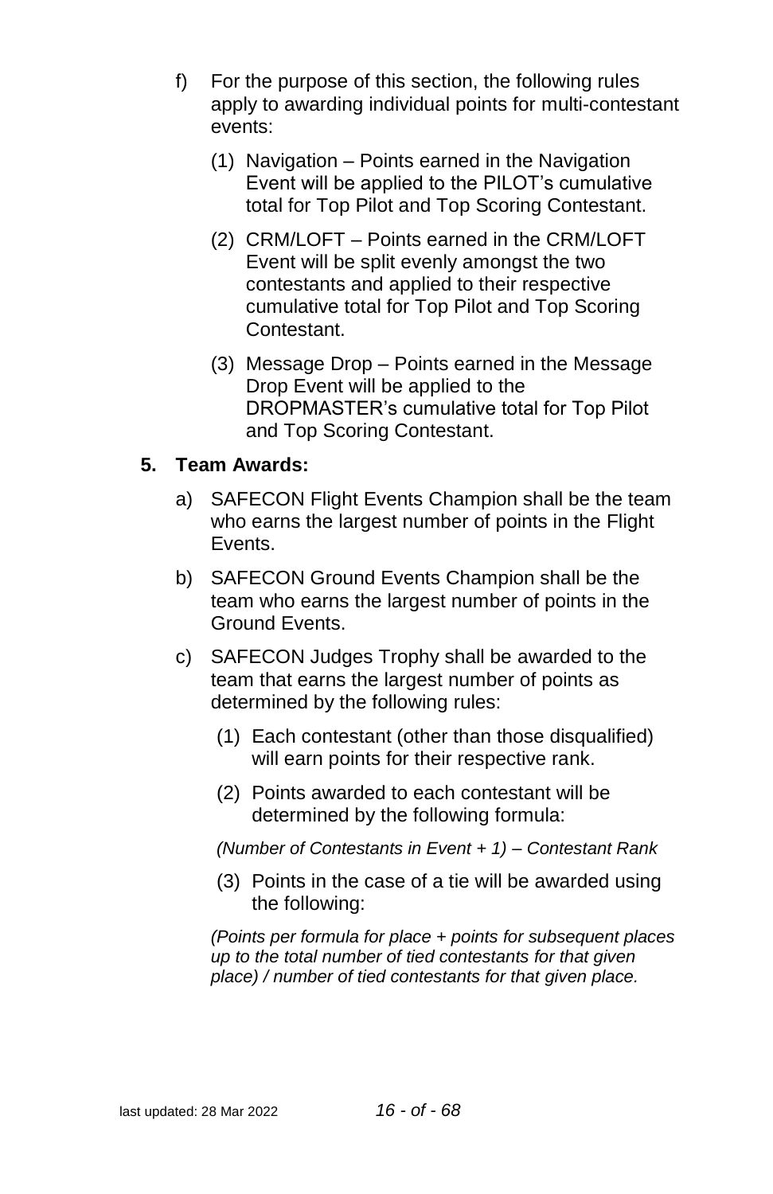f) For the purpose of this section, the following rules apply to awarding individual points for multi-contestant events:

   (1) Navigation – Points earned in the Navigation Event will be applied to the PILOT's cumulative total for Top Pilot and Top Scoring Contestant.

   (2) CRM/LOFT – Points earned in the CRM/LOFT Event will be split evenly amongst the two contestants and applied to their respective cumulative total for Top Pilot and Top Scoring Contestant.

   (3) Message Drop – Points earned in the Message Drop Event will be applied to the DROPMASTER's cumulative total for Top Pilot and Top Scoring Contestant.

**5. Team Awards:**

a) SAFECON Flight Events Champion shall be the team who earns the largest number of points in the Flight Events.

b) SAFECON Ground Events Champion shall be the team who earns the largest number of points in the Ground Events.

c) SAFECON Judges Trophy shall be awarded to the team that earns the largest number of points as determined by the following rules:

   (1) Each contestant (other than those disqualified) will earn points for their respective rank.

   (2) Points awarded to each contestant will be determined by the following formula:

   *(Number of Contestants in Event + 1) – Contestant Rank*

   (3) Points in the case of a tie will be awarded using the following:

   *(Points per formula for place + points for subsequent places up to the total number of tied contestants for that given place) / number of tied contestants for that given place.*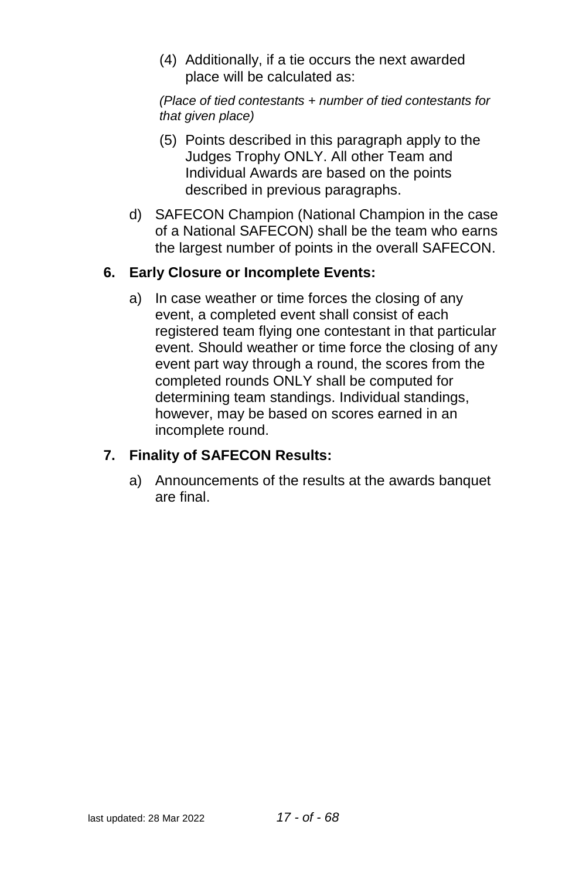(4) Additionally, if a tie occurs the next awarded place will be calculated as:

*(Place of tied contestants + number of tied contestants for that given place)*

(5) Points described in this paragraph apply to the Judges Trophy ONLY. All other Team and Individual Awards are based on the points described in previous paragraphs.

d) SAFECON Champion (National Champion in the case of a National SAFECON) shall be the team who earns the largest number of points in the overall SAFECON.

**6. Early Closure or Incomplete Events:**

a) In case weather or time forces the closing of any event, a completed event shall consist of each registered team flying one contestant in that particular event. Should weather or time force the closing of any event part way through a round, the scores from the completed rounds ONLY shall be computed for determining team standings. Individual standings, however, may be based on scores earned in an incomplete round.

**7. Finality of SAFECON Results:**

a) Announcements of the results at the awards banquet are final.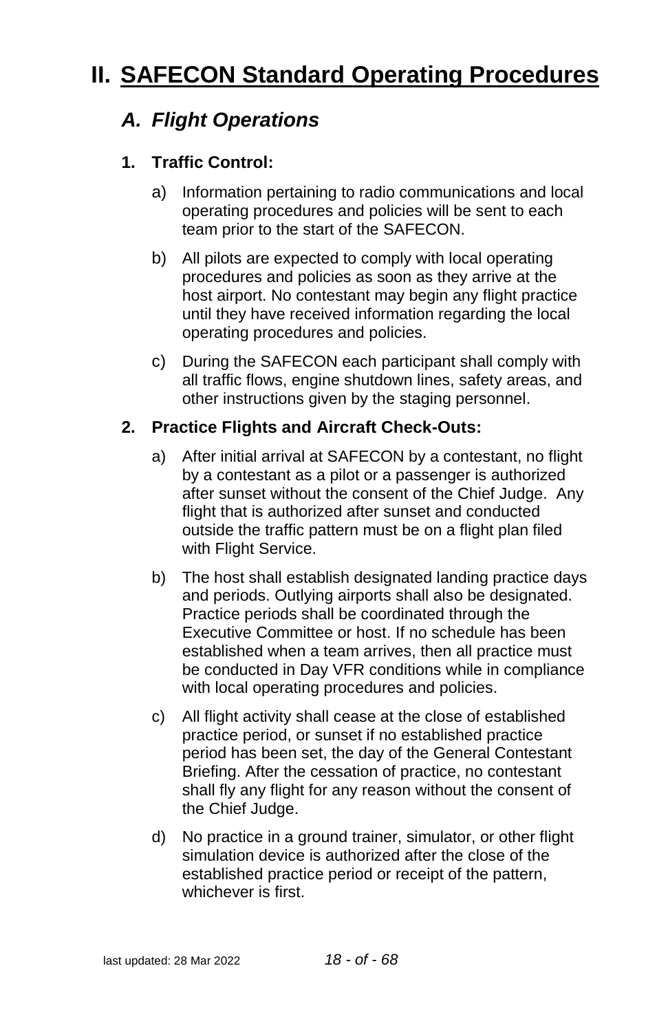# II. SAFECON Standard Operating Procedures

## *A. Flight Operations*

### 1. Traffic Control:

a) Information pertaining to radio communications and local operating procedures and policies will be sent to each team prior to the start of the SAFECON.

b) All pilots are expected to comply with local operating procedures and policies as soon as they arrive at the host airport. No contestant may begin any flight practice until they have received information regarding the local operating procedures and policies.

c) During the SAFECON each participant shall comply with all traffic flows, engine shutdown lines, safety areas, and other instructions given by the staging personnel.

### 2. Practice Flights and Aircraft Check-Outs:

a) After initial arrival at SAFECON by a contestant, no flight by a contestant as a pilot or a passenger is authorized after sunset without the consent of the Chief Judge. Any flight that is authorized after sunset and conducted outside the traffic pattern must be on a flight plan filed with Flight Service.

b) The host shall establish designated landing practice days and periods. Outlying airports shall also be designated. Practice periods shall be coordinated through the Executive Committee or host. If no schedule has been established when a team arrives, then all practice must be conducted in Day VFR conditions while in compliance with local operating procedures and policies.

c) All flight activity shall cease at the close of established practice period, or sunset if no established practice period has been set, the day of the General Contestant Briefing. After the cessation of practice, no contestant shall fly any flight for any reason without the consent of the Chief Judge.

d) No practice in a ground trainer, simulator, or other flight simulation device is authorized after the close of the established practice period or receipt of the pattern, whichever is first.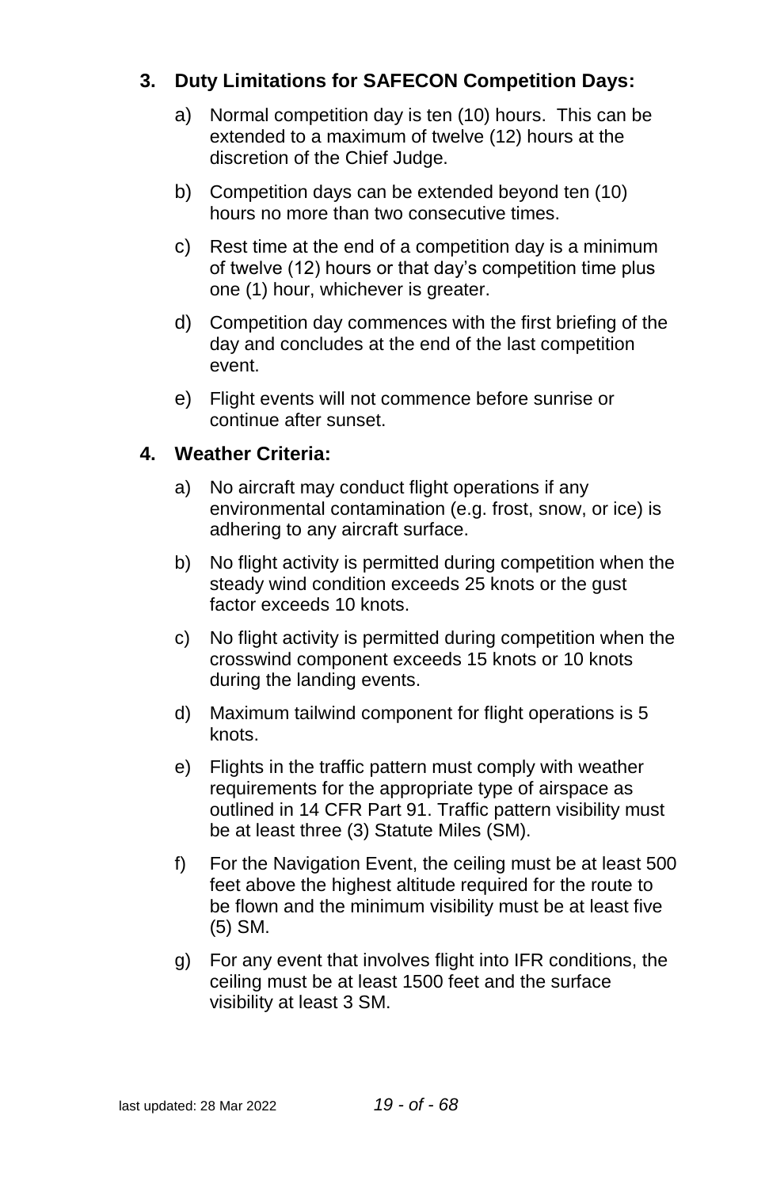### 3. Duty Limitations for SAFECON Competition Days:

a) Normal competition day is ten (10) hours. This can be extended to a maximum of twelve (12) hours at the discretion of the Chief Judge.

b) Competition days can be extended beyond ten (10) hours no more than two consecutive times.

c) Rest time at the end of a competition day is a minimum of twelve (12) hours or that day's competition time plus one (1) hour, whichever is greater.

d) Competition day commences with the first briefing of the day and concludes at the end of the last competition event.

e) Flight events will not commence before sunrise or continue after sunset.

### 4. Weather Criteria:

a) No aircraft may conduct flight operations if any environmental contamination (e.g. frost, snow, or ice) is adhering to any aircraft surface.

b) No flight activity is permitted during competition when the steady wind condition exceeds 25 knots or the gust factor exceeds 10 knots.

c) No flight activity is permitted during competition when the crosswind component exceeds 15 knots or 10 knots during the landing events.

d) Maximum tailwind component for flight operations is 5 knots.

e) Flights in the traffic pattern must comply with weather requirements for the appropriate type of airspace as outlined in 14 CFR Part 91. Traffic pattern visibility must be at least three (3) Statute Miles (SM).

f) For the Navigation Event, the ceiling must be at least 500 feet above the highest altitude required for the route to be flown and the minimum visibility must be at least five (5) SM.

g) For any event that involves flight into IFR conditions, the ceiling must be at least 1500 feet and the surface visibility at least 3 SM.

last updated: 28 Mar 2022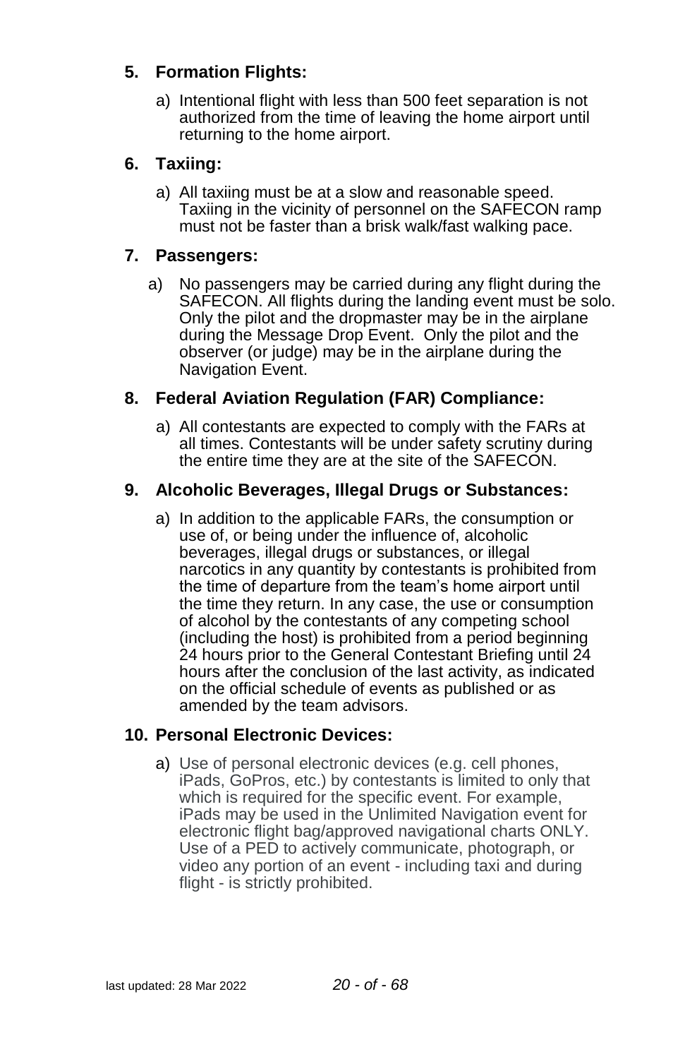### 5. Formation Flights:

a) Intentional flight with less than 500 feet separation is not authorized from the time of leaving the home airport until returning to the home airport.

### 6. Taxiing:

a) All taxiing must be at a slow and reasonable speed. Taxiing in the vicinity of personnel on the SAFECON ramp must not be faster than a brisk walk/fast walking pace.

### 7. Passengers:

a) No passengers may be carried during any flight during the SAFECON. All flights during the landing event must be solo. Only the pilot and the dropmaster may be in the airplane during the Message Drop Event. Only the pilot and the observer (or judge) may be in the airplane during the Navigation Event.

### 8. Federal Aviation Regulation (FAR) Compliance:

a) All contestants are expected to comply with the FARs at all times. Contestants will be under safety scrutiny during the entire time they are at the site of the SAFECON.

### 9. Alcoholic Beverages, Illegal Drugs or Substances:

a) In addition to the applicable FARs, the consumption or use of, or being under the influence of, alcoholic beverages, illegal drugs or substances, or illegal narcotics in any quantity by contestants is prohibited from the time of departure from the team's home airport until the time they return. In any case, the use or consumption of alcohol by the contestants of any competing school (including the host) is prohibited from a period beginning 24 hours prior to the General Contestant Briefing until 24 hours after the conclusion of the last activity, as indicated on the official schedule of events as published or as amended by the team advisors.

### 10. Personal Electronic Devices:

a) Use of personal electronic devices (e.g. cell phones, iPads, GoPros, etc.) by contestants is limited to only that which is required for the specific event. For example, iPads may be used in the Unlimited Navigation event for electronic flight bag/approved navigational charts ONLY. Use of a PED to actively communicate, photograph, or video any portion of an event - including taxi and during flight - is strictly prohibited.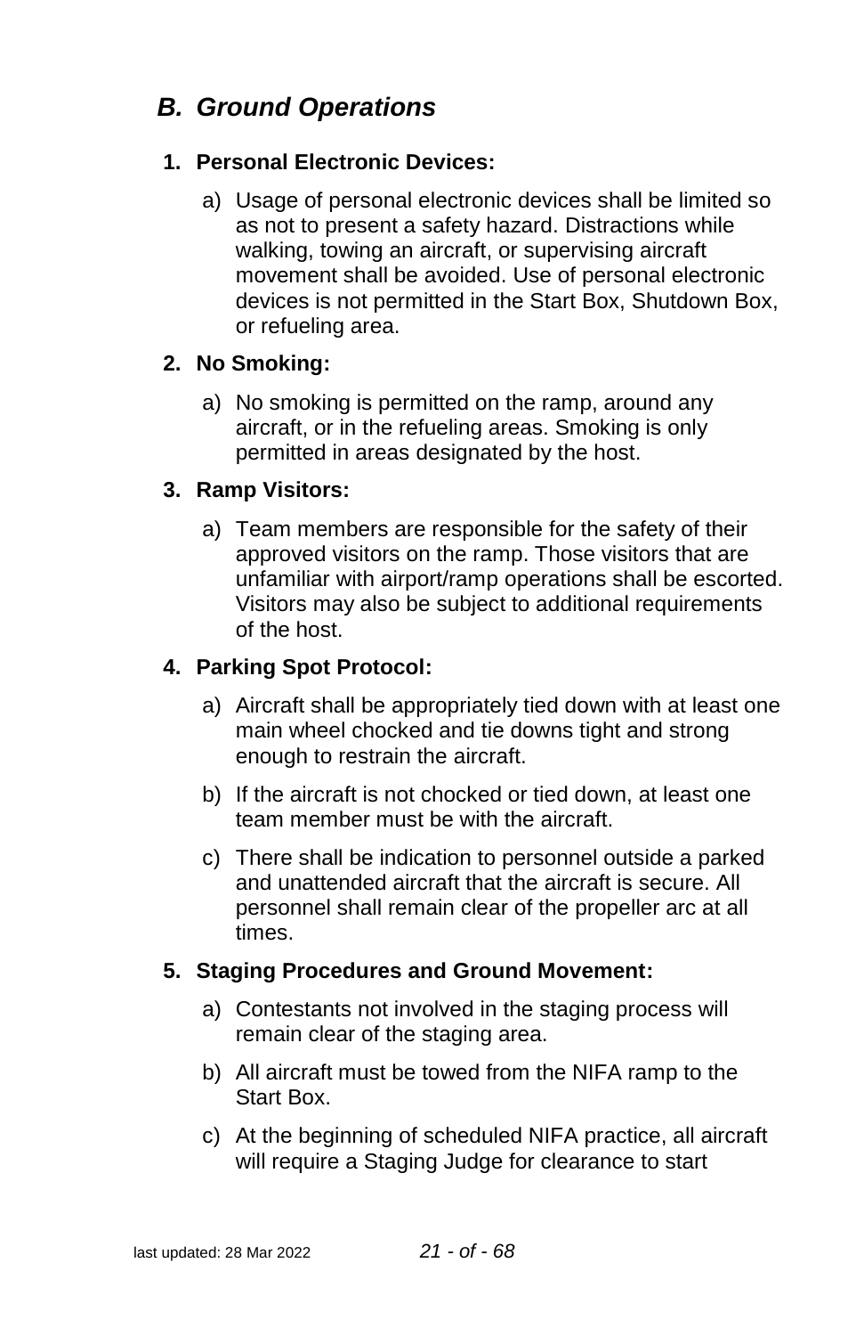## *B. Ground Operations*

### 1. Personal Electronic Devices:

a) Usage of personal electronic devices shall be limited so as not to present a safety hazard. Distractions while walking, towing an aircraft, or supervising aircraft movement shall be avoided. Use of personal electronic devices is not permitted in the Start Box, Shutdown Box, or refueling area.

### 2. No Smoking:

a) No smoking is permitted on the ramp, around any aircraft, or in the refueling areas. Smoking is only permitted in areas designated by the host.

### 3. Ramp Visitors:

a) Team members are responsible for the safety of their approved visitors on the ramp. Those visitors that are unfamiliar with airport/ramp operations shall be escorted. Visitors may also be subject to additional requirements of the host.

### 4. Parking Spot Protocol:

a) Aircraft shall be appropriately tied down with at least one main wheel chocked and tie downs tight and strong enough to restrain the aircraft.

b) If the aircraft is not chocked or tied down, at least one team member must be with the aircraft.

c) There shall be indication to personnel outside a parked and unattended aircraft that the aircraft is secure. All personnel shall remain clear of the propeller arc at all times.

### 5. Staging Procedures and Ground Movement:

a) Contestants not involved in the staging process will remain clear of the staging area.

b) All aircraft must be towed from the NIFA ramp to the Start Box.

c) At the beginning of scheduled NIFA practice, all aircraft will require a Staging Judge for clearance to start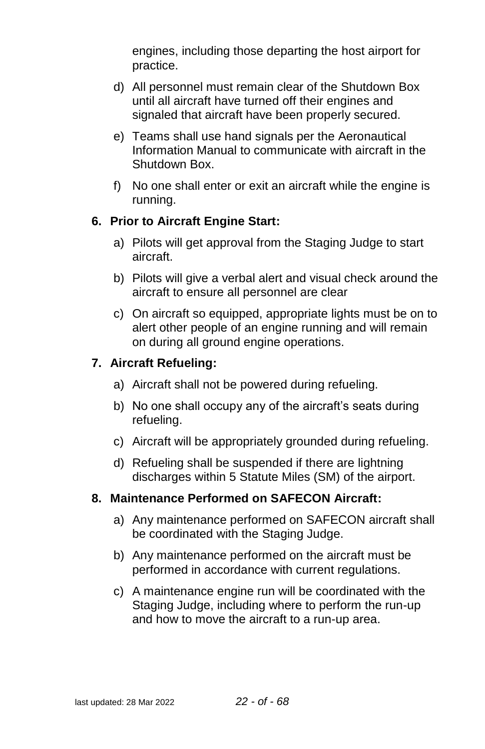engines, including those departing the host airport for practice.

d) All personnel must remain clear of the Shutdown Box until all aircraft have turned off their engines and signaled that aircraft have been properly secured.

e) Teams shall use hand signals per the Aeronautical Information Manual to communicate with aircraft in the Shutdown Box.

f) No one shall enter or exit an aircraft while the engine is running.

**6. Prior to Aircraft Engine Start:**

a) Pilots will get approval from the Staging Judge to start aircraft.

b) Pilots will give a verbal alert and visual check around the aircraft to ensure all personnel are clear

c) On aircraft so equipped, appropriate lights must be on to alert other people of an engine running and will remain on during all ground engine operations.

**7. Aircraft Refueling:**

a) Aircraft shall not be powered during refueling.

b) No one shall occupy any of the aircraft's seats during refueling.

c) Aircraft will be appropriately grounded during refueling.

d) Refueling shall be suspended if there are lightning discharges within 5 Statute Miles (SM) of the airport.

**8. Maintenance Performed on SAFECON Aircraft:**

a) Any maintenance performed on SAFECON aircraft shall be coordinated with the Staging Judge.

b) Any maintenance performed on the aircraft must be performed in accordance with current regulations.

c) A maintenance engine run will be coordinated with the Staging Judge, including where to perform the run-up and how to move the aircraft to a run-up area.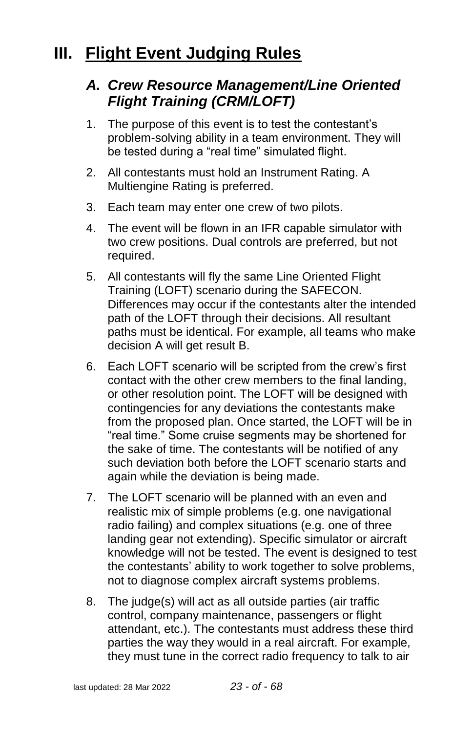# III. Flight Event Judging Rules

## *A. Crew Resource Management/Line Oriented Flight Training (CRM/LOFT)*

1. The purpose of this event is to test the contestant's problem-solving ability in a team environment. They will be tested during a "real time" simulated flight.
2. All contestants must hold an Instrument Rating. A Multiengine Rating is preferred.
3. Each team may enter one crew of two pilots.
4. The event will be flown in an IFR capable simulator with two crew positions. Dual controls are preferred, but not required.
5. All contestants will fly the same Line Oriented Flight Training (LOFT) scenario during the SAFECON. Differences may occur if the contestants alter the intended path of the LOFT through their decisions. All resultant paths must be identical. For example, all teams who make decision A will get result B.
6. Each LOFT scenario will be scripted from the crew's first contact with the other crew members to the final landing, or other resolution point. The LOFT will be designed with contingencies for any deviations the contestants make from the proposed plan. Once started, the LOFT will be in "real time." Some cruise segments may be shortened for the sake of time. The contestants will be notified of any such deviation both before the LOFT scenario starts and again while the deviation is being made.
7. The LOFT scenario will be planned with an even and realistic mix of simple problems (e.g. one navigational radio failing) and complex situations (e.g. one of three landing gear not extending). Specific simulator or aircraft knowledge will not be tested. The event is designed to test the contestants' ability to work together to solve problems, not to diagnose complex aircraft systems problems.
8. The judge(s) will act as all outside parties (air traffic control, company maintenance, passengers or flight attendant, etc.). The contestants must address these third parties the way they would in a real aircraft. For example, they must tune in the correct radio frequency to talk to air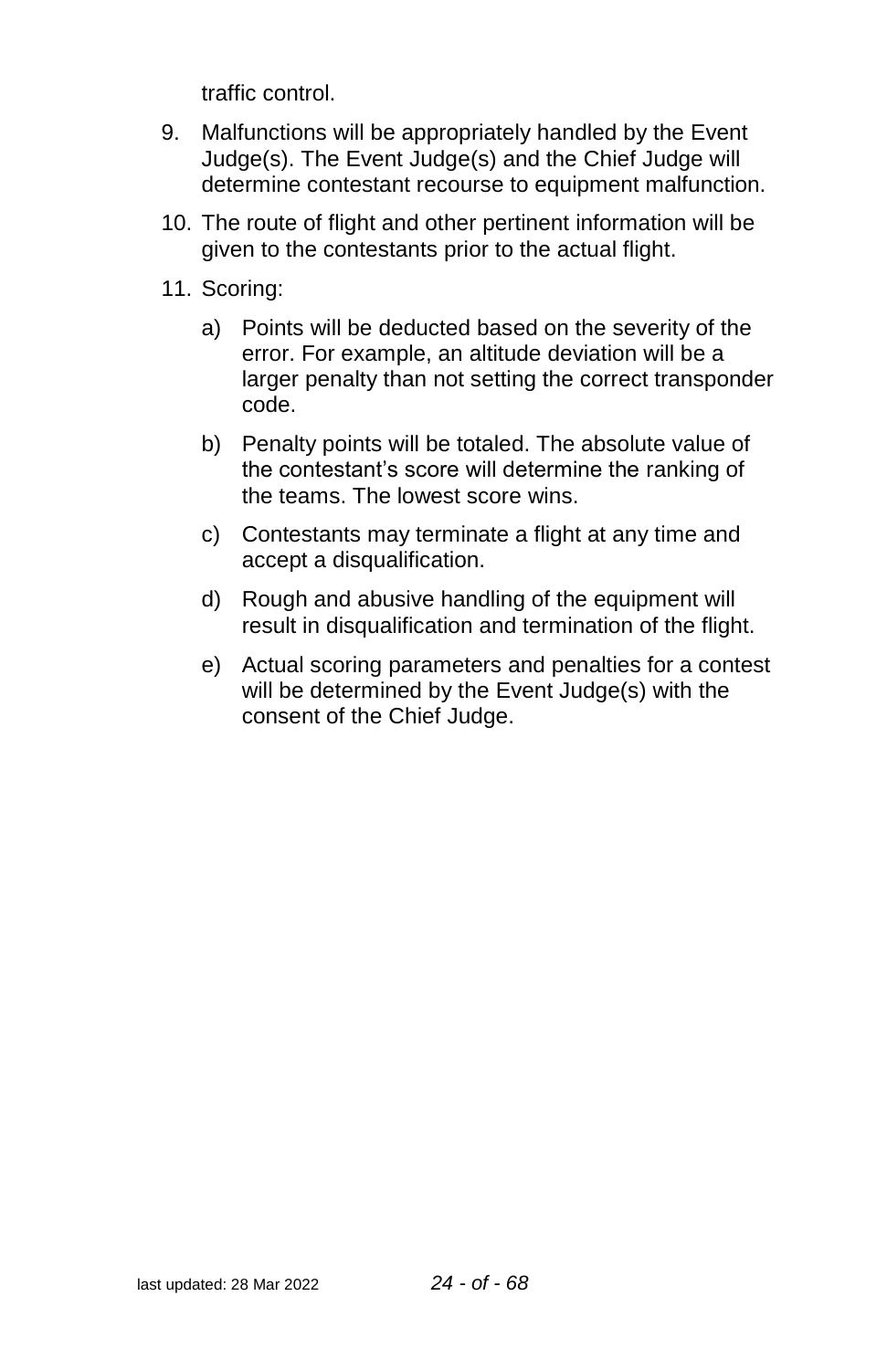traffic control.

9. Malfunctions will be appropriately handled by the Event Judge(s). The Event Judge(s) and the Chief Judge will determine contestant recourse to equipment malfunction.
10. The route of flight and other pertinent information will be given to the contestants prior to the actual flight.
11. Scoring:
    a) Points will be deducted based on the severity of the error. For example, an altitude deviation will be a larger penalty than not setting the correct transponder code.
    b) Penalty points will be totaled. The absolute value of the contestant's score will determine the ranking of the teams. The lowest score wins.
    c) Contestants may terminate a flight at any time and accept a disqualification.
    d) Rough and abusive handling of the equipment will result in disqualification and termination of the flight.
    e) Actual scoring parameters and penalties for a contest will be determined by the Event Judge(s) with the consent of the Chief Judge.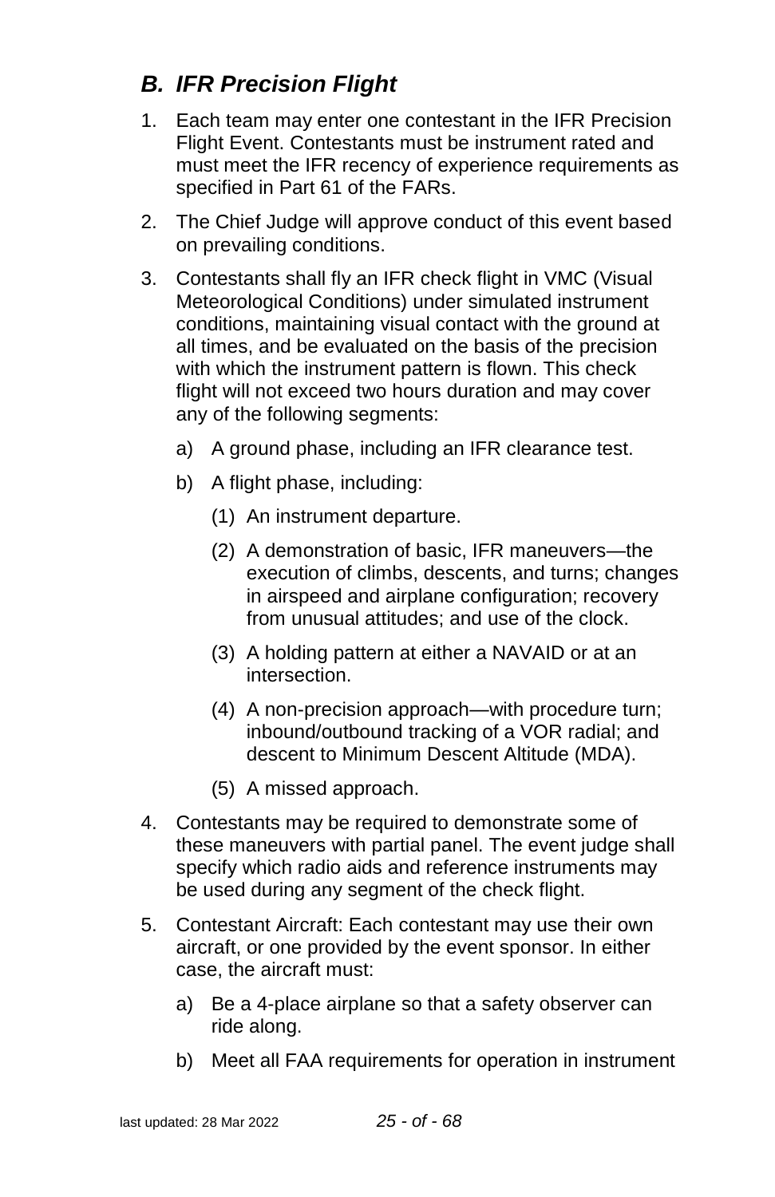## *B. IFR Precision Flight*

1. Each team may enter one contestant in the IFR Precision Flight Event. Contestants must be instrument rated and must meet the IFR recency of experience requirements as specified in Part 61 of the FARs.

2. The Chief Judge will approve conduct of this event based on prevailing conditions.

3. Contestants shall fly an IFR check flight in VMC (Visual Meteorological Conditions) under simulated instrument conditions, maintaining visual contact with the ground at all times, and be evaluated on the basis of the precision with which the instrument pattern is flown. This check flight will not exceed two hours duration and may cover any of the following segments:

   a) A ground phase, including an IFR clearance test.

   b) A flight phase, including:

      (1) An instrument departure.

      (2) A demonstration of basic, IFR maneuvers—the execution of climbs, descents, and turns; changes in airspeed and airplane configuration; recovery from unusual attitudes; and use of the clock.

      (3) A holding pattern at either a NAVAID or at an intersection.

      (4) A non-precision approach—with procedure turn; inbound/outbound tracking of a VOR radial; and descent to Minimum Descent Altitude (MDA).

      (5) A missed approach.

4. Contestants may be required to demonstrate some of these maneuvers with partial panel. The event judge shall specify which radio aids and reference instruments may be used during any segment of the check flight.

5. Contestant Aircraft: Each contestant may use their own aircraft, or one provided by the event sponsor. In either case, the aircraft must:

   a) Be a 4-place airplane so that a safety observer can ride along.

   b) Meet all FAA requirements for operation in instrument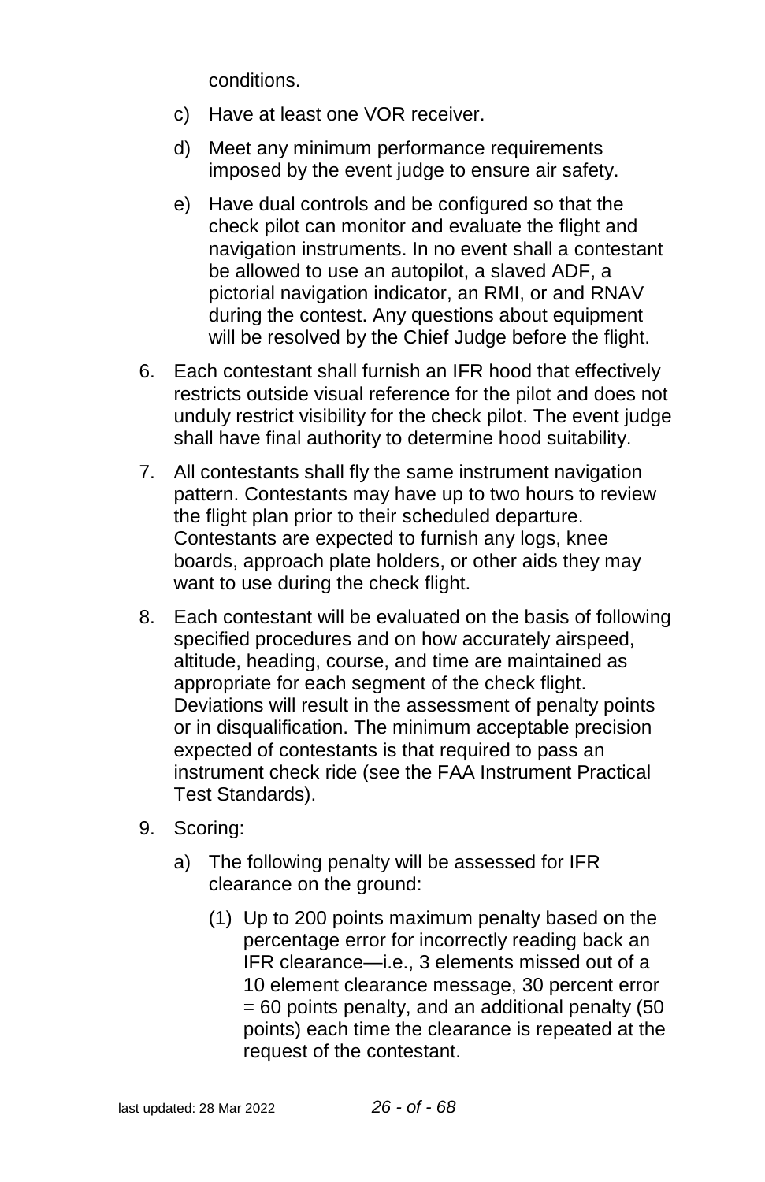conditions.

c) Have at least one VOR receiver.

d) Meet any minimum performance requirements imposed by the event judge to ensure air safety.

e) Have dual controls and be configured so that the check pilot can monitor and evaluate the flight and navigation instruments. In no event shall a contestant be allowed to use an autopilot, a slaved ADF, a pictorial navigation indicator, an RMI, or and RNAV during the contest. Any questions about equipment will be resolved by the Chief Judge before the flight.

6. Each contestant shall furnish an IFR hood that effectively restricts outside visual reference for the pilot and does not unduly restrict visibility for the check pilot. The event judge shall have final authority to determine hood suitability.

7. All contestants shall fly the same instrument navigation pattern. Contestants may have up to two hours to review the flight plan prior to their scheduled departure. Contestants are expected to furnish any logs, knee boards, approach plate holders, or other aids they may want to use during the check flight.

8. Each contestant will be evaluated on the basis of following specified procedures and on how accurately airspeed, altitude, heading, course, and time are maintained as appropriate for each segment of the check flight. Deviations will result in the assessment of penalty points or in disqualification. The minimum acceptable precision expected of contestants is that required to pass an instrument check ride (see the FAA Instrument Practical Test Standards).

9. Scoring:

   a) The following penalty will be assessed for IFR clearance on the ground:

      (1) Up to 200 points maximum penalty based on the percentage error for incorrectly reading back an IFR clearance—i.e., 3 elements missed out of a 10 element clearance message, 30 percent error = 60 points penalty, and an additional penalty (50 points) each time the clearance is repeated at the request of the contestant.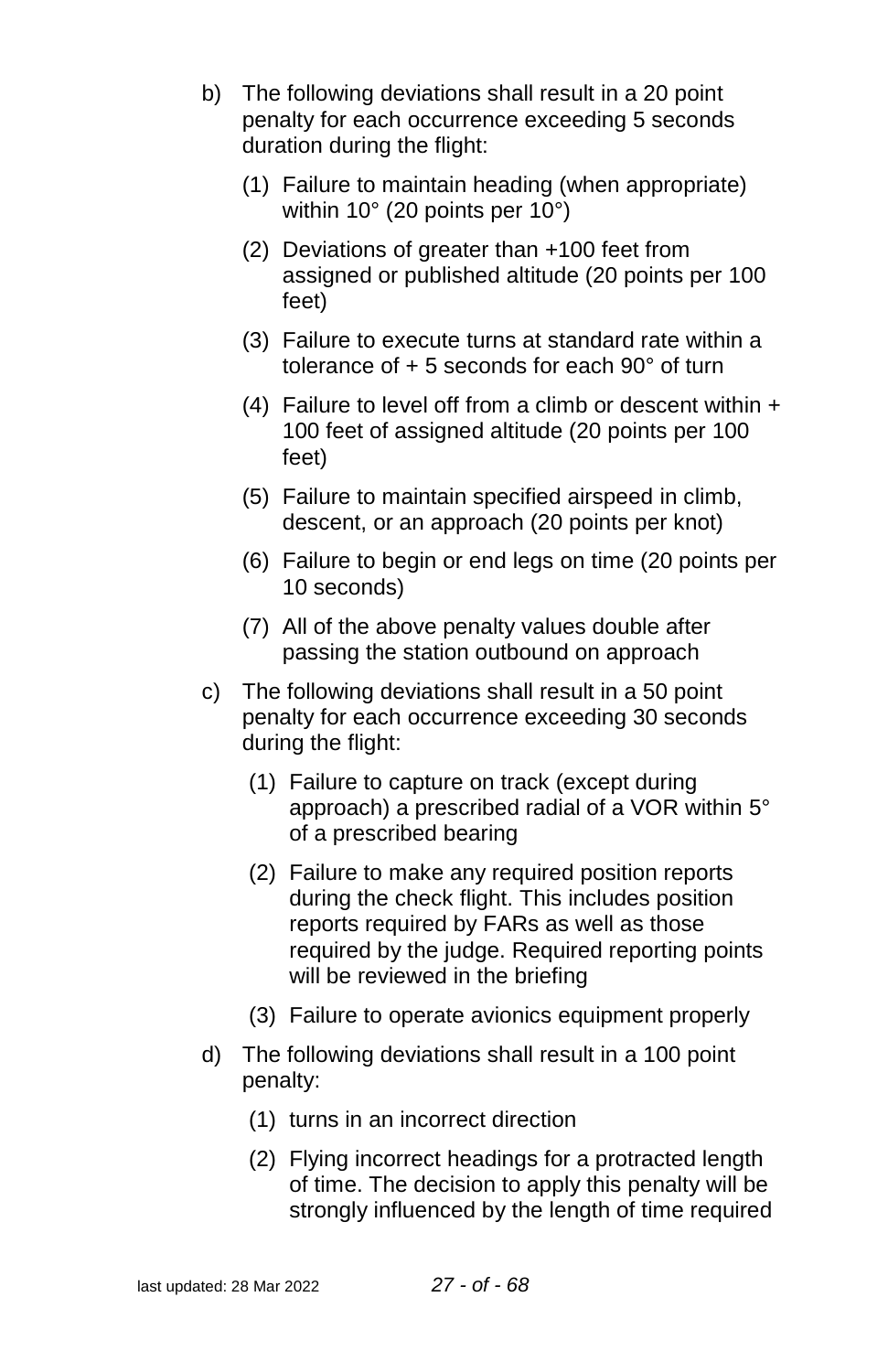b) The following deviations shall result in a 20 point penalty for each occurrence exceeding 5 seconds duration during the flight:

   (1) Failure to maintain heading (when appropriate) within 10° (20 points per 10°)

   (2) Deviations of greater than +100 feet from assigned or published altitude (20 points per 100 feet)

   (3) Failure to execute turns at standard rate within a tolerance of + 5 seconds for each 90° of turn

   (4) Failure to level off from a climb or descent within + 100 feet of assigned altitude (20 points per 100 feet)

   (5) Failure to maintain specified airspeed in climb, descent, or an approach (20 points per knot)

   (6) Failure to begin or end legs on time (20 points per 10 seconds)

   (7) All of the above penalty values double after passing the station outbound on approach

c) The following deviations shall result in a 50 point penalty for each occurrence exceeding 30 seconds during the flight:

   (1) Failure to capture on track (except during approach) a prescribed radial of a VOR within 5° of a prescribed bearing

   (2) Failure to make any required position reports during the check flight. This includes position reports required by FARs as well as those required by the judge. Required reporting points will be reviewed in the briefing

   (3) Failure to operate avionics equipment properly

d) The following deviations shall result in a 100 point penalty:

   (1) turns in an incorrect direction

   (2) Flying incorrect headings for a protracted length of time. The decision to apply this penalty will be strongly influenced by the length of time required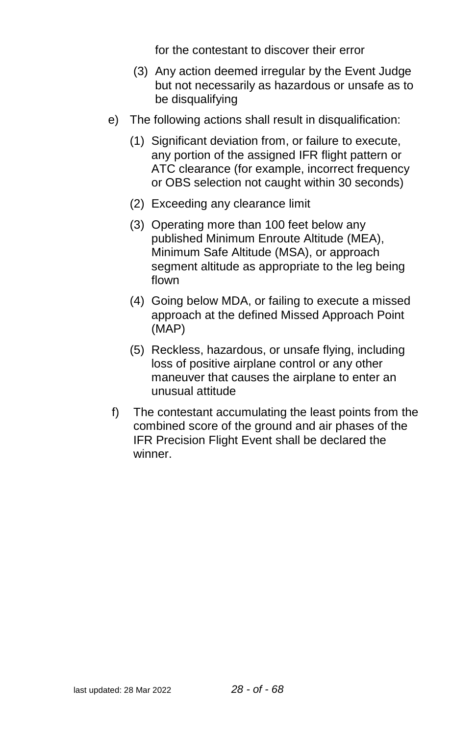for the contestant to discover their error

(3) Any action deemed irregular by the Event Judge but not necessarily as hazardous or unsafe as to be disqualifying

e) The following actions shall result in disqualification:

   (1) Significant deviation from, or failure to execute, any portion of the assigned IFR flight pattern or ATC clearance (for example, incorrect frequency or OBS selection not caught within 30 seconds)

   (2) Exceeding any clearance limit

   (3) Operating more than 100 feet below any published Minimum Enroute Altitude (MEA), Minimum Safe Altitude (MSA), or approach segment altitude as appropriate to the leg being flown

   (4) Going below MDA, or failing to execute a missed approach at the defined Missed Approach Point (MAP)

   (5) Reckless, hazardous, or unsafe flying, including loss of positive airplane control or any other maneuver that causes the airplane to enter an unusual attitude

f) The contestant accumulating the least points from the combined score of the ground and air phases of the IFR Precision Flight Event shall be declared the winner.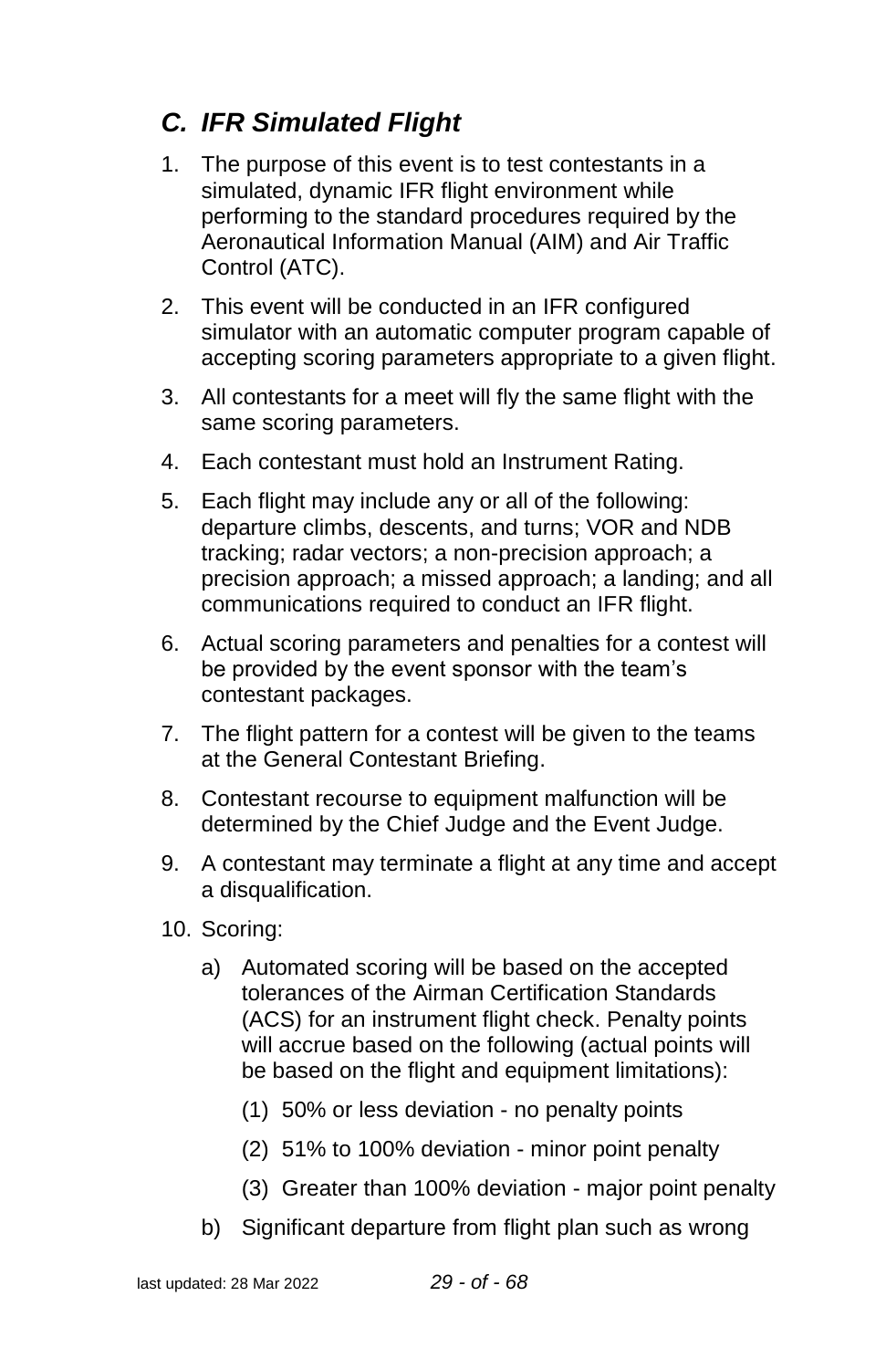## *C. IFR Simulated Flight*

1. The purpose of this event is to test contestants in a simulated, dynamic IFR flight environment while performing to the standard procedures required by the Aeronautical Information Manual (AIM) and Air Traffic Control (ATC).
2. This event will be conducted in an IFR configured simulator with an automatic computer program capable of accepting scoring parameters appropriate to a given flight.
3. All contestants for a meet will fly the same flight with the same scoring parameters.
4. Each contestant must hold an Instrument Rating.
5. Each flight may include any or all of the following: departure climbs, descents, and turns; VOR and NDB tracking; radar vectors; a non-precision approach; a precision approach; a missed approach; a landing; and all communications required to conduct an IFR flight.
6. Actual scoring parameters and penalties for a contest will be provided by the event sponsor with the team's contestant packages.
7. The flight pattern for a contest will be given to the teams at the General Contestant Briefing.
8. Contestant recourse to equipment malfunction will be determined by the Chief Judge and the Event Judge.
9. A contestant may terminate a flight at any time and accept a disqualification.
10. Scoring:
    a) Automated scoring will be based on the accepted tolerances of the Airman Certification Standards (ACS) for an instrument flight check. Penalty points will accrue based on the following (actual points will be based on the flight and equipment limitations):
        (1) 50% or less deviation - no penalty points
        (2) 51% to 100% deviation - minor point penalty
        (3) Greater than 100% deviation - major point penalty
    b) Significant departure from flight plan such as wrong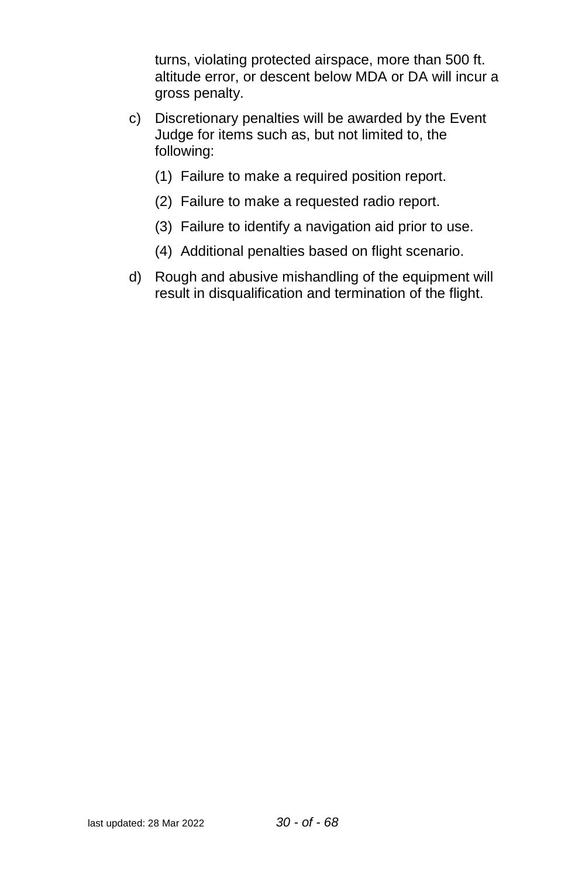turns, violating protected airspace, more than 500 ft. altitude error, or descent below MDA or DA will incur a gross penalty.

c) Discretionary penalties will be awarded by the Event Judge for items such as, but not limited to, the following:

    (1) Failure to make a required position report.

    (2) Failure to make a requested radio report.

    (3) Failure to identify a navigation aid prior to use.

    (4) Additional penalties based on flight scenario.

d) Rough and abusive mishandling of the equipment will result in disqualification and termination of the flight.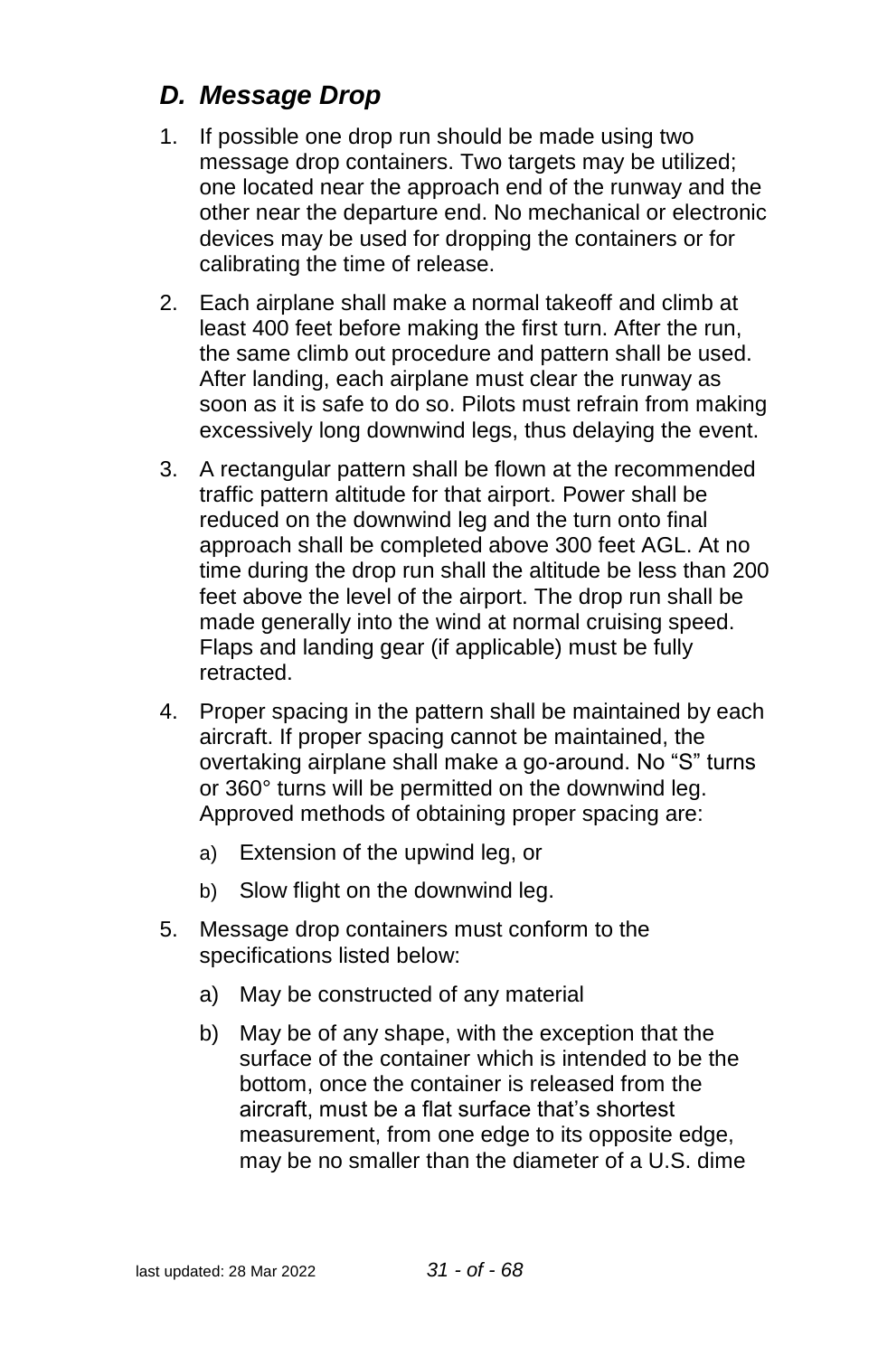### *D. Message Drop*

1. If possible one drop run should be made using two message drop containers. Two targets may be utilized; one located near the approach end of the runway and the other near the departure end. No mechanical or electronic devices may be used for dropping the containers or for calibrating the time of release.
2. Each airplane shall make a normal takeoff and climb at least 400 feet before making the first turn. After the run, the same climb out procedure and pattern shall be used. After landing, each airplane must clear the runway as soon as it is safe to do so. Pilots must refrain from making excessively long downwind legs, thus delaying the event.
3. A rectangular pattern shall be flown at the recommended traffic pattern altitude for that airport. Power shall be reduced on the downwind leg and the turn onto final approach shall be completed above 300 feet AGL. At no time during the drop run shall the altitude be less than 200 feet above the level of the airport. The drop run shall be made generally into the wind at normal cruising speed. Flaps and landing gear (if applicable) must be fully retracted.
4. Proper spacing in the pattern shall be maintained by each aircraft. If proper spacing cannot be maintained, the overtaking airplane shall make a go-around. No "S" turns or 360° turns will be permitted on the downwind leg. Approved methods of obtaining proper spacing are:
   a) Extension of the upwind leg, or
   b) Slow flight on the downwind leg.
5. Message drop containers must conform to the specifications listed below:
   a) May be constructed of any material
   b) May be of any shape, with the exception that the surface of the container which is intended to be the bottom, once the container is released from the aircraft, must be a flat surface that's shortest measurement, from one edge to its opposite edge, may be no smaller than the diameter of a U.S. dime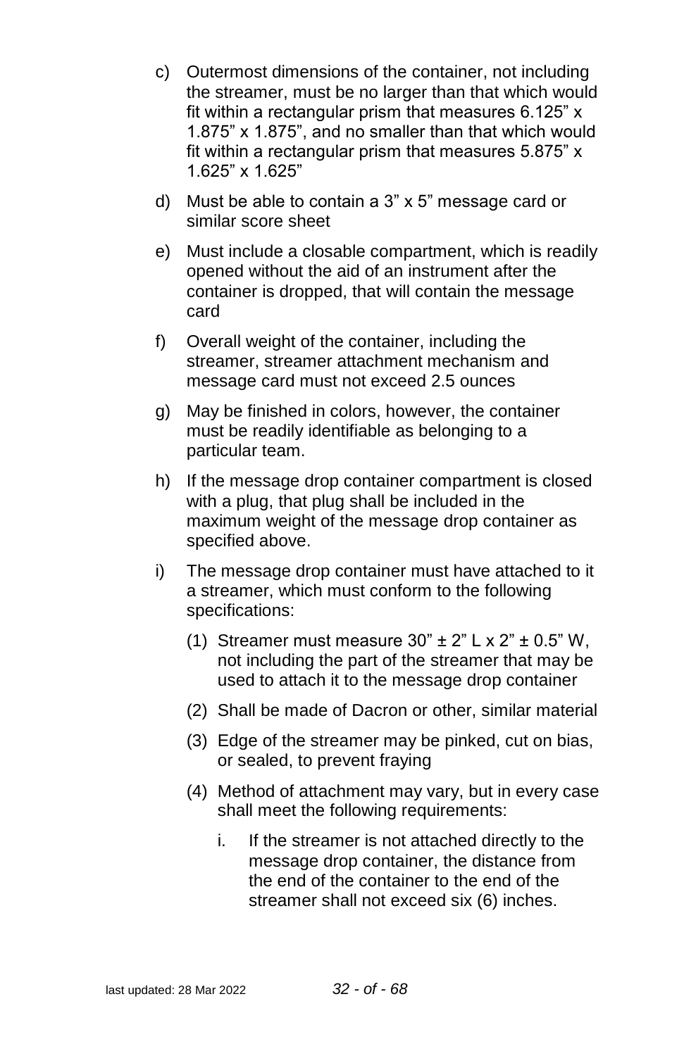c) Outermost dimensions of the container, not including the streamer, must be no larger than that which would fit within a rectangular prism that measures 6.125” x 1.875” x 1.875”, and no smaller than that which would fit within a rectangular prism that measures 5.875” x 1.625” x 1.625”

d) Must be able to contain a 3” x 5” message card or similar score sheet

e) Must include a closable compartment, which is readily opened without the aid of an instrument after the container is dropped, that will contain the message card

f) Overall weight of the container, including the streamer, streamer attachment mechanism and message card must not exceed 2.5 ounces

g) May be finished in colors, however, the container must be readily identifiable as belonging to a particular team.

h) If the message drop container compartment is closed with a plug, that plug shall be included in the maximum weight of the message drop container as specified above.

i) The message drop container must have attached to it a streamer, which must conform to the following specifications:

   (1) Streamer must measure 30” ± 2” L x 2” ± 0.5” W, not including the part of the streamer that may be used to attach it to the message drop container

   (2) Shall be made of Dacron or other, similar material

   (3) Edge of the streamer may be pinked, cut on bias, or sealed, to prevent fraying

   (4) Method of attachment may vary, but in every case shall meet the following requirements:

      i. If the streamer is not attached directly to the message drop container, the distance from the end of the container to the end of the streamer shall not exceed six (6) inches.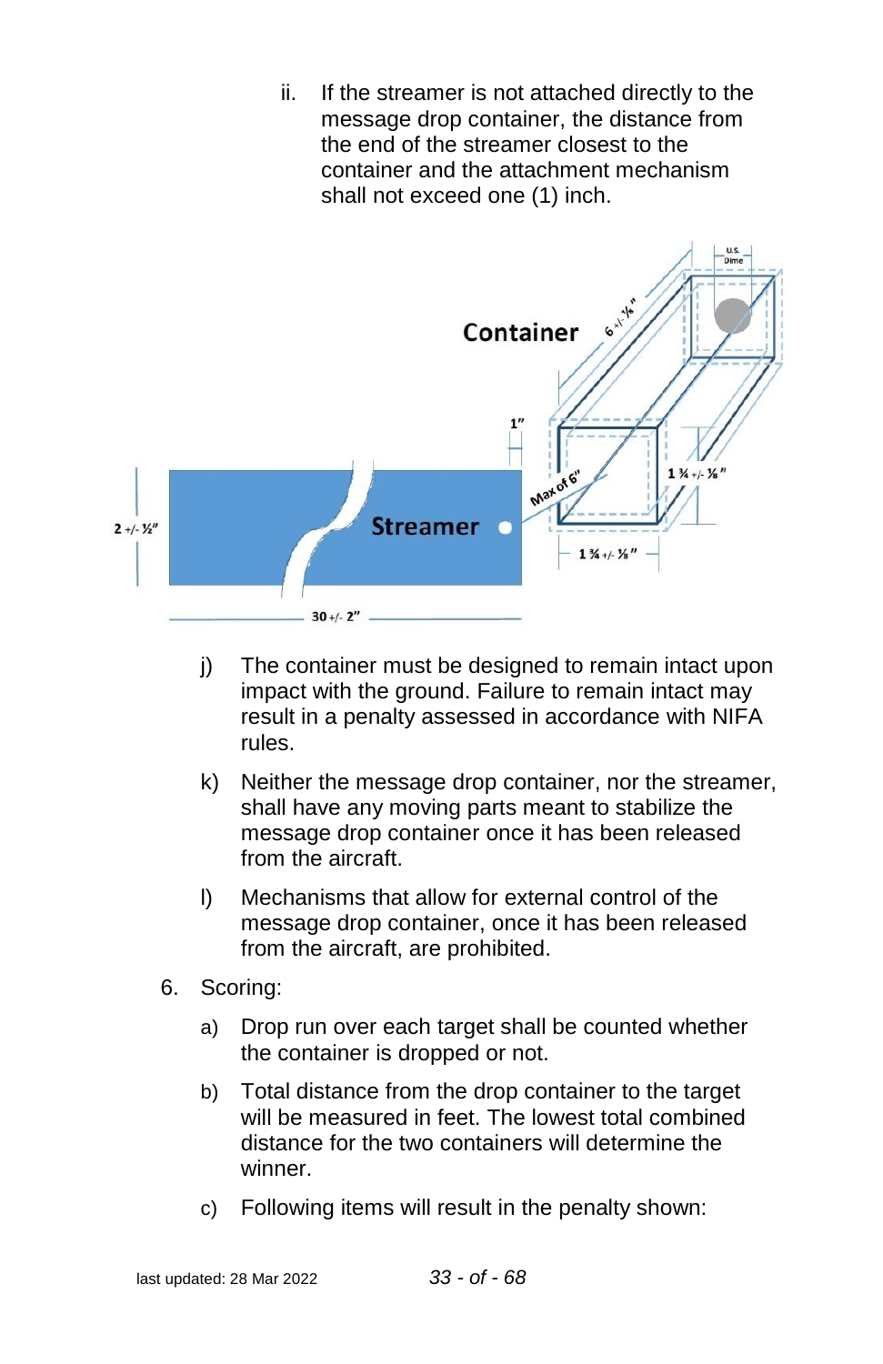ii. If the streamer is not attached directly to the message drop container, the distance from the end of the streamer closest to the container and the attachment mechanism shall not exceed one (1) inch.

j) The container must be designed to remain intact upon impact with the ground. Failure to remain intact may result in a penalty assessed in accordance with NIFA rules.

k) Neither the message drop container, nor the streamer, shall have any moving parts meant to stabilize the message drop container once it has been released from the aircraft.

l) Mechanisms that allow for external control of the message drop container, once it has been released from the aircraft, are prohibited.

6. Scoring:

   a) Drop run over each target shall be counted whether the container is dropped or not.

   b) Total distance from the drop container to the target will be measured in feet. The lowest total combined distance for the two containers will determine the winner.

   c) Following items will result in the penalty shown: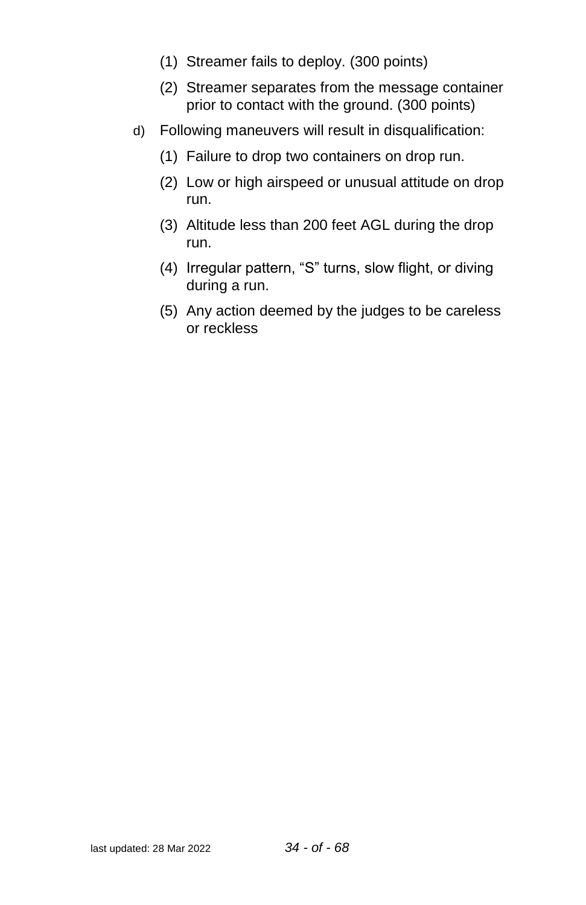(1) Streamer fails to deploy. (300 points)

(2) Streamer separates from the message container prior to contact with the ground. (300 points)

d) Following maneuvers will result in disqualification:

(1) Failure to drop two containers on drop run.

(2) Low or high airspeed or unusual attitude on drop run.

(3) Altitude less than 200 feet AGL during the drop run.

(4) Irregular pattern, “S” turns, slow flight, or diving during a run.

(5) Any action deemed by the judges to be careless or reckless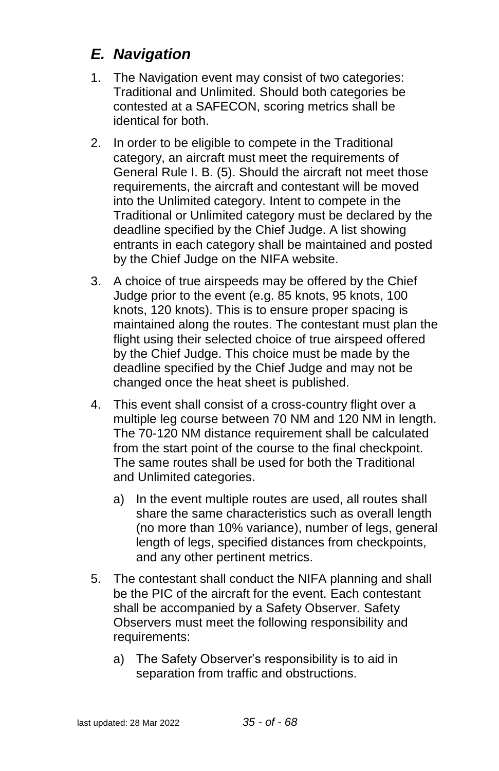## *E. Navigation*

1. The Navigation event may consist of two categories: Traditional and Unlimited. Should both categories be contested at a SAFECON, scoring metrics shall be identical for both.
2. In order to be eligible to compete in the Traditional category, an aircraft must meet the requirements of General Rule I. B. (5). Should the aircraft not meet those requirements, the aircraft and contestant will be moved into the Unlimited category. Intent to compete in the Traditional or Unlimited category must be declared by the deadline specified by the Chief Judge. A list showing entrants in each category shall be maintained and posted by the Chief Judge on the NIFA website.
3. A choice of true airspeeds may be offered by the Chief Judge prior to the event (e.g. 85 knots, 95 knots, 100 knots, 120 knots). This is to ensure proper spacing is maintained along the routes. The contestant must plan the flight using their selected choice of true airspeed offered by the Chief Judge. This choice must be made by the deadline specified by the Chief Judge and may not be changed once the heat sheet is published.
4. This event shall consist of a cross-country flight over a multiple leg course between 70 NM and 120 NM in length. The 70-120 NM distance requirement shall be calculated from the start point of the course to the final checkpoint. The same routes shall be used for both the Traditional and Unlimited categories.
   a) In the event multiple routes are used, all routes shall share the same characteristics such as overall length (no more than 10% variance), number of legs, general length of legs, specified distances from checkpoints, and any other pertinent metrics.
5. The contestant shall conduct the NIFA planning and shall be the PIC of the aircraft for the event. Each contestant shall be accompanied by a Safety Observer. Safety Observers must meet the following responsibility and requirements:
   a) The Safety Observer's responsibility is to aid in separation from traffic and obstructions.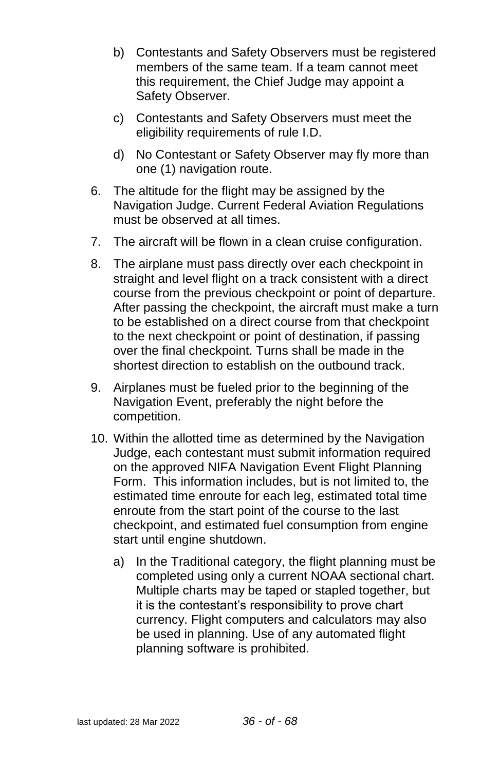b) Contestants and Safety Observers must be registered members of the same team. If a team cannot meet this requirement, the Chief Judge may appoint a Safety Observer.

c) Contestants and Safety Observers must meet the eligibility requirements of rule I.D.

d) No Contestant or Safety Observer may fly more than one (1) navigation route.

6. The altitude for the flight may be assigned by the Navigation Judge. Current Federal Aviation Regulations must be observed at all times.

7. The aircraft will be flown in a clean cruise configuration.

8. The airplane must pass directly over each checkpoint in straight and level flight on a track consistent with a direct course from the previous checkpoint or point of departure. After passing the checkpoint, the aircraft must make a turn to be established on a direct course from that checkpoint to the next checkpoint or point of destination, if passing over the final checkpoint. Turns shall be made in the shortest direction to establish on the outbound track.

9. Airplanes must be fueled prior to the beginning of the Navigation Event, preferably the night before the competition.

10. Within the allotted time as determined by the Navigation Judge, each contestant must submit information required on the approved NIFA Navigation Event Flight Planning Form. This information includes, but is not limited to, the estimated time enroute for each leg, estimated total time enroute from the start point of the course to the last checkpoint, and estimated fuel consumption from engine start until engine shutdown.

    a) In the Traditional category, the flight planning must be completed using only a current NOAA sectional chart. Multiple charts may be taped or stapled together, but it is the contestant's responsibility to prove chart currency. Flight computers and calculators may also be used in planning. Use of any automated flight planning software is prohibited.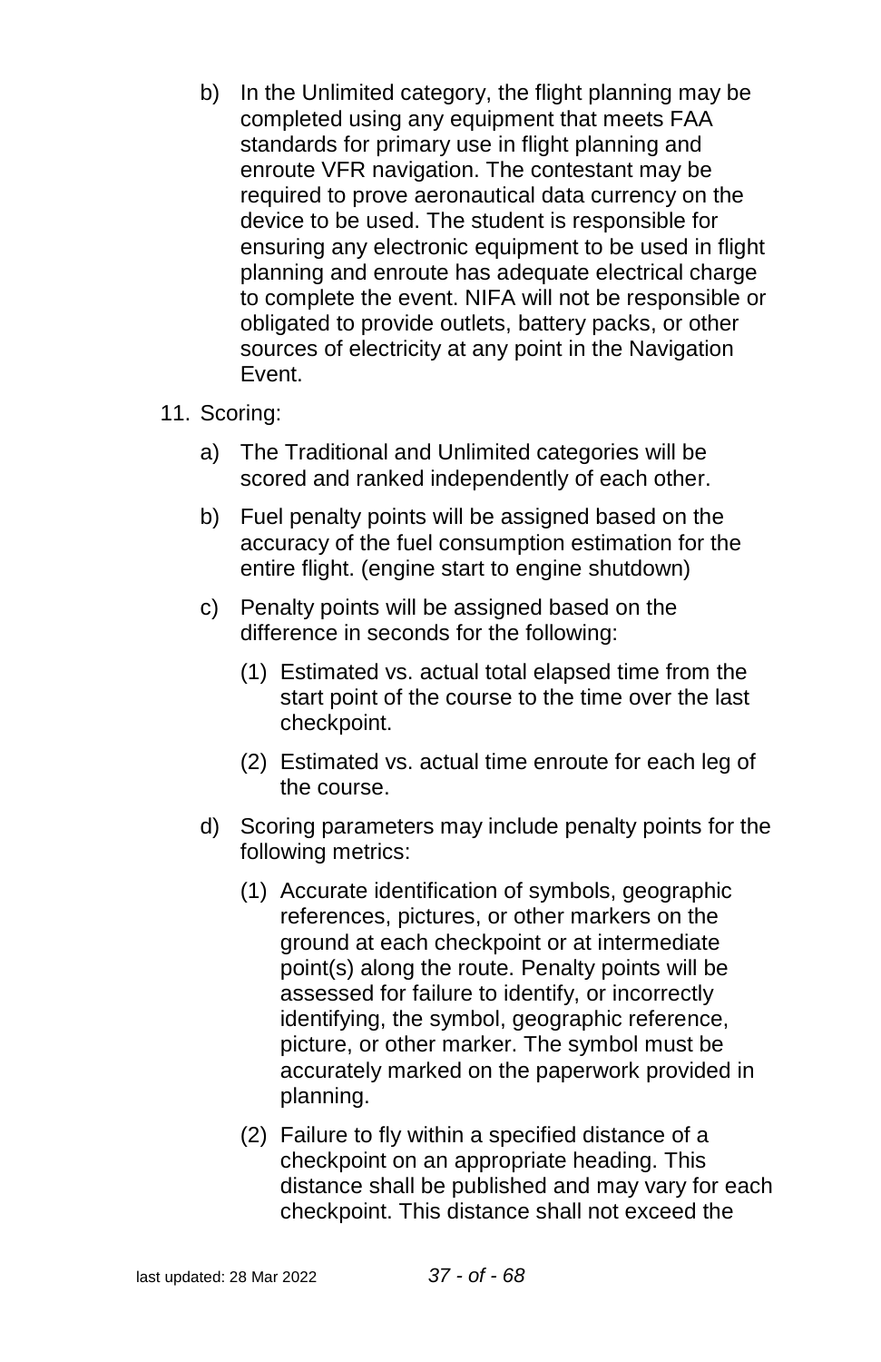b) In the Unlimited category, the flight planning may be completed using any equipment that meets FAA standards for primary use in flight planning and enroute VFR navigation. The contestant may be required to prove aeronautical data currency on the device to be used. The student is responsible for ensuring any electronic equipment to be used in flight planning and enroute has adequate electrical charge to complete the event. NIFA will not be responsible or obligated to provide outlets, battery packs, or other sources of electricity at any point in the Navigation Event.

11. Scoring:

    a) The Traditional and Unlimited categories will be scored and ranked independently of each other.

    b) Fuel penalty points will be assigned based on the accuracy of the fuel consumption estimation for the entire flight. (engine start to engine shutdown)

    c) Penalty points will be assigned based on the difference in seconds for the following:

        (1) Estimated vs. actual total elapsed time from the start point of the course to the time over the last checkpoint.

        (2) Estimated vs. actual time enroute for each leg of the course.

    d) Scoring parameters may include penalty points for the following metrics:

        (1) Accurate identification of symbols, geographic references, pictures, or other markers on the ground at each checkpoint or at intermediate point(s) along the route. Penalty points will be assessed for failure to identify, or incorrectly identifying, the symbol, geographic reference, picture, or other marker. The symbol must be accurately marked on the paperwork provided in planning.

        (2) Failure to fly within a specified distance of a checkpoint on an appropriate heading. This distance shall be published and may vary for each checkpoint. This distance shall not exceed the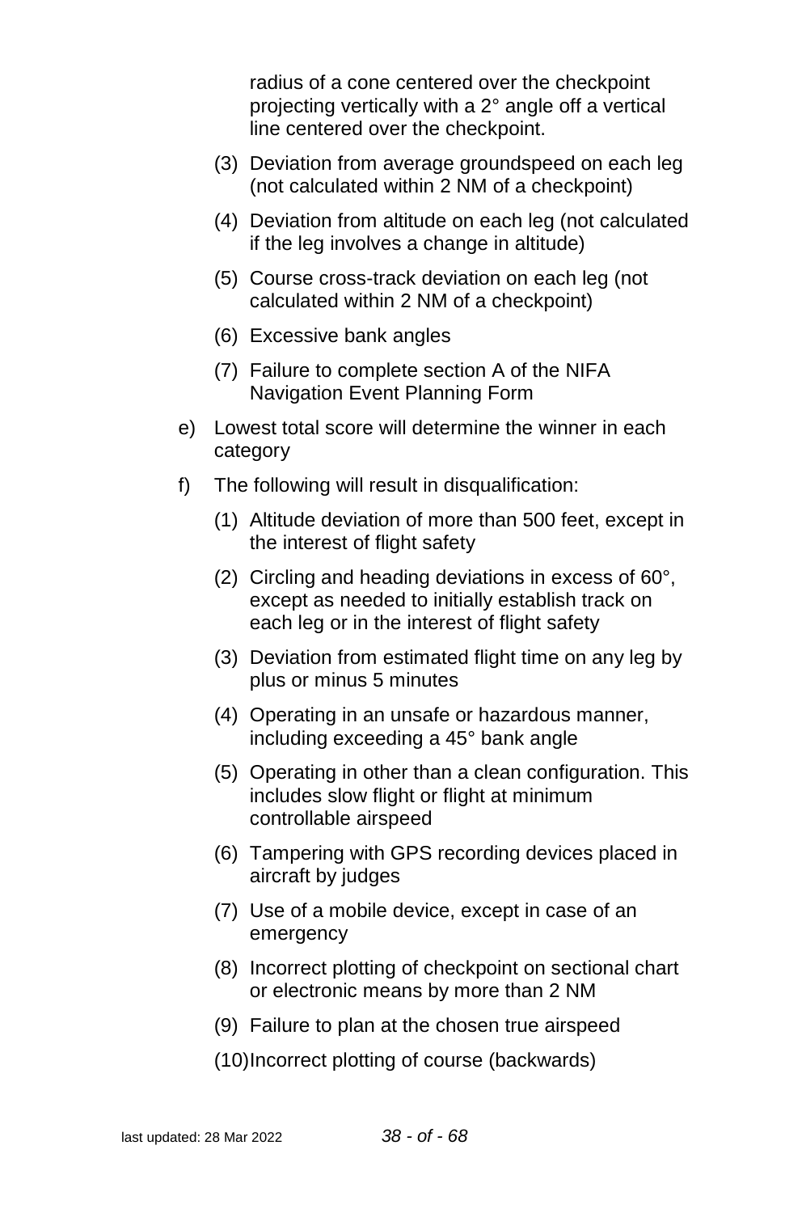radius of a cone centered over the checkpoint projecting vertically with a 2° angle off a vertical line centered over the checkpoint.

(3) Deviation from average groundspeed on each leg (not calculated within 2 NM of a checkpoint)

(4) Deviation from altitude on each leg (not calculated if the leg involves a change in altitude)

(5) Course cross-track deviation on each leg (not calculated within 2 NM of a checkpoint)

(6) Excessive bank angles

(7) Failure to complete section A of the NIFA Navigation Event Planning Form

e) Lowest total score will determine the winner in each category

f) The following will result in disqualification:

(1) Altitude deviation of more than 500 feet, except in the interest of flight safety

(2) Circling and heading deviations in excess of 60°, except as needed to initially establish track on each leg or in the interest of flight safety

(3) Deviation from estimated flight time on any leg by plus or minus 5 minutes

(4) Operating in an unsafe or hazardous manner, including exceeding a 45° bank angle

(5) Operating in other than a clean configuration. This includes slow flight or flight at minimum controllable airspeed

(6) Tampering with GPS recording devices placed in aircraft by judges

(7) Use of a mobile device, except in case of an emergency

(8) Incorrect plotting of checkpoint on sectional chart or electronic means by more than 2 NM

(9) Failure to plan at the chosen true airspeed

(10) Incorrect plotting of course (backwards)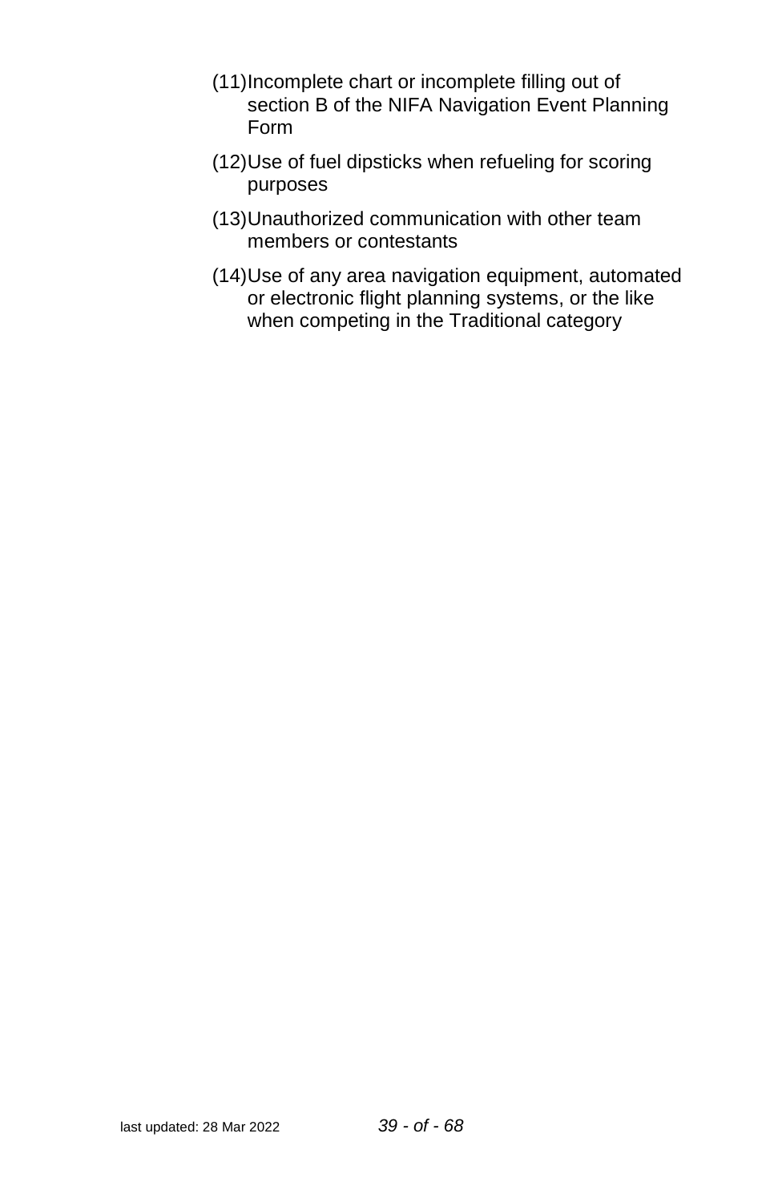(11) Incomplete chart or incomplete filling out of section B of the NIFA Navigation Event Planning Form

(12) Use of fuel dipsticks when refueling for scoring purposes

(13) Unauthorized communication with other team members or contestants

(14) Use of any area navigation equipment, automated or electronic flight planning systems, or the like when competing in the Traditional category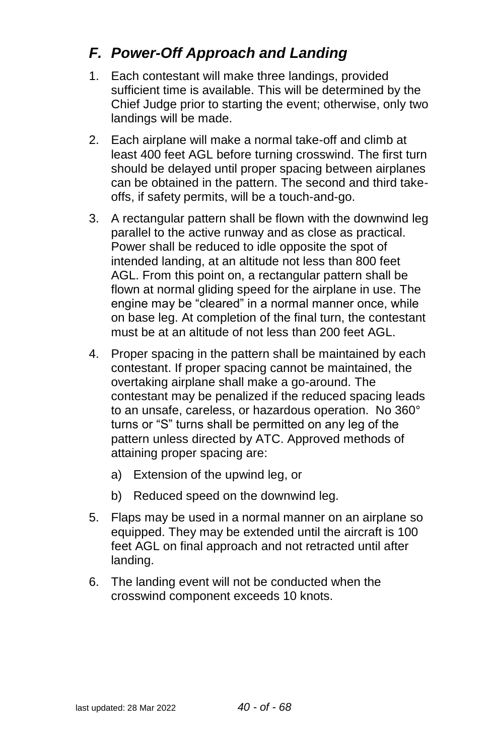## *F. Power-Off Approach and Landing*

1. Each contestant will make three landings, provided sufficient time is available. This will be determined by the Chief Judge prior to starting the event; otherwise, only two landings will be made.

2. Each airplane will make a normal take-off and climb at least 400 feet AGL before turning crosswind. The first turn should be delayed until proper spacing between airplanes can be obtained in the pattern. The second and third take-offs, if safety permits, will be a touch-and-go.

3. A rectangular pattern shall be flown with the downwind leg parallel to the active runway and as close as practical. Power shall be reduced to idle opposite the spot of intended landing, at an altitude not less than 800 feet AGL. From this point on, a rectangular pattern shall be flown at normal gliding speed for the airplane in use. The engine may be "cleared" in a normal manner once, while on base leg. At completion of the final turn, the contestant must be at an altitude of not less than 200 feet AGL.

4. Proper spacing in the pattern shall be maintained by each contestant. If proper spacing cannot be maintained, the overtaking airplane shall make a go-around. The contestant may be penalized if the reduced spacing leads to an unsafe, careless, or hazardous operation. No 360° turns or "S" turns shall be permitted on any leg of the pattern unless directed by ATC. Approved methods of attaining proper spacing are:

   a) Extension of the upwind leg, or

   b) Reduced speed on the downwind leg.

5. Flaps may be used in a normal manner on an airplane so equipped. They may be extended until the aircraft is 100 feet AGL on final approach and not retracted until after landing.

6. The landing event will not be conducted when the crosswind component exceeds 10 knots.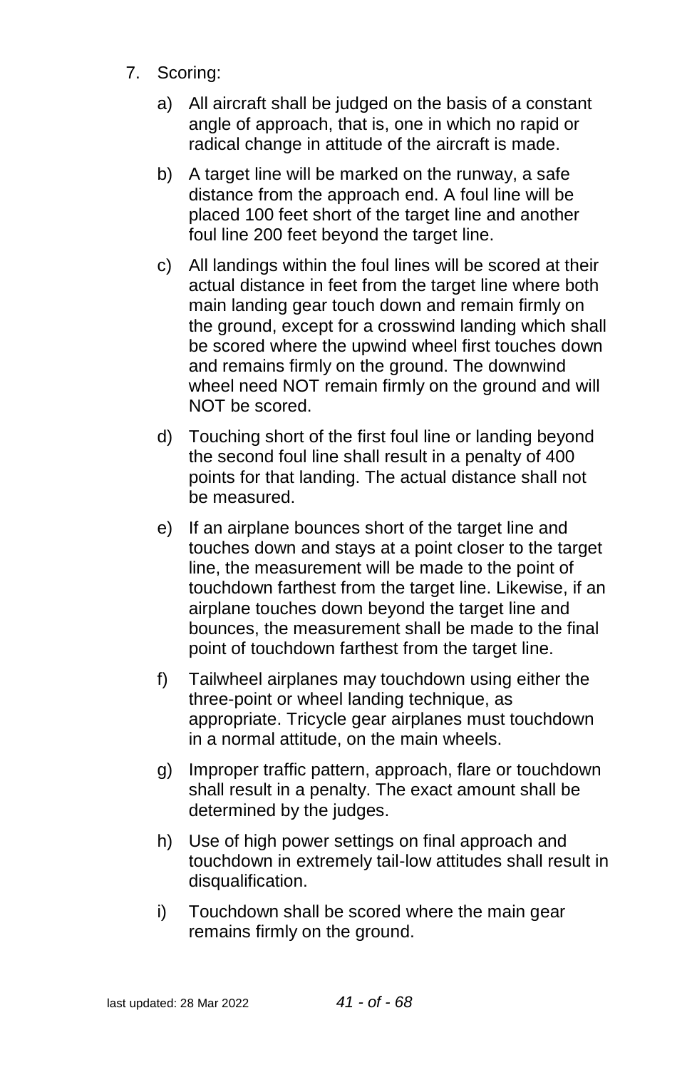7. Scoring:

    a) All aircraft shall be judged on the basis of a constant angle of approach, that is, one in which no rapid or radical change in attitude of the aircraft is made.

    b) A target line will be marked on the runway, a safe distance from the approach end. A foul line will be placed 100 feet short of the target line and another foul line 200 feet beyond the target line.

    c) All landings within the foul lines will be scored at their actual distance in feet from the target line where both main landing gear touch down and remain firmly on the ground, except for a crosswind landing which shall be scored where the upwind wheel first touches down and remains firmly on the ground. The downwind wheel need NOT remain firmly on the ground and will NOT be scored.

    d) Touching short of the first foul line or landing beyond the second foul line shall result in a penalty of 400 points for that landing. The actual distance shall not be measured.

    e) If an airplane bounces short of the target line and touches down and stays at a point closer to the target line, the measurement will be made to the point of touchdown farthest from the target line. Likewise, if an airplane touches down beyond the target line and bounces, the measurement shall be made to the final point of touchdown farthest from the target line.

    f) Tailwheel airplanes may touchdown using either the three-point or wheel landing technique, as appropriate. Tricycle gear airplanes must touchdown in a normal attitude, on the main wheels.

    g) Improper traffic pattern, approach, flare or touchdown shall result in a penalty. The exact amount shall be determined by the judges.

    h) Use of high power settings on final approach and touchdown in extremely tail-low attitudes shall result in disqualification.

    i) Touchdown shall be scored where the main gear remains firmly on the ground.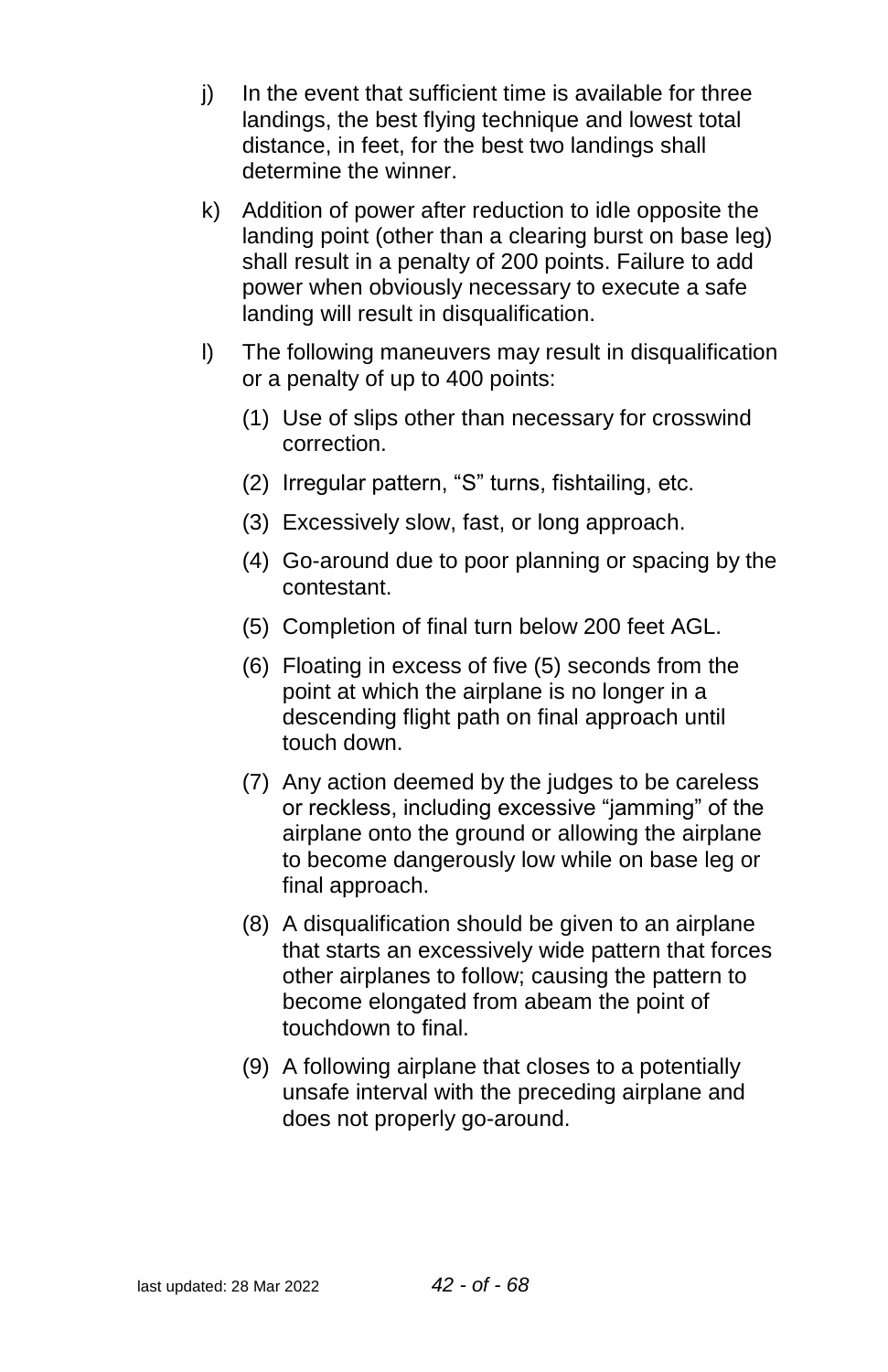j) In the event that sufficient time is available for three landings, the best flying technique and lowest total distance, in feet, for the best two landings shall determine the winner.

k) Addition of power after reduction to idle opposite the landing point (other than a clearing burst on base leg) shall result in a penalty of 200 points. Failure to add power when obviously necessary to execute a safe landing will result in disqualification.

l) The following maneuvers may result in disqualification or a penalty of up to 400 points:

   (1) Use of slips other than necessary for crosswind correction.

   (2) Irregular pattern, "S" turns, fishtailing, etc.

   (3) Excessively slow, fast, or long approach.

   (4) Go-around due to poor planning or spacing by the contestant.

   (5) Completion of final turn below 200 feet AGL.

   (6) Floating in excess of five (5) seconds from the point at which the airplane is no longer in a descending flight path on final approach until touch down.

   (7) Any action deemed by the judges to be careless or reckless, including excessive "jamming" of the airplane onto the ground or allowing the airplane to become dangerously low while on base leg or final approach.

   (8) A disqualification should be given to an airplane that starts an excessively wide pattern that forces other airplanes to follow; causing the pattern to become elongated from abeam the point of touchdown to final.

   (9) A following airplane that closes to a potentially unsafe interval with the preceding airplane and does not properly go-around.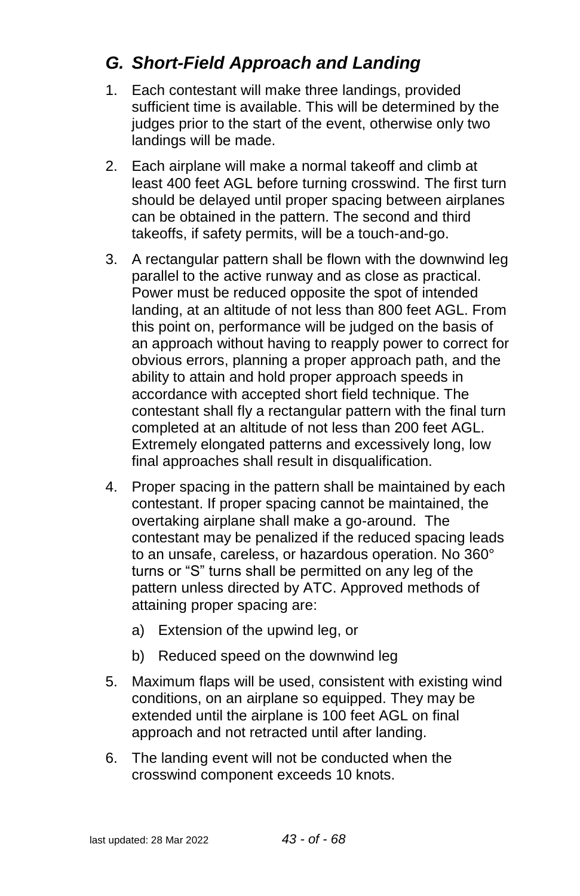## *G. Short-Field Approach and Landing*

1. Each contestant will make three landings, provided sufficient time is available. This will be determined by the judges prior to the start of the event, otherwise only two landings will be made.

2. Each airplane will make a normal takeoff and climb at least 400 feet AGL before turning crosswind. The first turn should be delayed until proper spacing between airplanes can be obtained in the pattern. The second and third takeoffs, if safety permits, will be a touch-and-go.

3. A rectangular pattern shall be flown with the downwind leg parallel to the active runway and as close as practical. Power must be reduced opposite the spot of intended landing, at an altitude of not less than 800 feet AGL. From this point on, performance will be judged on the basis of an approach without having to reapply power to correct for obvious errors, planning a proper approach path, and the ability to attain and hold proper approach speeds in accordance with accepted short field technique. The contestant shall fly a rectangular pattern with the final turn completed at an altitude of not less than 200 feet AGL. Extremely elongated patterns and excessively long, low final approaches shall result in disqualification.

4. Proper spacing in the pattern shall be maintained by each contestant. If proper spacing cannot be maintained, the overtaking airplane shall make a go-around. The contestant may be penalized if the reduced spacing leads to an unsafe, careless, or hazardous operation. No 360° turns or "S" turns shall be permitted on any leg of the pattern unless directed by ATC. Approved methods of attaining proper spacing are:

   a) Extension of the upwind leg, or

   b) Reduced speed on the downwind leg

5. Maximum flaps will be used, consistent with existing wind conditions, on an airplane so equipped. They may be extended until the airplane is 100 feet AGL on final approach and not retracted until after landing.

6. The landing event will not be conducted when the crosswind component exceeds 10 knots.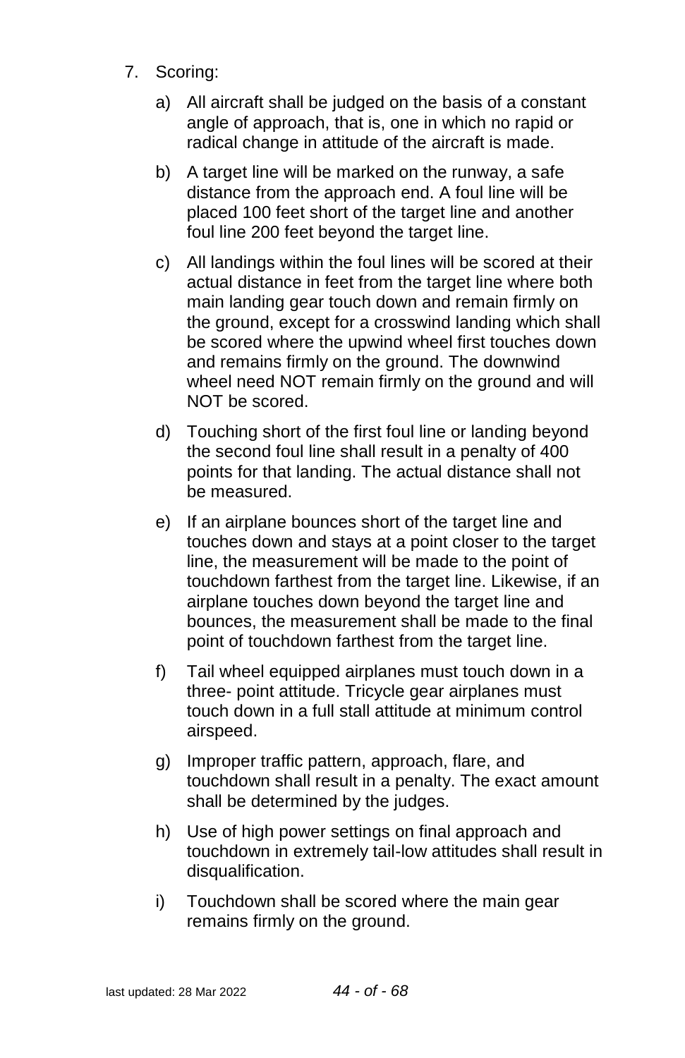7. Scoring:

   a) All aircraft shall be judged on the basis of a constant angle of approach, that is, one in which no rapid or radical change in attitude of the aircraft is made.

   b) A target line will be marked on the runway, a safe distance from the approach end. A foul line will be placed 100 feet short of the target line and another foul line 200 feet beyond the target line.

   c) All landings within the foul lines will be scored at their actual distance in feet from the target line where both main landing gear touch down and remain firmly on the ground, except for a crosswind landing which shall be scored where the upwind wheel first touches down and remains firmly on the ground. The downwind wheel need NOT remain firmly on the ground and will NOT be scored.

   d) Touching short of the first foul line or landing beyond the second foul line shall result in a penalty of 400 points for that landing. The actual distance shall not be measured.

   e) If an airplane bounces short of the target line and touches down and stays at a point closer to the target line, the measurement will be made to the point of touchdown farthest from the target line. Likewise, if an airplane touches down beyond the target line and bounces, the measurement shall be made to the final point of touchdown farthest from the target line.

   f) Tail wheel equipped airplanes must touch down in a three- point attitude. Tricycle gear airplanes must touch down in a full stall attitude at minimum control airspeed.

   g) Improper traffic pattern, approach, flare, and touchdown shall result in a penalty. The exact amount shall be determined by the judges.

   h) Use of high power settings on final approach and touchdown in extremely tail-low attitudes shall result in disqualification.

   i) Touchdown shall be scored where the main gear remains firmly on the ground.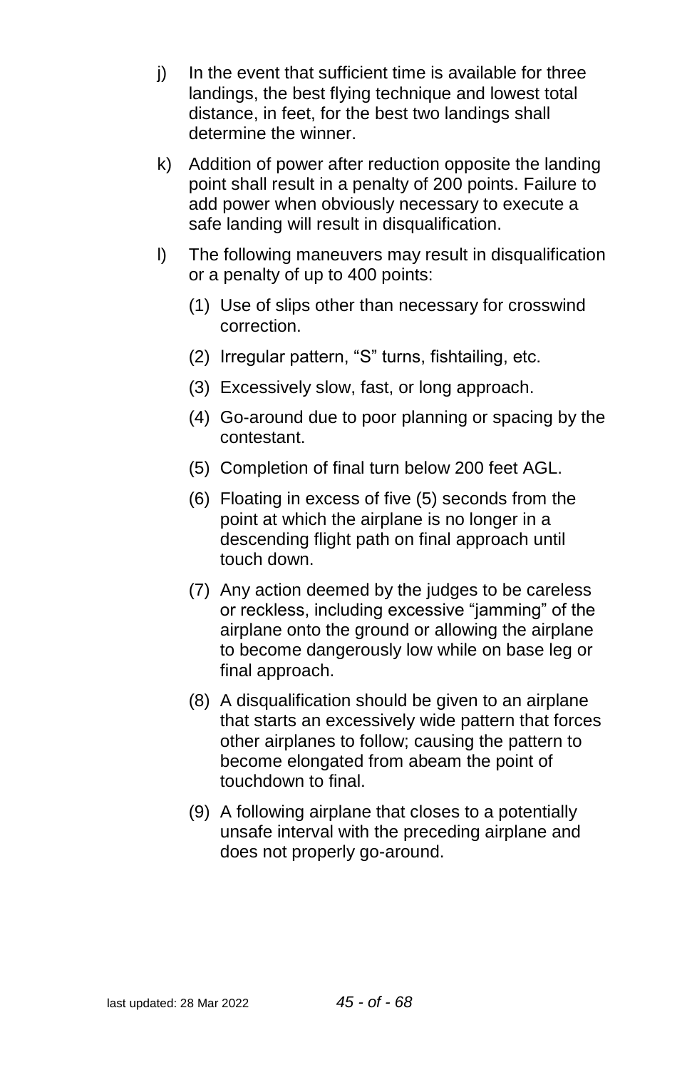j) In the event that sufficient time is available for three landings, the best flying technique and lowest total distance, in feet, for the best two landings shall determine the winner.

k) Addition of power after reduction opposite the landing point shall result in a penalty of 200 points. Failure to add power when obviously necessary to execute a safe landing will result in disqualification.

l) The following maneuvers may result in disqualification or a penalty of up to 400 points:

   (1) Use of slips other than necessary for crosswind correction.

   (2) Irregular pattern, "S" turns, fishtailing, etc.

   (3) Excessively slow, fast, or long approach.

   (4) Go-around due to poor planning or spacing by the contestant.

   (5) Completion of final turn below 200 feet AGL.

   (6) Floating in excess of five (5) seconds from the point at which the airplane is no longer in a descending flight path on final approach until touch down.

   (7) Any action deemed by the judges to be careless or reckless, including excessive "jamming" of the airplane onto the ground or allowing the airplane to become dangerously low while on base leg or final approach.

   (8) A disqualification should be given to an airplane that starts an excessively wide pattern that forces other airplanes to follow; causing the pattern to become elongated from abeam the point of touchdown to final.

   (9) A following airplane that closes to a potentially unsafe interval with the preceding airplane and does not properly go-around.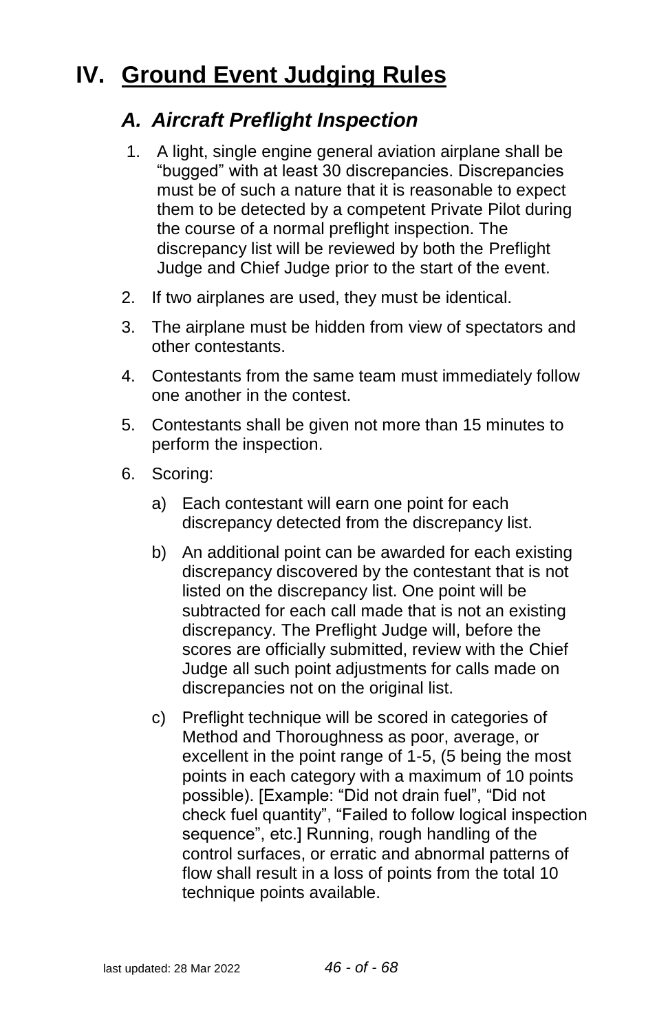# IV. Ground Event Judging Rules

## *A. Aircraft Preflight Inspection*

1. A light, single engine general aviation airplane shall be "bugged" with at least 30 discrepancies. Discrepancies must be of such a nature that it is reasonable to expect them to be detected by a competent Private Pilot during the course of a normal preflight inspection. The discrepancy list will be reviewed by both the Preflight Judge and Chief Judge prior to the start of the event.
2. If two airplanes are used, they must be identical.
3. The airplane must be hidden from view of spectators and other contestants.
4. Contestants from the same team must immediately follow one another in the contest.
5. Contestants shall be given not more than 15 minutes to perform the inspection.
6. Scoring:
   a) Each contestant will earn one point for each discrepancy detected from the discrepancy list.
   b) An additional point can be awarded for each existing discrepancy discovered by the contestant that is not listed on the discrepancy list. One point will be subtracted for each call made that is not an existing discrepancy. The Preflight Judge will, before the scores are officially submitted, review with the Chief Judge all such point adjustments for calls made on discrepancies not on the original list.
   c) Preflight technique will be scored in categories of Method and Thoroughness as poor, average, or excellent in the point range of 1-5, (5 being the most points in each category with a maximum of 10 points possible). [Example: "Did not drain fuel", "Did not check fuel quantity", "Failed to follow logical inspection sequence", etc.] Running, rough handling of the control surfaces, or erratic and abnormal patterns of flow shall result in a loss of points from the total 10 technique points available.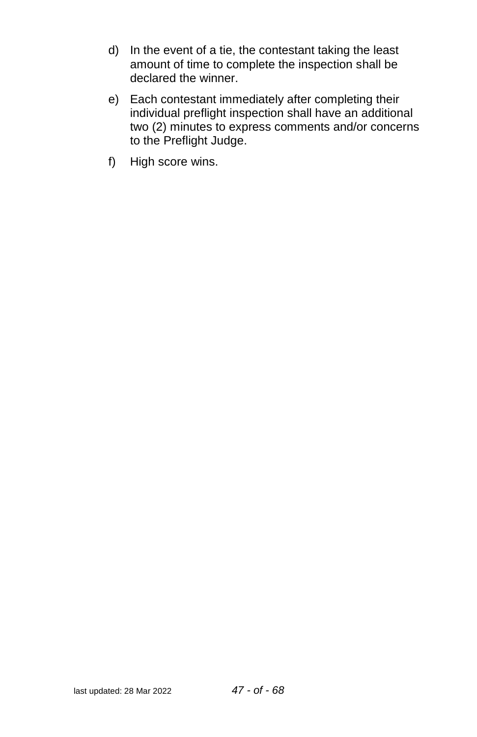d) In the event of a tie, the contestant taking the least amount of time to complete the inspection shall be declared the winner.

e) Each contestant immediately after completing their individual preflight inspection shall have an additional two (2) minutes to express comments and/or concerns to the Preflight Judge.

f) High score wins.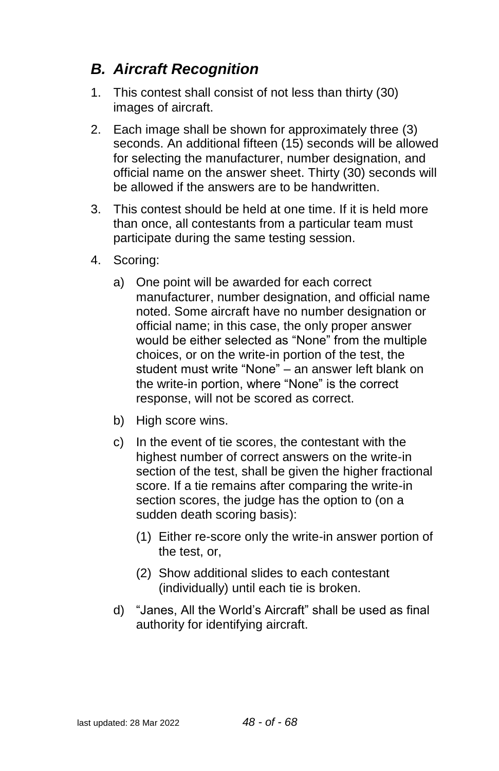## *B. Aircraft Recognition*

1. This contest shall consist of not less than thirty (30) images of aircraft.
2. Each image shall be shown for approximately three (3) seconds. An additional fifteen (15) seconds will be allowed for selecting the manufacturer, number designation, and official name on the answer sheet. Thirty (30) seconds will be allowed if the answers are to be handwritten.
3. This contest should be held at one time. If it is held more than once, all contestants from a particular team must participate during the same testing session.
4. Scoring:
   a) One point will be awarded for each correct manufacturer, number designation, and official name noted. Some aircraft have no number designation or official name; in this case, the only proper answer would be either selected as "None" from the multiple choices, or on the write-in portion of the test, the student must write "None" – an answer left blank on the write-in portion, where "None" is the correct response, will not be scored as correct.
   b) High score wins.
   c) In the event of tie scores, the contestant with the highest number of correct answers on the write-in section of the test, shall be given the higher fractional score. If a tie remains after comparing the write-in section scores, the judge has the option to (on a sudden death scoring basis):
      (1) Either re-score only the write-in answer portion of the test, or,
      (2) Show additional slides to each contestant (individually) until each tie is broken.
   d) "Janes, All the World's Aircraft" shall be used as final authority for identifying aircraft.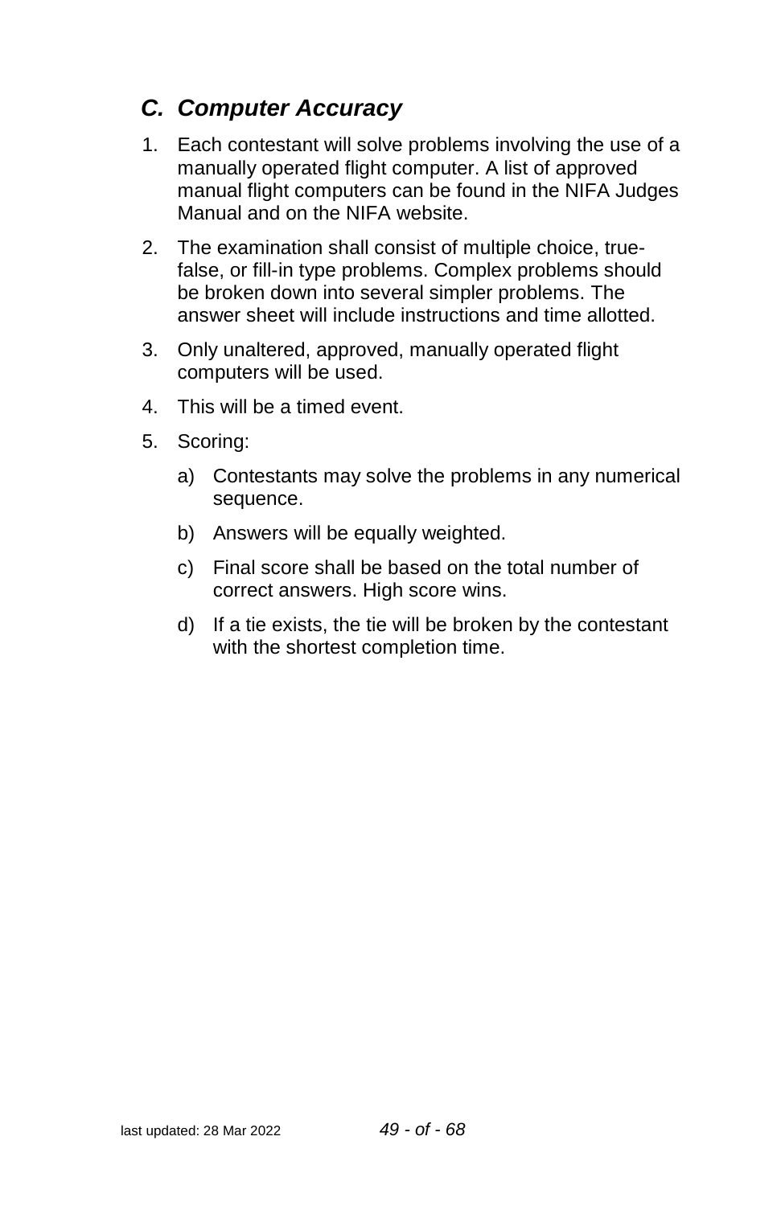## *C. Computer Accuracy*

1. Each contestant will solve problems involving the use of a manually operated flight computer. A list of approved manual flight computers can be found in the NIFA Judges Manual and on the NIFA website.
2. The examination shall consist of multiple choice, true-false, or fill-in type problems. Complex problems should be broken down into several simpler problems. The answer sheet will include instructions and time allotted.
3. Only unaltered, approved, manually operated flight computers will be used.
4. This will be a timed event.
5. Scoring:
    a) Contestants may solve the problems in any numerical sequence.
    b) Answers will be equally weighted.
    c) Final score shall be based on the total number of correct answers. High score wins.
    d) If a tie exists, the tie will be broken by the contestant with the shortest completion time.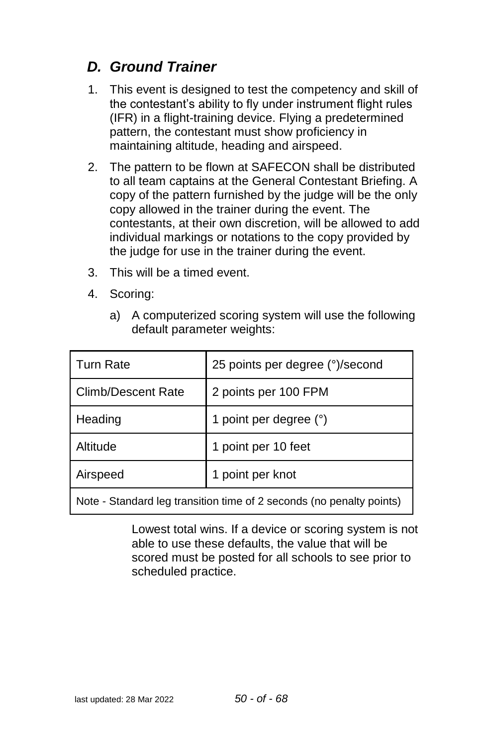### *D. Ground Trainer*

1. This event is designed to test the competency and skill of the contestant's ability to fly under instrument flight rules (IFR) in a flight-training device. Flying a predetermined pattern, the contestant must show proficiency in maintaining altitude, heading and airspeed.

2. The pattern to be flown at SAFECON shall be distributed to all team captains at the General Contestant Briefing. A copy of the pattern furnished by the judge will be the only copy allowed in the trainer during the event. The contestants, at their own discretion, will be allowed to add individual markings or notations to the copy provided by the judge for use in the trainer during the event.

3. This will be a timed event.

4. Scoring:

   a) A computerized scoring system will use the following default parameter weights:

| Turn Rate | 25 points per degree (°)/second |
|---|---|
| Climb/Descent Rate | 2 points per 100 FPM |
| Heading | 1 point per degree (°) |
| Altitude | 1 point per 10 feet |
| Airspeed | 1 point per knot |
| Note - Standard leg transition time of 2 seconds (no penalty points) | |

   Lowest total wins. If a device or scoring system is not able to use these defaults, the value that will be scored must be posted for all schools to see prior to scheduled practice.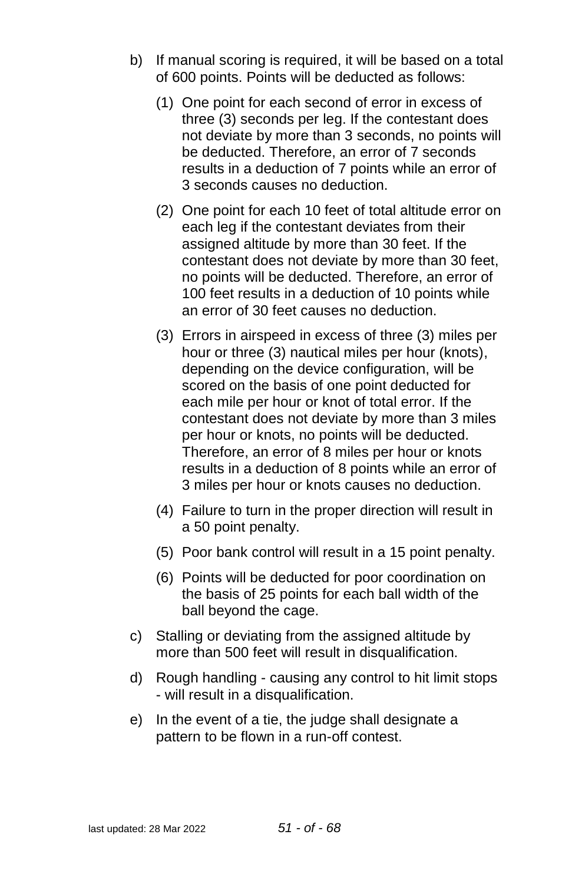b) If manual scoring is required, it will be based on a total of 600 points. Points will be deducted as follows:

   (1) One point for each second of error in excess of three (3) seconds per leg. If the contestant does not deviate by more than 3 seconds, no points will be deducted. Therefore, an error of 7 seconds results in a deduction of 7 points while an error of 3 seconds causes no deduction.

   (2) One point for each 10 feet of total altitude error on each leg if the contestant deviates from their assigned altitude by more than 30 feet. If the contestant does not deviate by more than 30 feet, no points will be deducted. Therefore, an error of 100 feet results in a deduction of 10 points while an error of 30 feet causes no deduction.

   (3) Errors in airspeed in excess of three (3) miles per hour or three (3) nautical miles per hour (knots), depending on the device configuration, will be scored on the basis of one point deducted for each mile per hour or knot of total error. If the contestant does not deviate by more than 3 miles per hour or knots, no points will be deducted. Therefore, an error of 8 miles per hour or knots results in a deduction of 8 points while an error of 3 miles per hour or knots causes no deduction.

   (4) Failure to turn in the proper direction will result in a 50 point penalty.

   (5) Poor bank control will result in a 15 point penalty.

   (6) Points will be deducted for poor coordination on the basis of 25 points for each ball width of the ball beyond the cage.

c) Stalling or deviating from the assigned altitude by more than 500 feet will result in disqualification.

d) Rough handling - causing any control to hit limit stops - will result in a disqualification.

e) In the event of a tie, the judge shall designate a pattern to be flown in a run-off contest.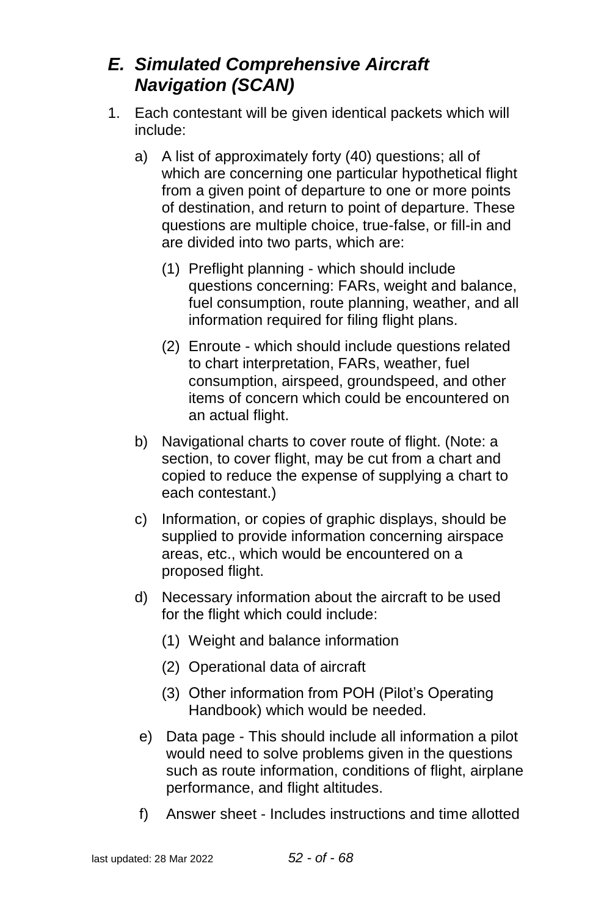## *E. Simulated Comprehensive Aircraft Navigation (SCAN)*

1. Each contestant will be given identical packets which will include:

   a) A list of approximately forty (40) questions; all of which are concerning one particular hypothetical flight from a given point of departure to one or more points of destination, and return to point of departure. These questions are multiple choice, true-false, or fill-in and are divided into two parts, which are:

      (1) Preflight planning - which should include questions concerning: FARs, weight and balance, fuel consumption, route planning, weather, and all information required for filing flight plans.

      (2) Enroute - which should include questions related to chart interpretation, FARs, weather, fuel consumption, airspeed, groundspeed, and other items of concern which could be encountered on an actual flight.

   b) Navigational charts to cover route of flight. (Note: a section, to cover flight, may be cut from a chart and copied to reduce the expense of supplying a chart to each contestant.)

   c) Information, or copies of graphic displays, should be supplied to provide information concerning airspace areas, etc., which would be encountered on a proposed flight.

   d) Necessary information about the aircraft to be used for the flight which could include:

      (1) Weight and balance information

      (2) Operational data of aircraft

      (3) Other information from POH (Pilot's Operating Handbook) which would be needed.

   e) Data page - This should include all information a pilot would need to solve problems given in the questions such as route information, conditions of flight, airplane performance, and flight altitudes.

   f) Answer sheet - Includes instructions and time allotted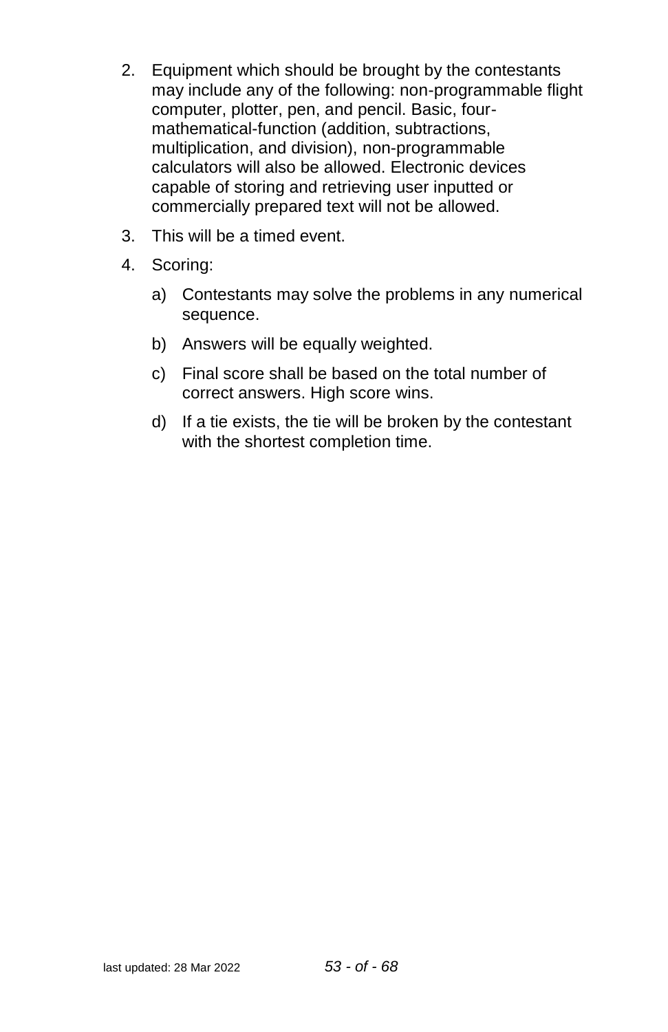2. Equipment which should be brought by the contestants may include any of the following: non-programmable flight computer, plotter, pen, and pencil. Basic, four-mathematical-function (addition, subtractions, multiplication, and division), non-programmable calculators will also be allowed. Electronic devices capable of storing and retrieving user inputted or commercially prepared text will not be allowed.
3. This will be a timed event.
4. Scoring:
   a) Contestants may solve the problems in any numerical sequence.
   b) Answers will be equally weighted.
   c) Final score shall be based on the total number of correct answers. High score wins.
   d) If a tie exists, the tie will be broken by the contestant with the shortest completion time.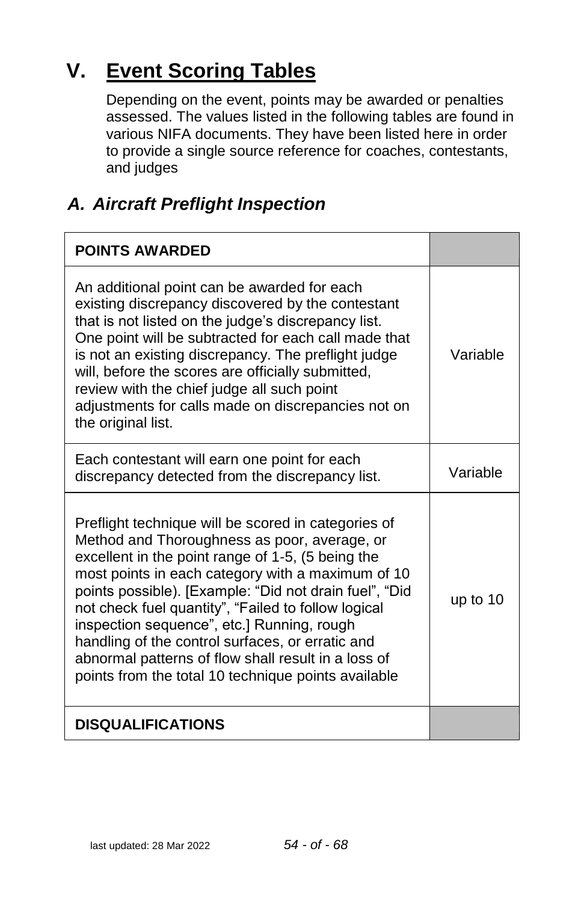# V. Event Scoring Tables

Depending on the event, points may be awarded or penalties assessed. The values listed in the following tables are found in various NIFA documents. They have been listed here in order to provide a single source reference for coaches, contestants, and judges

## *A. Aircraft Preflight Inspection*

| **POINTS AWARDED** | |
|---|---|
| An additional point can be awarded for each existing discrepancy discovered by the contestant that is not listed on the judge's discrepancy list. One point will be subtracted for each call made that is not an existing discrepancy. The preflight judge will, before the scores are officially submitted, review with the chief judge all such point adjustments for calls made on discrepancies not on the original list. | Variable |
| Each contestant will earn one point for each discrepancy detected from the discrepancy list. | Variable |
| Preflight technique will be scored in categories of Method and Thoroughness as poor, average, or excellent in the point range of 1-5, (5 being the most points in each category with a maximum of 10 points possible). [Example: "Did not drain fuel", "Did not check fuel quantity", "Failed to follow logical inspection sequence", etc.] Running, rough handling of the control surfaces, or erratic and abnormal patterns of flow shall result in a loss of points from the total 10 technique points available | up to 10 |
| **DISQUALIFICATIONS** | |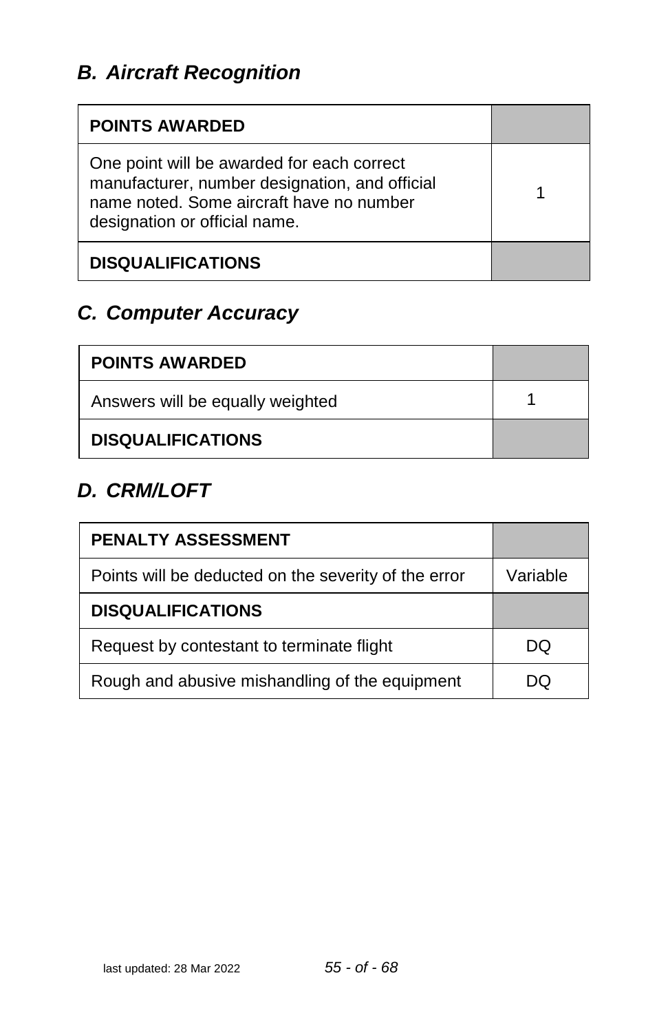## *B. Aircraft Recognition*

| **POINTS AWARDED** | |
|---|---|
| One point will be awarded for each correct manufacturer, number designation, and official name noted. Some aircraft have no number designation or official name. | 1 |
| **DISQUALIFICATIONS** | |

## *C. Computer Accuracy*

| **POINTS AWARDED** | |
|---|---|
| Answers will be equally weighted | 1 |
| **DISQUALIFICATIONS** | |

## *D. CRM/LOFT*

| **PENALTY ASSESSMENT** | |
|---|---|
| Points will be deducted on the severity of the error | Variable |
| **DISQUALIFICATIONS** | |
| Request by contestant to terminate flight | DQ |
| Rough and abusive mishandling of the equipment | DQ |

last updated: 28 Mar 2022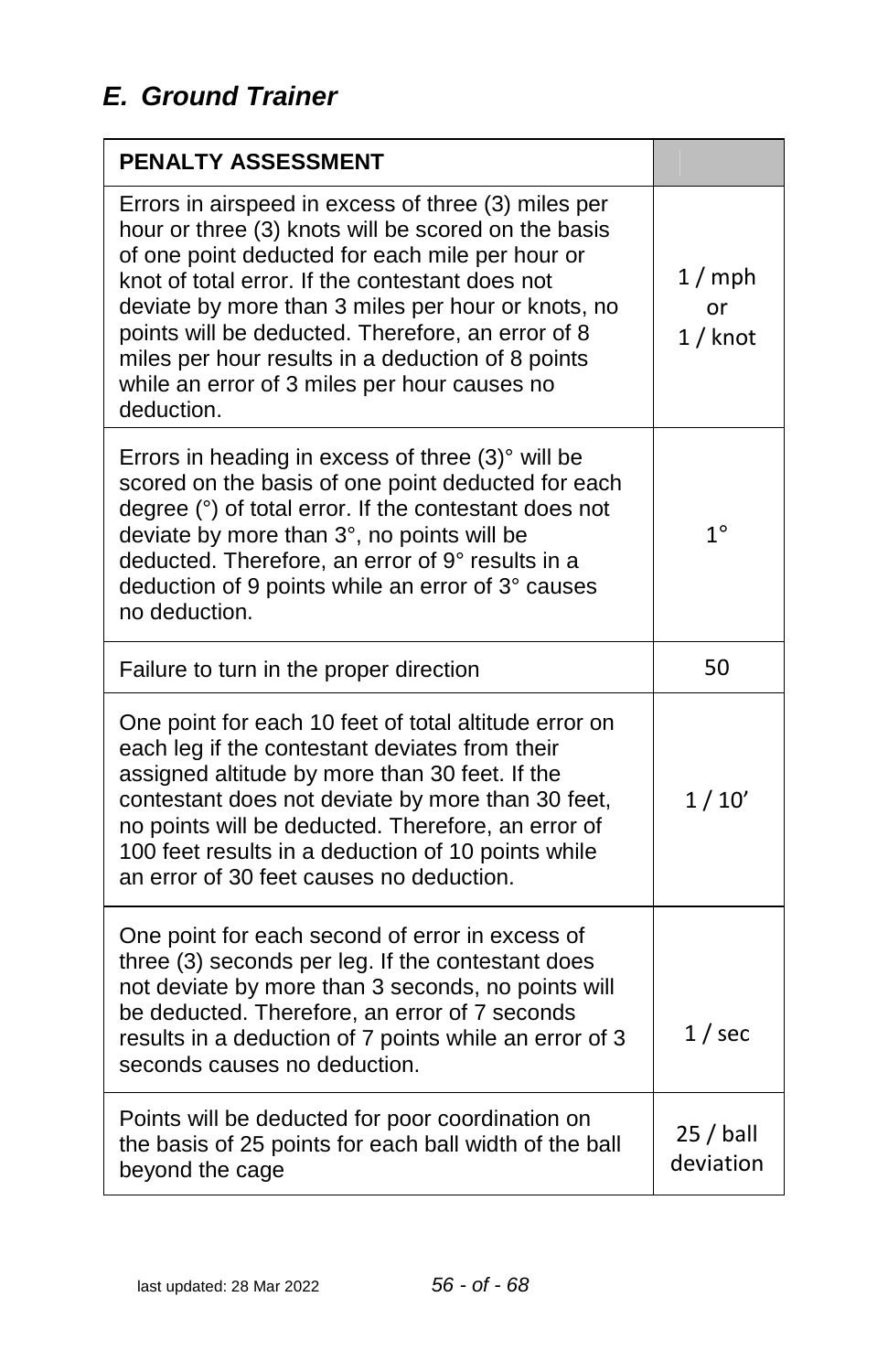## *E. Ground Trainer*

| PENALTY ASSESSMENT | |
|---|---|
| Errors in airspeed in excess of three (3) miles per hour or three (3) knots will be scored on the basis of one point deducted for each mile per hour or knot of total error. If the contestant does not deviate by more than 3 miles per hour or knots, no points will be deducted. Therefore, an error of 8 miles per hour results in a deduction of 8 points while an error of 3 miles per hour causes no deduction. | 1 / mph or 1 / knot |
| Errors in heading in excess of three (3)° will be scored on the basis of one point deducted for each degree (°) of total error. If the contestant does not deviate by more than 3°, no points will be deducted. Therefore, an error of 9° results in a deduction of 9 points while an error of 3° causes no deduction. | 1° |
| Failure to turn in the proper direction | 50 |
| One point for each 10 feet of total altitude error on each leg if the contestant deviates from their assigned altitude by more than 30 feet. If the contestant does not deviate by more than 30 feet, no points will be deducted. Therefore, an error of 100 feet results in a deduction of 10 points while an error of 30 feet causes no deduction. | 1 / 10' |
| One point for each second of error in excess of three (3) seconds per leg. If the contestant does not deviate by more than 3 seconds, no points will be deducted. Therefore, an error of 7 seconds results in a deduction of 7 points while an error of 3 seconds causes no deduction. | 1 / sec |
| Points will be deducted for poor coordination on the basis of 25 points for each ball width of the ball beyond the cage | 25 / ball deviation |

last updated: 28 Mar 2022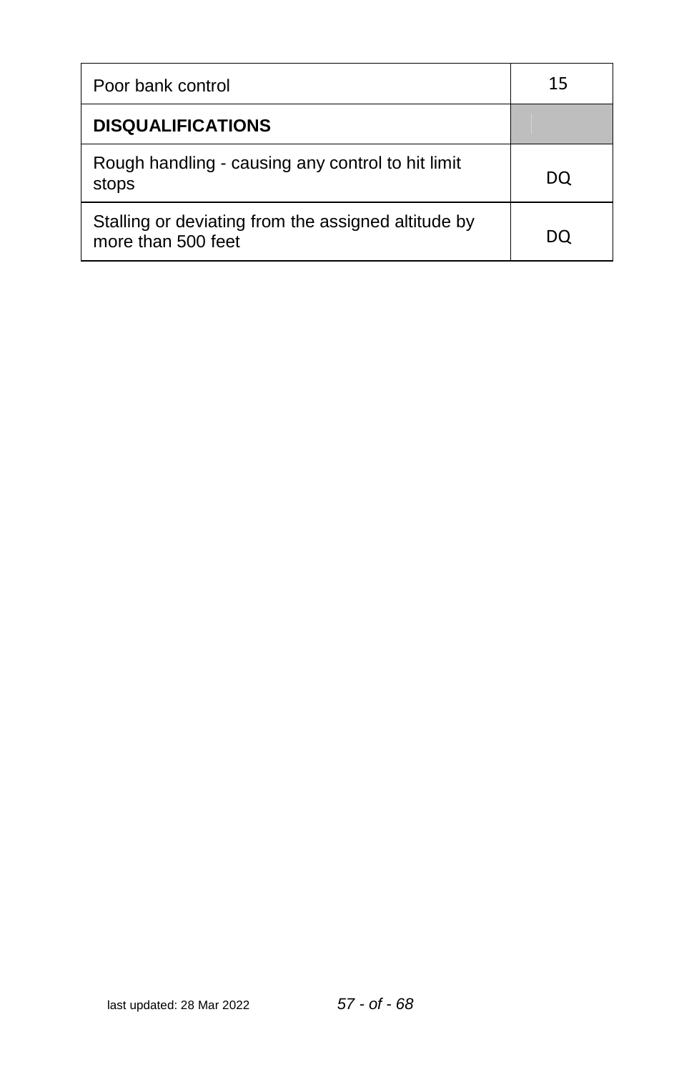| Poor bank control | 15 |
|---|---|
| **DISQUALIFICATIONS** | |
| Rough handling - causing any control to hit limit stops | DQ |
| Stalling or deviating from the assigned altitude by more than 500 feet | DQ |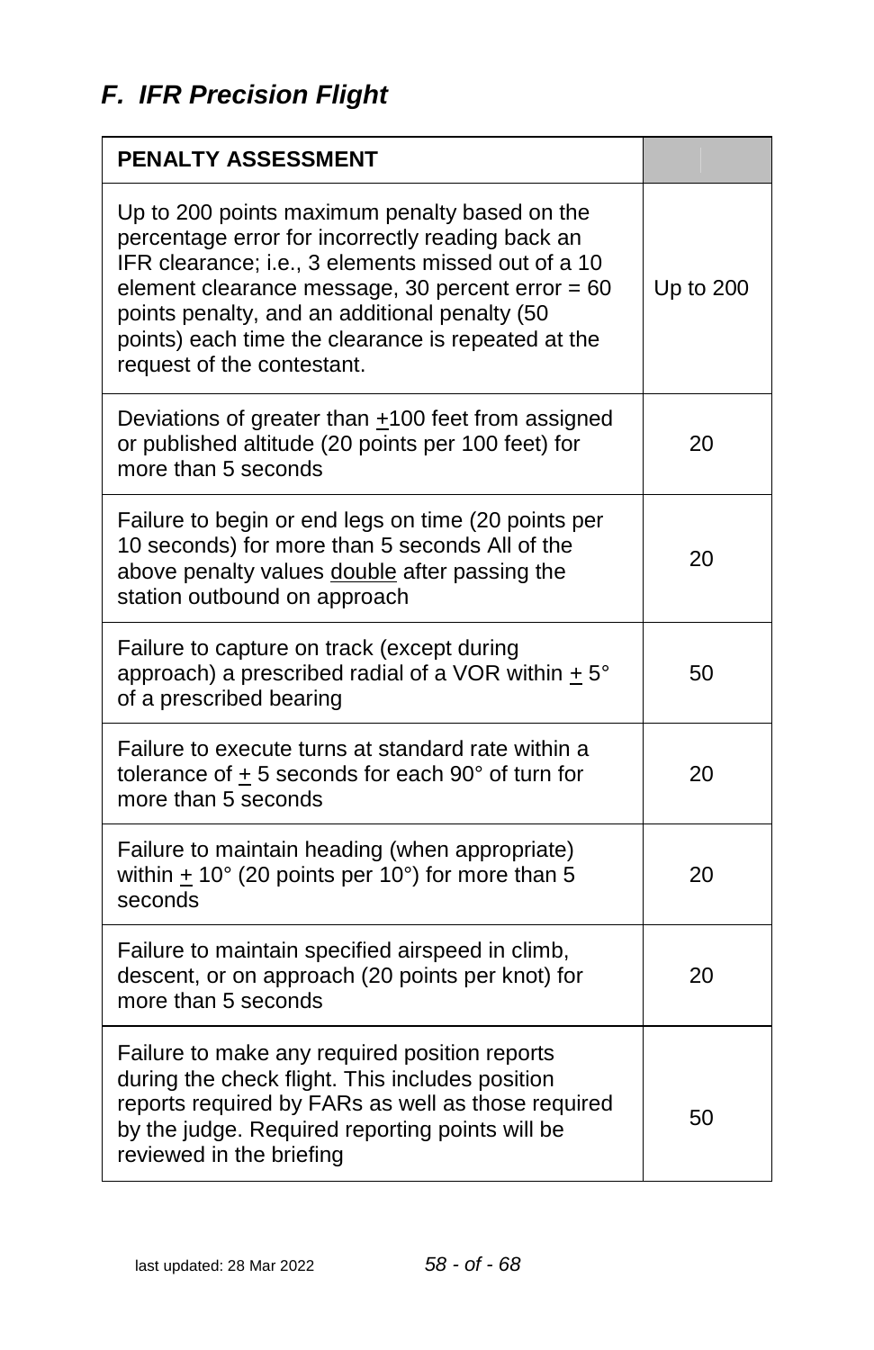## *F. IFR Precision Flight*

| PENALTY ASSESSMENT | |
|---|---|
| Up to 200 points maximum penalty based on the percentage error for incorrectly reading back an IFR clearance; i.e., 3 elements missed out of a 10 element clearance message, 30 percent error = 60 points penalty, and an additional penalty (50 points) each time the clearance is repeated at the request of the contestant. | Up to 200 |
| Deviations of greater than ±100 feet from assigned or published altitude (20 points per 100 feet) for more than 5 seconds | 20 |
| Failure to begin or end legs on time (20 points per 10 seconds) for more than 5 seconds All of the above penalty values <u>double</u> after passing the station outbound on approach | 20 |
| Failure to capture on track (except during approach) a prescribed radial of a VOR within ± 5° of a prescribed bearing | 50 |
| Failure to execute turns at standard rate within a tolerance of ± 5 seconds for each 90° of turn for more than 5 seconds | 20 |
| Failure to maintain heading (when appropriate) within ± 10° (20 points per 10°) for more than 5 seconds | 20 |
| Failure to maintain specified airspeed in climb, descent, or on approach (20 points per knot) for more than 5 seconds | 20 |
| Failure to make any required position reports during the check flight. This includes position reports required by FARs as well as those required by the judge. Required reporting points will be reviewed in the briefing | 50 |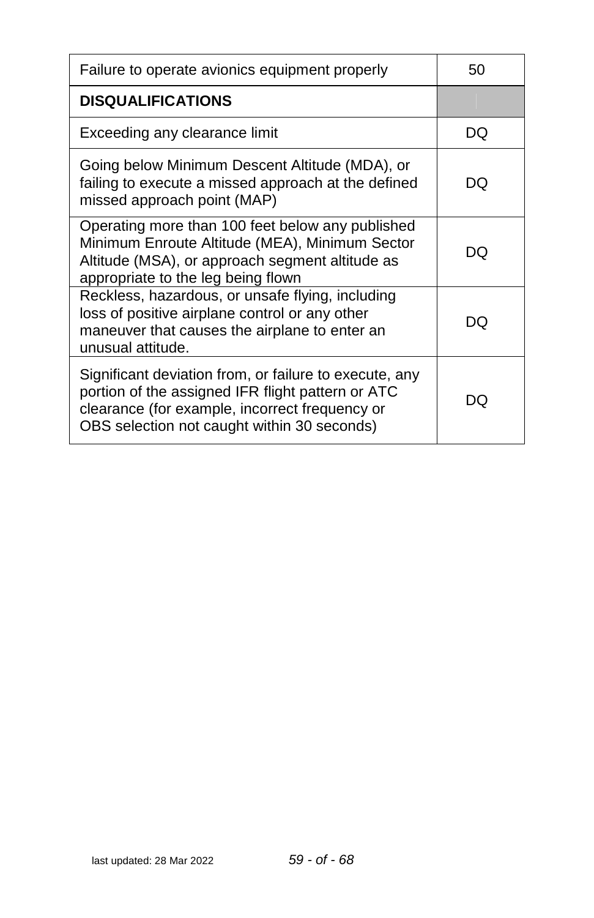| Failure to operate avionics equipment properly | 50 |
| --- | --- |
| **DISQUALIFICATIONS** | |
| Exceeding any clearance limit | DQ |
| Going below Minimum Descent Altitude (MDA), or failing to execute a missed approach at the defined missed approach point (MAP) | DQ |
| Operating more than 100 feet below any published Minimum Enroute Altitude (MEA), Minimum Sector Altitude (MSA), or approach segment altitude as appropriate to the leg being flown | DQ |
| Reckless, hazardous, or unsafe flying, including loss of positive airplane control or any other maneuver that causes the airplane to enter an unusual attitude. | DQ |
| Significant deviation from, or failure to execute, any portion of the assigned IFR flight pattern or ATC clearance (for example, incorrect frequency or OBS selection not caught within 30 seconds) | DQ |

last updated: 28 Mar 2022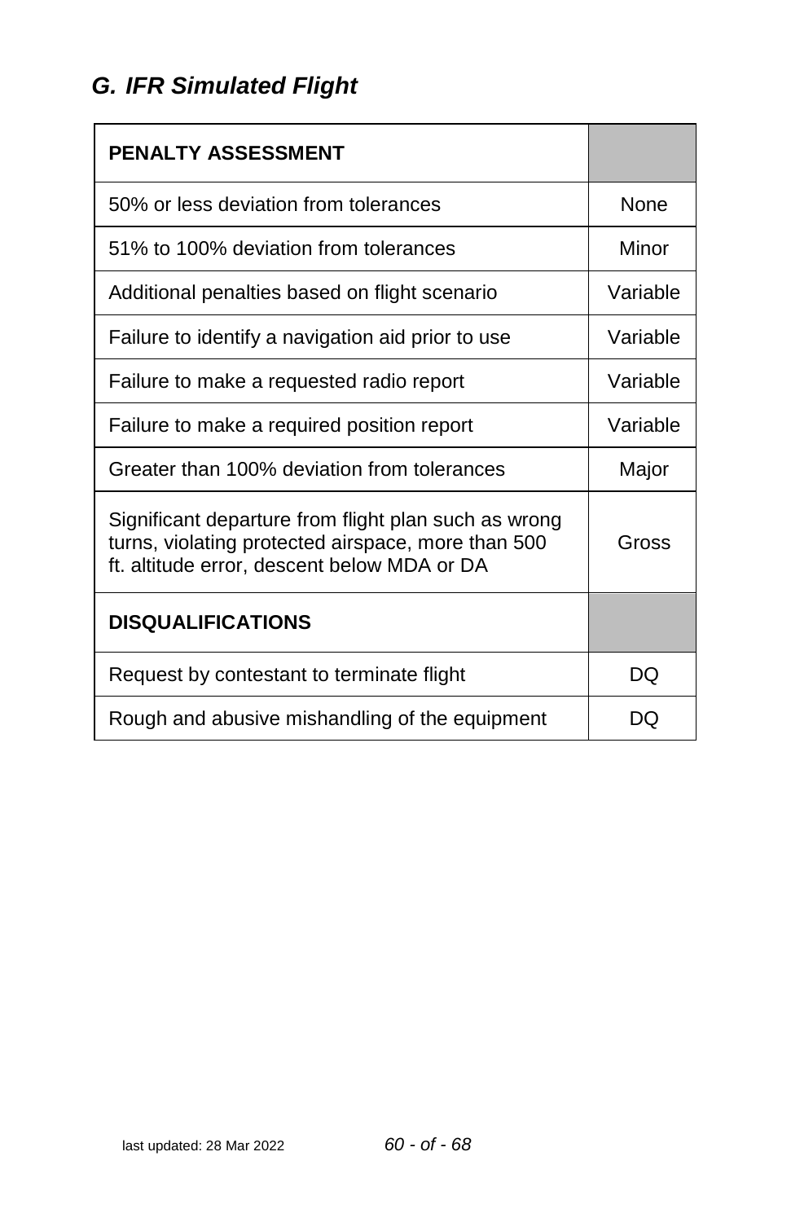## *G. IFR Simulated Flight*

| **PENALTY ASSESSMENT** | |
|---|---|
| 50% or less deviation from tolerances | None |
| 51% to 100% deviation from tolerances | Minor |
| Additional penalties based on flight scenario | Variable |
| Failure to identify a navigation aid prior to use | Variable |
| Failure to make a requested radio report | Variable |
| Failure to make a required position report | Variable |
| Greater than 100% deviation from tolerances | Major |
| Significant departure from flight plan such as wrong turns, violating protected airspace, more than 500 ft. altitude error, descent below MDA or DA | Gross |
| **DISQUALIFICATIONS** | |
| Request by contestant to terminate flight | DQ |
| Rough and abusive mishandling of the equipment | DQ |

last updated: 28 Mar 2022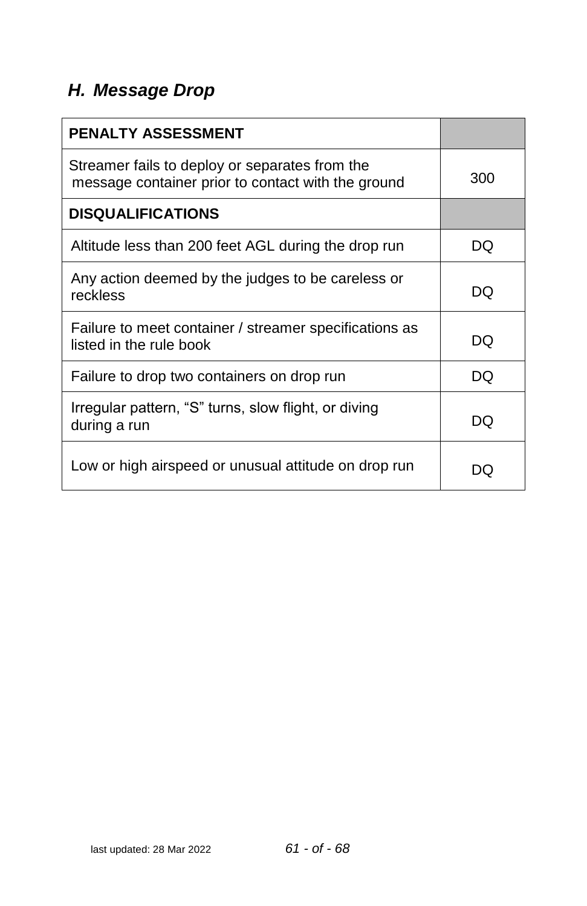## *H. Message Drop*

| PENALTY ASSESSMENT | |
|---|---|
| Streamer fails to deploy or separates from the message container prior to contact with the ground | 300 |
| **DISQUALIFICATIONS** | |
| Altitude less than 200 feet AGL during the drop run | DQ |
| Any action deemed by the judges to be careless or reckless | DQ |
| Failure to meet container / streamer specifications as listed in the rule book | DQ |
| Failure to drop two containers on drop run | DQ |
| Irregular pattern, "S" turns, slow flight, or diving during a run | DQ |
| Low or high airspeed or unusual attitude on drop run | DQ |

last updated: 28 Mar 2022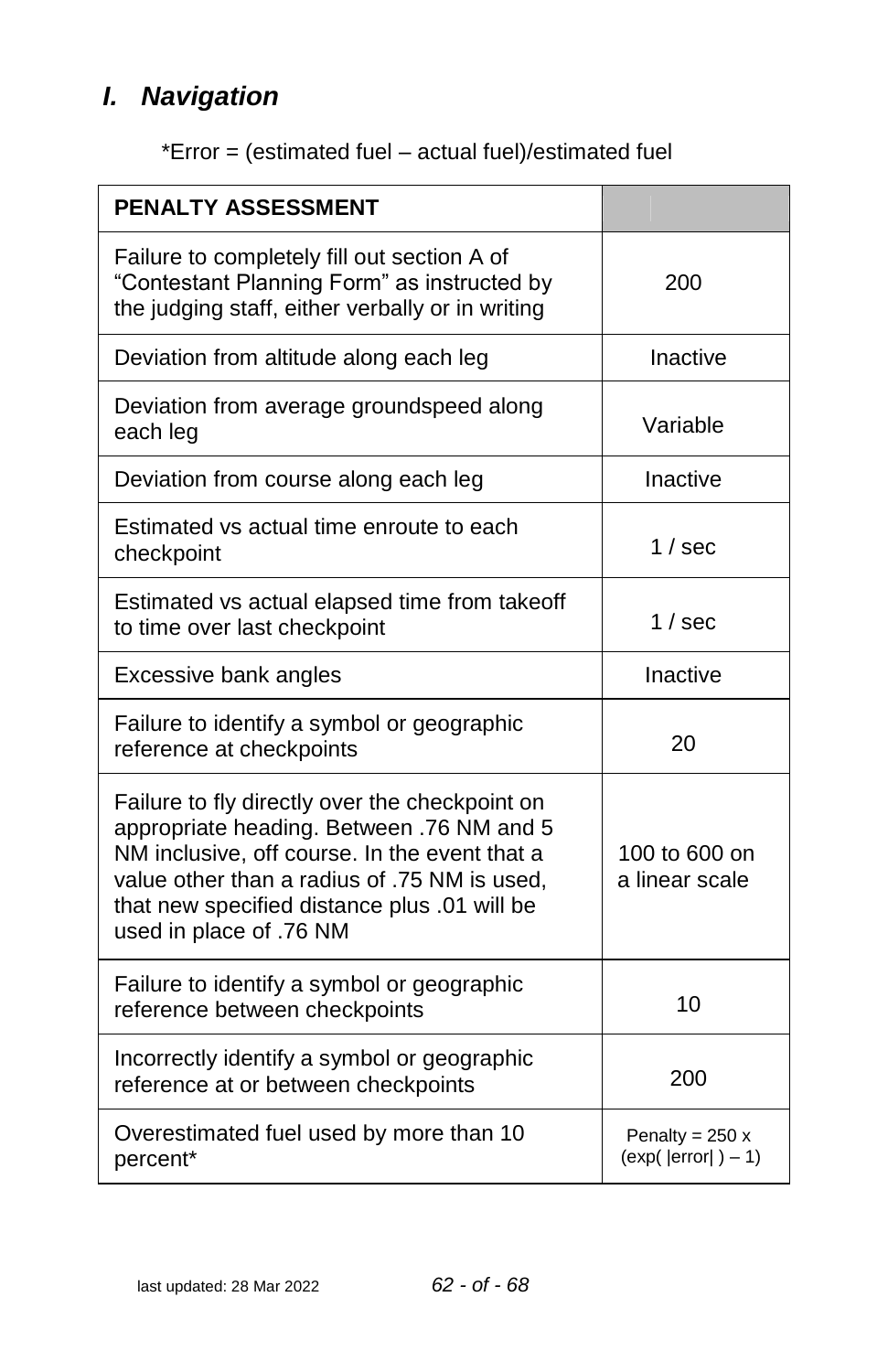## I. Navigation

*Error = (estimated fuel – actual fuel)/estimated fuel

| PENALTY ASSESSMENT | |
|---|---|
| Failure to completely fill out section A of “Contestant Planning Form” as instructed by the judging staff, either verbally or in writing | 200 |
| Deviation from altitude along each leg | Inactive |
| Deviation from average groundspeed along each leg | Variable |
| Deviation from course along each leg | Inactive |
| Estimated vs actual time enroute to each checkpoint | 1 / sec |
| Estimated vs actual elapsed time from takeoff to time over last checkpoint | 1 / sec |
| Excessive bank angles | Inactive |
| Failure to identify a symbol or geographic reference at checkpoints | 20 |
| Failure to fly directly over the checkpoint on appropriate heading. Between .76 NM and 5 NM inclusive, off course. In the event that a value other than a radius of .75 NM is used, that new specified distance plus .01 will be used in place of .76 NM | 100 to 600 on a linear scale |
| Failure to identify a symbol or geographic reference between checkpoints | 10 |
| Incorrectly identify a symbol or geographic reference at or between checkpoints | 200 |
| Overestimated fuel used by more than 10 percent* | Penalty = 250 x (exp( \|error\| ) – 1) |

last updated: 28 Mar 2022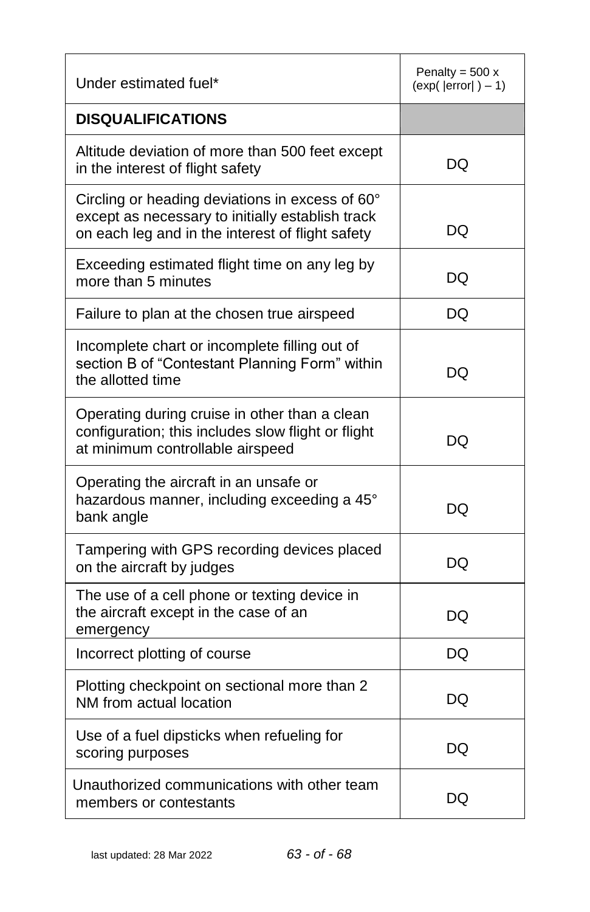| Under estimated fuel* | Penalty = 500 x (exp( \|error\| ) – 1) |
|---|---|
| **DISQUALIFICATIONS** | |
| Altitude deviation of more than 500 feet except in the interest of flight safety | DQ |
| Circling or heading deviations in excess of 60° except as necessary to initially establish track on each leg and in the interest of flight safety | DQ |
| Exceeding estimated flight time on any leg by more than 5 minutes | DQ |
| Failure to plan at the chosen true airspeed | DQ |
| Incomplete chart or incomplete filling out of section B of "Contestant Planning Form" within the allotted time | DQ |
| Operating during cruise in other than a clean configuration; this includes slow flight or flight at minimum controllable airspeed | DQ |
| Operating the aircraft in an unsafe or hazardous manner, including exceeding a 45° bank angle | DQ |
| Tampering with GPS recording devices placed on the aircraft by judges | DQ |
| The use of a cell phone or texting device in the aircraft except in the case of an emergency | DQ |
| Incorrect plotting of course | DQ |
| Plotting checkpoint on sectional more than 2 NM from actual location | DQ |
| Use of a fuel dipsticks when refueling for scoring purposes | DQ |
| Unauthorized communications with other team members or contestants | DQ |

last updated: 28 Mar 2022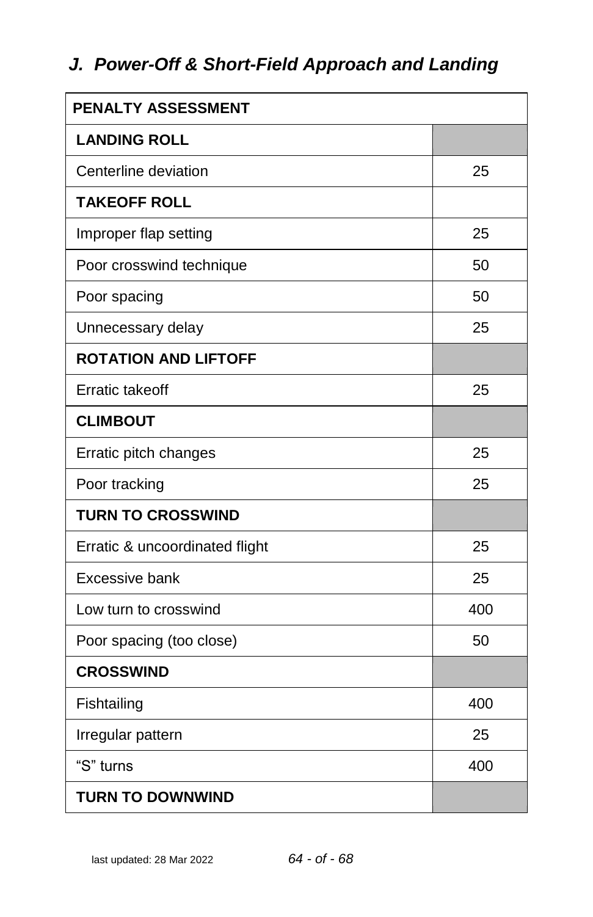## *J. Power-Off & Short-Field Approach and Landing*

| PENALTY ASSESSMENT | |
|---|---|
| **LANDING ROLL** | |
| Centerline deviation | 25 |
| **TAKEOFF ROLL** | |
| Improper flap setting | 25 |
| Poor crosswind technique | 50 |
| Poor spacing | 50 |
| Unnecessary delay | 25 |
| **ROTATION AND LIFTOFF** | |
| Erratic takeoff | 25 |
| **CLIMBOUT** | |
| Erratic pitch changes | 25 |
| Poor tracking | 25 |
| **TURN TO CROSSWIND** | |
| Erratic & uncoordinated flight | 25 |
| Excessive bank | 25 |
| Low turn to crosswind | 400 |
| Poor spacing (too close) | 50 |
| **CROSSWIND** | |
| Fishtailing | 400 |
| Irregular pattern | 25 |
| “S” turns | 400 |
| **TURN TO DOWNWIND** | |

last updated: 28 Mar 2022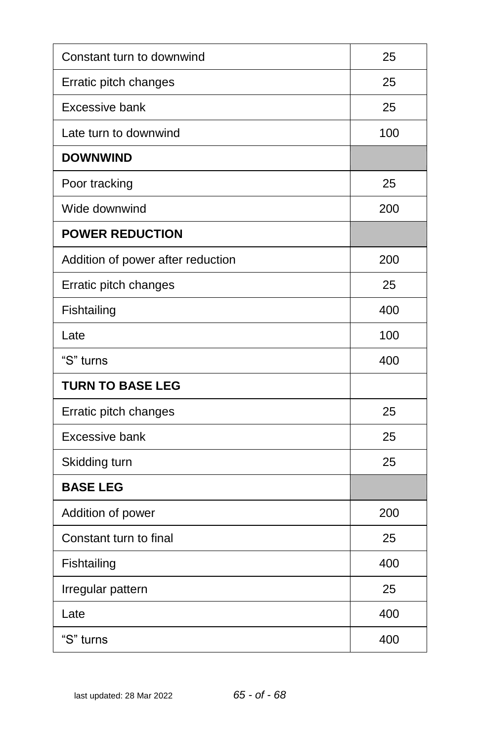| | |
|---|---|
| Constant turn to downwind | 25 |
| Erratic pitch changes | 25 |
| Excessive bank | 25 |
| Late turn to downwind | 100 |
| **DOWNWIND** | |
| Poor tracking | 25 |
| Wide downwind | 200 |
| **POWER REDUCTION** | |
| Addition of power after reduction | 200 |
| Erratic pitch changes | 25 |
| Fishtailing | 400 |
| Late | 100 |
| “S” turns | 400 |
| **TURN TO BASE LEG** | |
| Erratic pitch changes | 25 |
| Excessive bank | 25 |
| Skidding turn | 25 |
| **BASE LEG** | |
| Addition of power | 200 |
| Constant turn to final | 25 |
| Fishtailing | 400 |
| Irregular pattern | 25 |
| Late | 400 |
| “S” turns | 400 |

last updated: 28 Mar 2022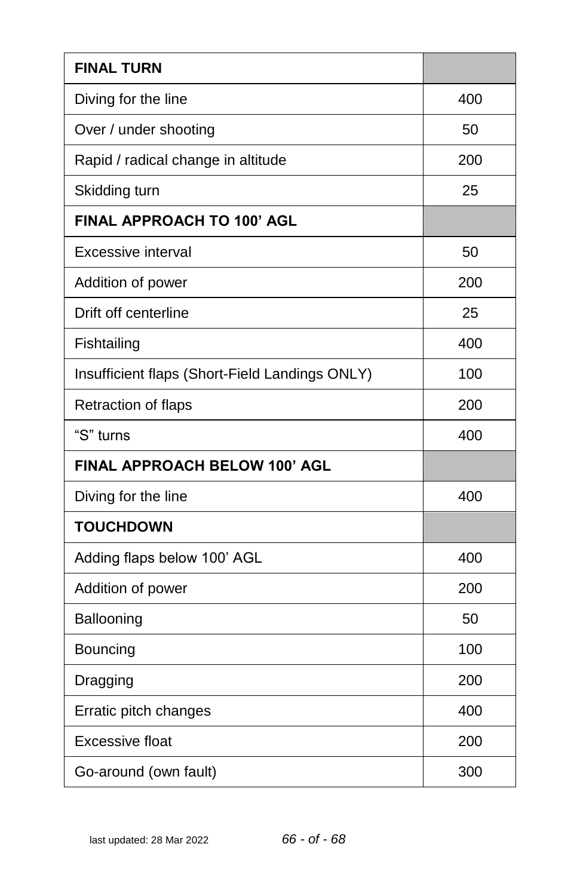| FINAL TURN | |
|---|---|
| Diving for the line | 400 |
| Over / under shooting | 50 |
| Rapid / radical change in altitude | 200 |
| Skidding turn | 25 |
| **FINAL APPROACH TO 100' AGL** | |
| Excessive interval | 50 |
| Addition of power | 200 |
| Drift off centerline | 25 |
| Fishtailing | 400 |
| Insufficient flaps (Short-Field Landings ONLY) | 100 |
| Retraction of flaps | 200 |
| "S" turns | 400 |
| **FINAL APPROACH BELOW 100' AGL** | |
| Diving for the line | 400 |
| **TOUCHDOWN** | |
| Adding flaps below 100' AGL | 400 |
| Addition of power | 200 |
| Ballooning | 50 |
| Bouncing | 100 |
| Dragging | 200 |
| Erratic pitch changes | 400 |
| Excessive float | 200 |
| Go-around (own fault) | 300 |

last updated: 28 Mar 2022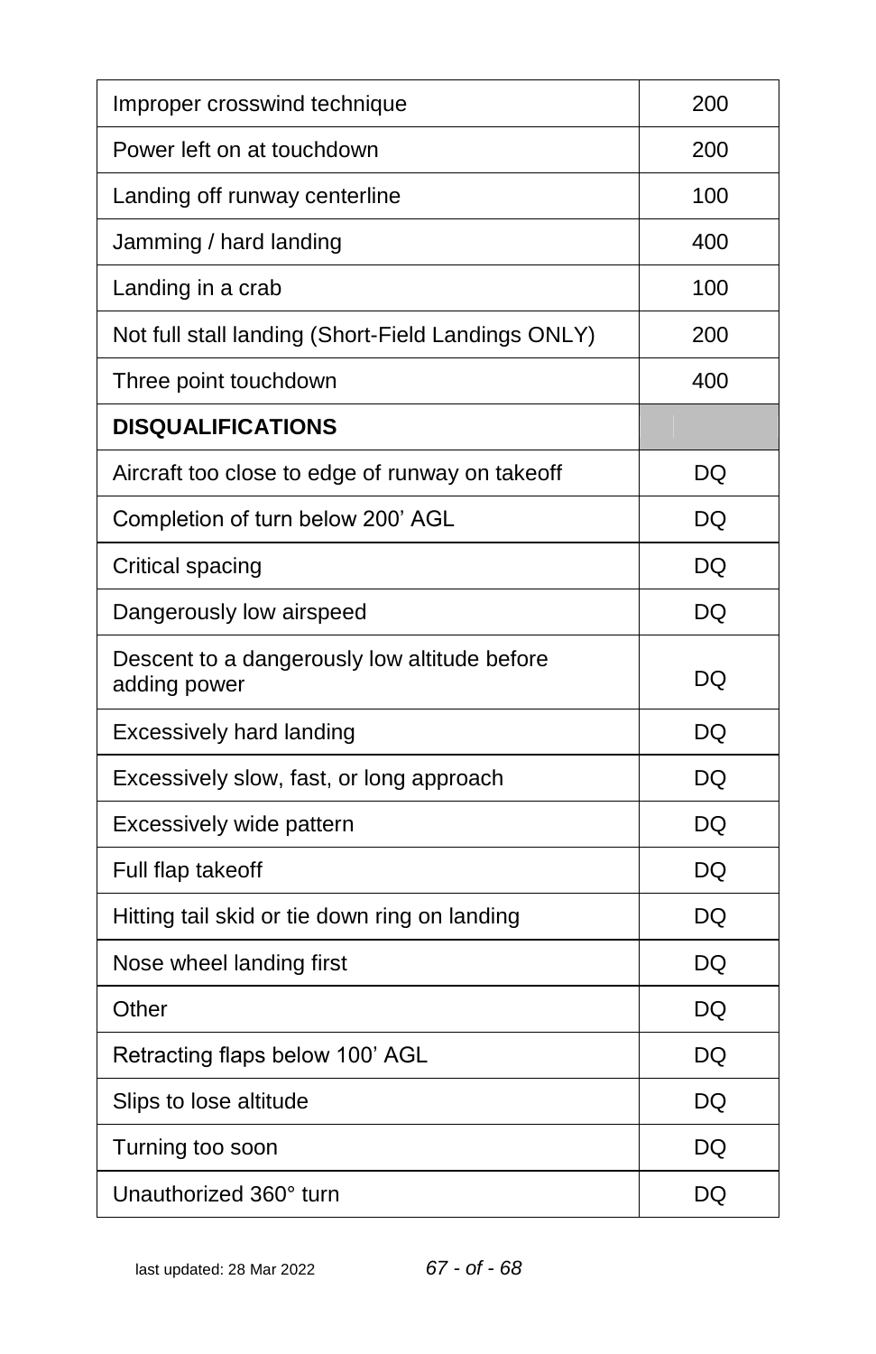| | |
|---|---|
| Improper crosswind technique | 200 |
| Power left on at touchdown | 200 |
| Landing off runway centerline | 100 |
| Jamming / hard landing | 400 |
| Landing in a crab | 100 |
| Not full stall landing (Short-Field Landings ONLY) | 200 |
| Three point touchdown | 400 |
| **DISQUALIFICATIONS** | |
| Aircraft too close to edge of runway on takeoff | DQ |
| Completion of turn below 200’ AGL | DQ |
| Critical spacing | DQ |
| Dangerously low airspeed | DQ |
| Descent to a dangerously low altitude before adding power | DQ |
| Excessively hard landing | DQ |
| Excessively slow, fast, or long approach | DQ |
| Excessively wide pattern | DQ |
| Full flap takeoff | DQ |
| Hitting tail skid or tie down ring on landing | DQ |
| Nose wheel landing first | DQ |
| Other | DQ |
| Retracting flaps below 100’ AGL | DQ |
| Slips to lose altitude | DQ |
| Turning too soon | DQ |
| Unauthorized 360° turn | DQ |

last updated: 28 Mar 2022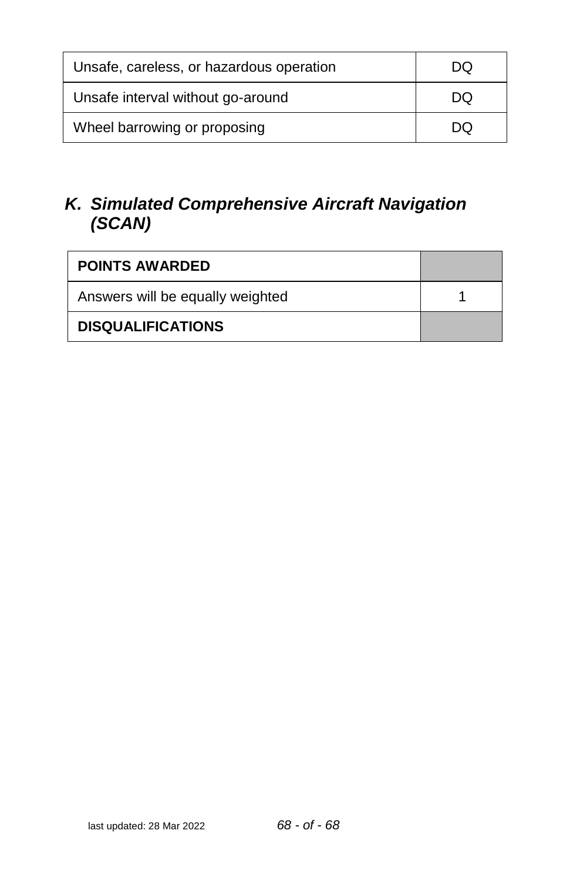| | |
|---|---|
| Unsafe, careless, or hazardous operation | DQ |
| Unsafe interval without go-around | DQ |
| Wheel barrowing or proposing | DQ |

## *K. Simulated Comprehensive Aircraft Navigation (SCAN)*

| **POINTS AWARDED** | |
|---|---|
| Answers will be equally weighted | 1 |
| **DISQUALIFICATIONS** | |